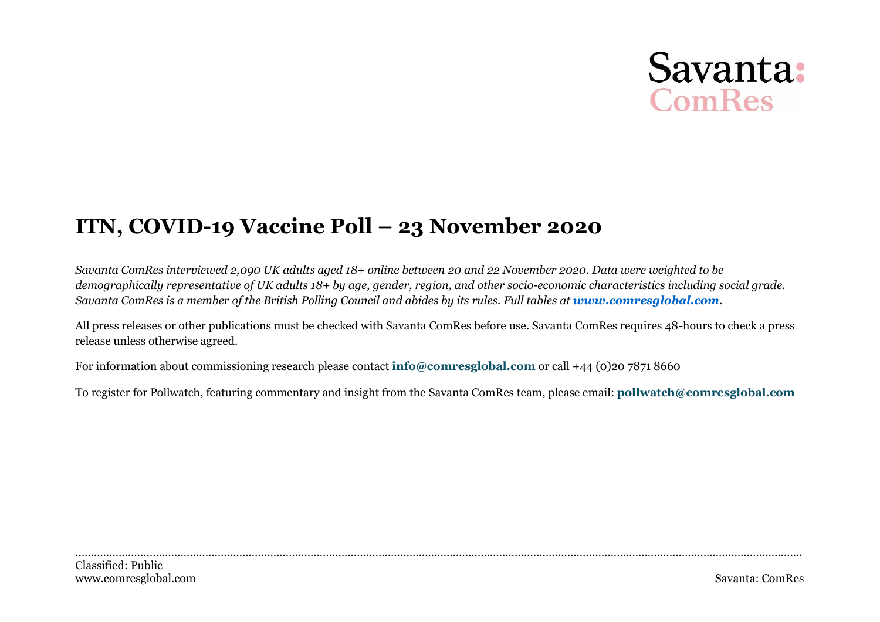Savanta: ComRes

# ITN, COVID-19 Vaccine Poll – 23 November 2020

*Savanta ComRes interviewed 2,090 UK adults aged 18+ online between 20 and 22 November 2020. Data were weighted to be demographically representative of UK adults 18+ by age, gender, region, and other socio-economic characteristics including social grade. Savanta ComRes is a member of the British Polling Council and abides by its rules. Full tables at* ***www.comresglobal.com****.*

All press releases or other publications must be checked with Savanta ComRes before use. Savanta ComRes requires 48-hours to check a press release unless otherwise agreed.

For information about commissioning research please contact **info@comresglobal.com** or call +44 (0)20 7871 8660

To register for Pollwatch, featuring commentary and insight from the Savanta ComRes team, please email: **pollwatch@comresglobal.com**

Classified: Public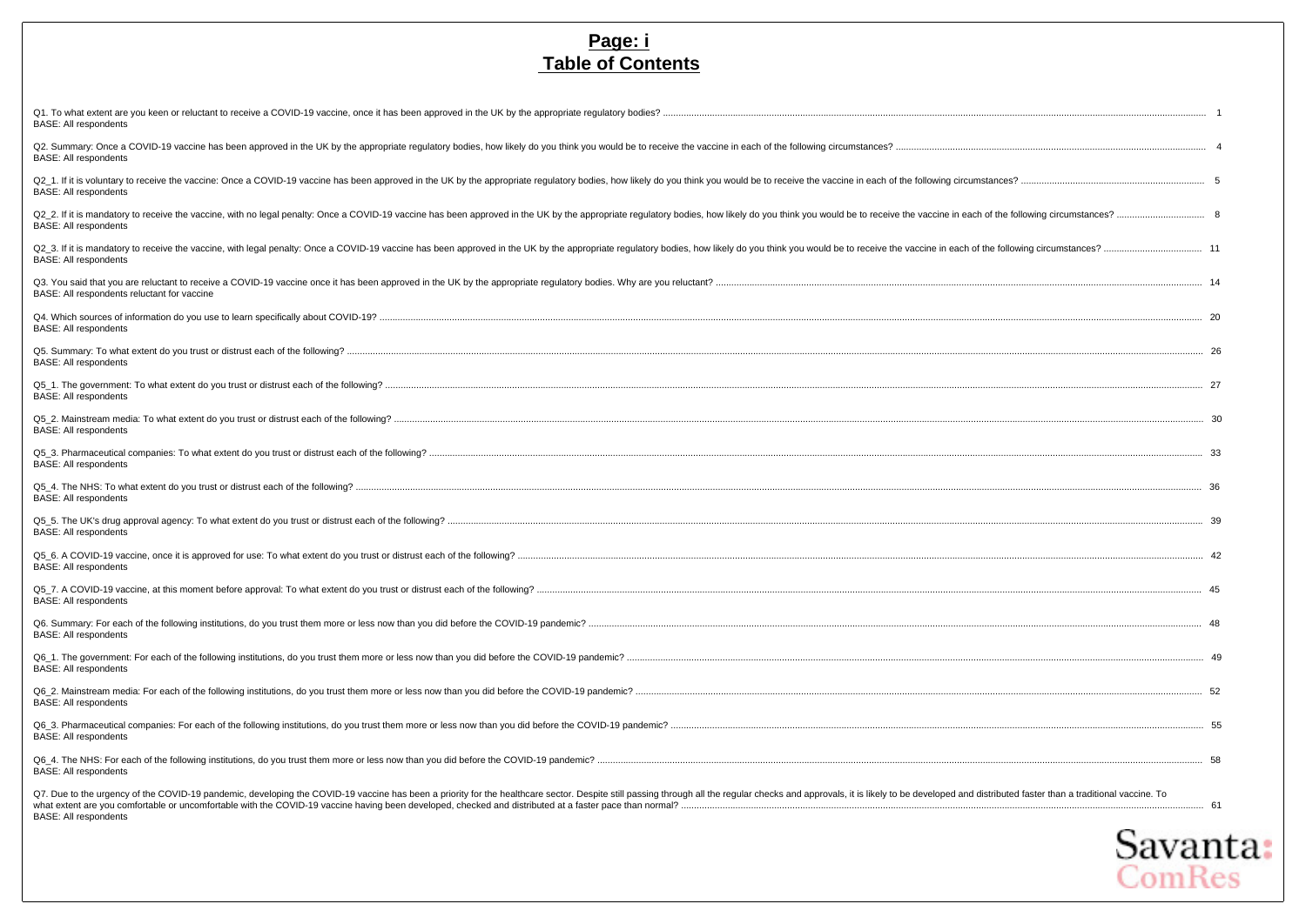## Page: i
## Table of Contents

Q1. To what extent are you keen or reluctant to receive a COVID-19 vaccine, once it has been approved in the UK by the appropriate regulatory bodies? ..... 1
BASE: All respondents

Q2. Summary: Once a COVID-19 vaccine has been approved in the UK by the appropriate regulatory bodies, how likely do you think you would be to receive the vaccine in each of the following circumstances? ..... 4
BASE: All respondents

Q2_1. If it is voluntary to receive the vaccine: Once a COVID-19 vaccine has been approved in the UK by the appropriate regulatory bodies, how likely do you think you would be to receive the vaccine in each of the following circumstances? ..... 5
BASE: All respondents

Q2_2. If it is mandatory to receive the vaccine, with no legal penalty: Once a COVID-19 vaccine has been approved in the UK by the appropriate regulatory bodies, how likely do you think you would be to receive the vaccine in each of the following circumstances? ..... 8
BASE: All respondents

Q2_3. If it is mandatory to receive the vaccine, with legal penalty: Once a COVID-19 vaccine has been approved in the UK by the appropriate regulatory bodies, how likely do you think you would be to receive the vaccine in each of the following circumstances? ..... 11
BASE: All respondents

Q3. You said that you are reluctant to receive a COVID-19 vaccine once it has been approved in the UK by the appropriate regulatory bodies. Why are you reluctant? ..... 14
BASE: All respondents reluctant for vaccine

Q4. Which sources of information do you use to learn specifically about COVID-19? ..... 20
BASE: All respondents

Q5. Summary: To what extent do you trust or distrust each of the following? ..... 26
BASE: All respondents

Q5_1. The government: To what extent do you trust or distrust each of the following? ..... 27
BASE: All respondents

Q5_2. Mainstream media: To what extent do you trust or distrust each of the following? ..... 30
BASE: All respondents

Q5_3. Pharmaceutical companies: To what extent do you trust or distrust each of the following? ..... 33
BASE: All respondents

Q5_4. The NHS: To what extent do you trust or distrust each of the following? ..... 36
BASE: All respondents

Q5_5. The UK's drug approval agency: To what extent do you trust or distrust each of the following? ..... 39
BASE: All respondents

Q5_6. A COVID-19 vaccine, once it is approved for use: To what extent do you trust or distrust each of the following? ..... 42
BASE: All respondents

Q5_7. A COVID-19 vaccine, at this moment before approval: To what extent do you trust or distrust each of the following? ..... 45
BASE: All respondents

Q6. Summary: For each of the following institutions, do you trust them more or less now than you did before the COVID-19 pandemic? ..... 48
BASE: All respondents

Q6_1. The government: For each of the following institutions, do you trust them more or less now than you did before the COVID-19 pandemic? ..... 49
BASE: All respondents

Q6_2. Mainstream media: For each of the following institutions, do you trust them more or less now than you did before the COVID-19 pandemic? ..... 52
BASE: All respondents

Q6_3. Pharmaceutical companies: For each of the following institutions, do you trust them more or less now than you did before the COVID-19 pandemic? ..... 55
BASE: All respondents

Q6_4. The NHS: For each of the following institutions, do you trust them more or less now than you did before the COVID-19 pandemic? ..... 58
BASE: All respondents

Q7. Due to the urgency of the COVID-19 pandemic, developing the COVID-19 vaccine has been a priority for the healthcare sector. Despite still passing through all the regular checks and approvals, it is likely to be developed and distributed faster than a traditional vaccine. To what extent are you comfortable or uncomfortable with the COVID-19 vaccine having been developed, checked and distributed at a faster pace than normal? ..... 61
BASE: All respondents

Savanta: ComRes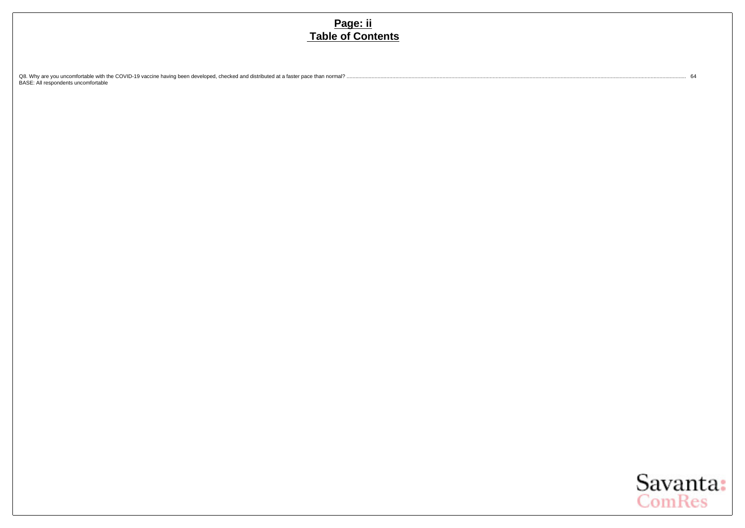# Page: ii
# Table of Contents

Q8. Why are you uncomfortable with the COVID-19 vaccine having been developed, checked and distributed at a faster pace than normal? ........ 64
BASE: All respondents uncomfortable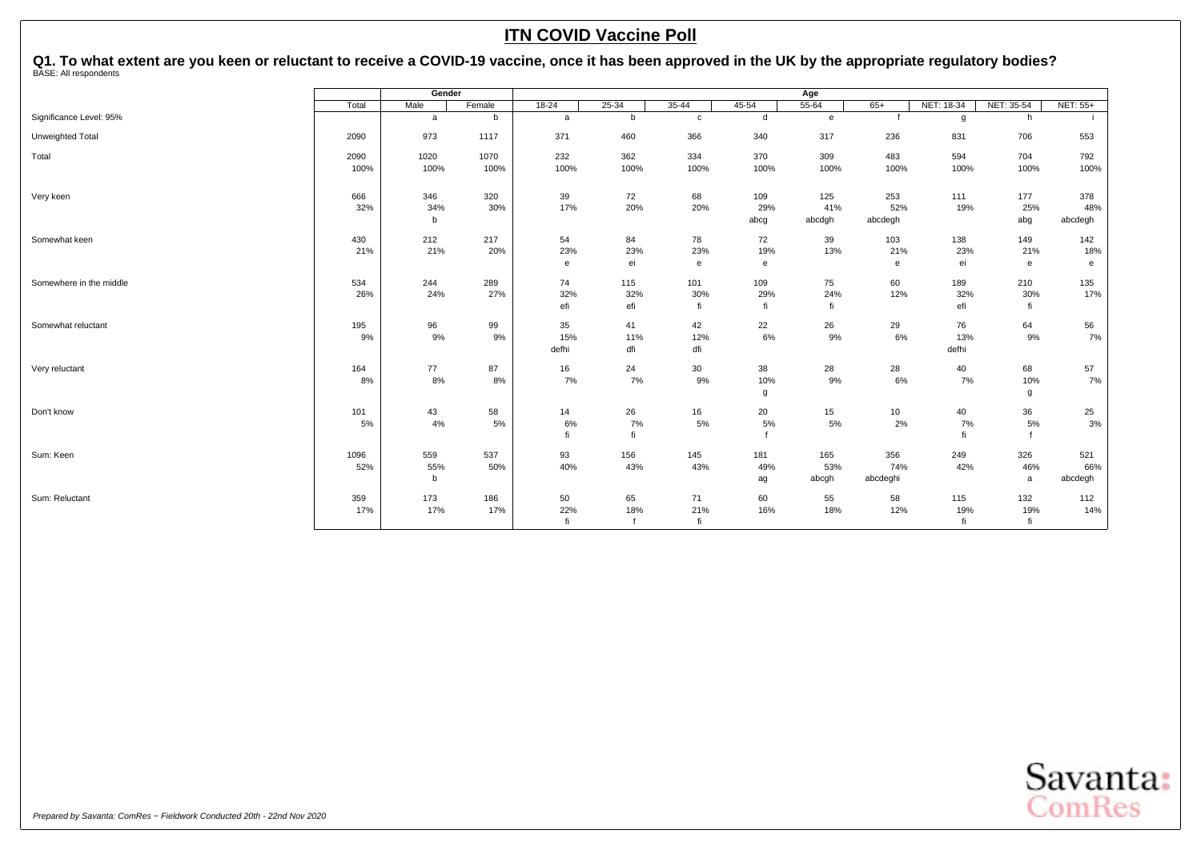# ITN COVID Vaccine Poll

## Q1. To what extent are you keen or reluctant to receive a COVID-19 vaccine, once it has been approved in the UK by the appropriate regulatory bodies?

BASE: All respondents

| | Total | Gender | | Age | | | | | | | | |
|---|---|---|---|---|---|---|---|---|---|---|---|---|
| | | Male | Female | 18-24 | 25-34 | 35-44 | 45-54 | 55-64 | 65+ | NET: 18-34 | NET: 35-54 | NET: 55+ |
| Significance Level: 95% | | a | b | a | b | c | d | e | f | g | h | i |
| Unweighted Total | 2090 | 973 | 1117 | 371 | 460 | 366 | 340 | 317 | 236 | 831 | 706 | 553 |
| Total | 2090 | 1020 | 1070 | 232 | 362 | 334 | 370 | 309 | 483 | 594 | 704 | 792 |
| | 100% | 100% | 100% | 100% | 100% | 100% | 100% | 100% | 100% | 100% | 100% | 100% |
| Very keen | 666 | 346 | 320 | 39 | 72 | 68 | 109 | 125 | 253 | 111 | 177 | 378 |
| | 32% | 34% | 30% | 17% | 20% | 20% | 29% | 41% | 52% | 19% | 25% | 48% |
| | | b | | | | | abcg | abcdgh | abcdegh | | abg | abcdegh |
| Somewhat keen | 430 | 212 | 217 | 54 | 84 | 78 | 72 | 39 | 103 | 138 | 149 | 142 |
| | 21% | 21% | 20% | 23% | 23% | 23% | 19% | 13% | 21% | 23% | 21% | 18% |
| | | | | e | ei | e | e | | e | ei | e | e |
| Somewhere in the middle | 534 | 244 | 289 | 74 | 115 | 101 | 109 | 75 | 60 | 189 | 210 | 135 |
| | 26% | 24% | 27% | 32% | 32% | 30% | 29% | 24% | 12% | 32% | 30% | 17% |
| | | | | efi | efi | fi | fi | fi | | efi | fi | |
| Somewhat reluctant | 195 | 96 | 99 | 35 | 41 | 42 | 22 | 26 | 29 | 76 | 64 | 56 |
| | 9% | 9% | 9% | 15% | 11% | 12% | 6% | 9% | 6% | 13% | 9% | 7% |
| | | | | defhi | dfi | dfi | | | | defhi | | |
| Very reluctant | 164 | 77 | 87 | 16 | 24 | 30 | 38 | 28 | 28 | 40 | 68 | 57 |
| | 8% | 8% | 8% | 7% | 7% | 9% | 10% | 9% | 6% | 7% | 10% | 7% |
| | | | | | | | g | | | | g | |
| Don't know | 101 | 43 | 58 | 14 | 26 | 16 | 20 | 15 | 10 | 40 | 36 | 25 |
| | 5% | 4% | 5% | 6% | 7% | 5% | 5% | 5% | 2% | 7% | 5% | 3% |
| | | | | fi | fi | | f | | | fi | f | |
| Sum: Keen | 1096 | 559 | 537 | 93 | 156 | 145 | 181 | 165 | 356 | 249 | 326 | 521 |
| | 52% | 55% | 50% | 40% | 43% | 43% | 49% | 53% | 74% | 42% | 46% | 66% |
| | | b | | | | | ag | abcgh | abcdeghi | | a | abcdegh |
| Sum: Reluctant | 359 | 173 | 186 | 50 | 65 | 71 | 60 | 55 | 58 | 115 | 132 | 112 |
| | 17% | 17% | 17% | 22% | 18% | 21% | 16% | 18% | 12% | 19% | 19% | 14% |
| | | | | fi | f | fi | | | | fi | fi | |

*Prepared by Savanta: ComRes – Fieldwork Conducted 20th - 22nd Nov 2020*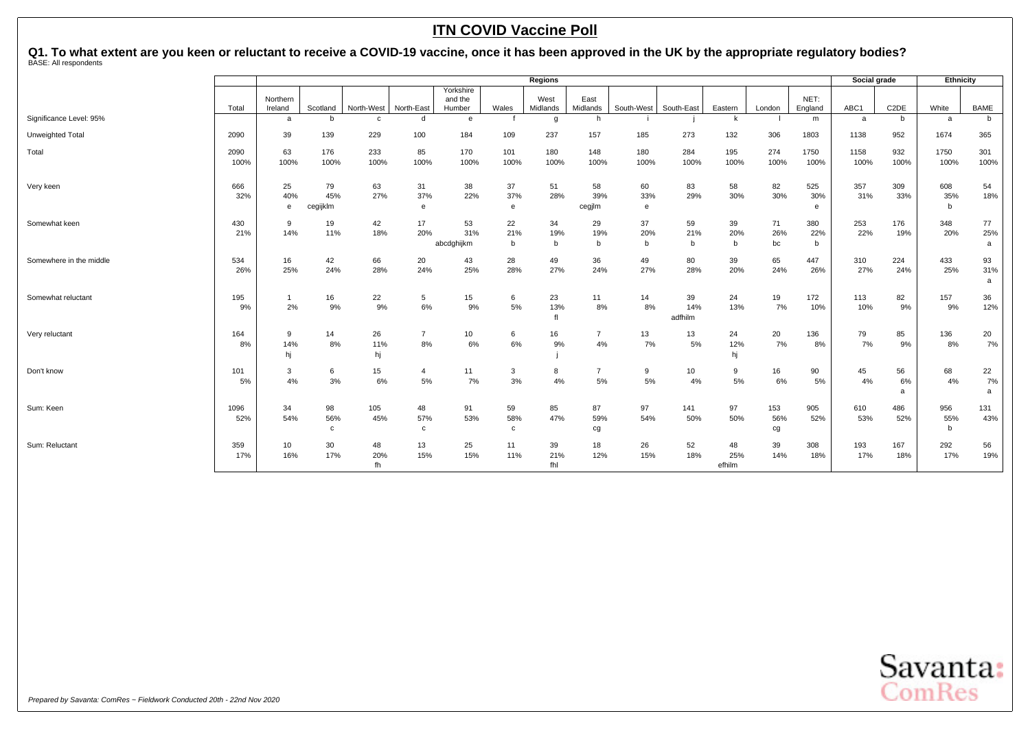# ITN COVID Vaccine Poll

## Q1. To what extent are you keen or reluctant to receive a COVID-19 vaccine, once it has been approved in the UK by the appropriate regulatory bodies?

BASE: All respondents

| | | Regions | | | | | | | | | | | | | | Social grade | | Ethnicity | |
|---|---|---|---|---|---|---|---|---|---|---|---|---|---|---|---|---|---|---|---|
| | Total | Northern Ireland | Scotland | North-West | North-East | Yorkshire and the Humber | Wales | West Midlands | East Midlands | South-West | South-East | Eastern | London | NET: England | ABC1 | C2DE | White | BAME |
| Significance Level: 95% | | a | b | c | d | e | f | g | h | i | j | k | l | m | a | b | a | b |
| Unweighted Total | 2090 | 39 | 139 | 229 | 100 | 184 | 109 | 237 | 157 | 185 | 273 | 132 | 306 | 1803 | 1138 | 952 | 1674 | 365 |
| Total | 2090<br>100% | 63<br>100% | 176<br>100% | 233<br>100% | 85<br>100% | 170<br>100% | 101<br>100% | 180<br>100% | 148<br>100% | 180<br>100% | 284<br>100% | 195<br>100% | 274<br>100% | 1750<br>100% | 1158<br>100% | 932<br>100% | 1750<br>100% | 301<br>100% |
| Very keen | 666<br>32% | 25<br>40%<br>e | 79<br>45%<br>cegijklm | 63<br>27% | 31<br>37%<br>e | 38<br>22% | 37<br>37%<br>e | 51<br>28% | 58<br>39%<br>cegjlm | 60<br>33%<br>e | 83<br>29% | 58<br>30% | 82<br>30% | 525<br>30%<br>e | 357<br>31% | 309<br>33% | 608<br>35%<br>b | 54<br>18% |
| Somewhat keen | 430<br>21% | 9<br>14% | 19<br>11% | 42<br>18% | 17<br>20% | 53<br>31%<br>abcdghijkm | 22<br>21%<br>b | 34<br>19%<br>b | 29<br>19%<br>b | 37<br>20%<br>b | 59<br>21%<br>b | 39<br>20%<br>b | 71<br>26%<br>bc | 380<br>22%<br>b | 253<br>22% | 176<br>19% | 348<br>20% | 77<br>25%<br>a |
| Somewhere in the middle | 534<br>26% | 16<br>25% | 42<br>24% | 66<br>28% | 20<br>24% | 43<br>25% | 28<br>28% | 49<br>27% | 36<br>24% | 49<br>27% | 80<br>28% | 39<br>20% | 65<br>24% | 447<br>26% | 310<br>27% | 224<br>24% | 433<br>25% | 93<br>31%<br>a |
| Somewhat reluctant | 195<br>9% | 1<br>2% | 16<br>9% | 22<br>9% | 5<br>6% | 15<br>9% | 6<br>5% | 23<br>13%<br>fl | 11<br>8% | 14<br>8% | 39<br>14%<br>adfhilm | 24<br>13% | 19<br>7% | 172<br>10% | 113<br>10% | 82<br>9% | 157<br>9% | 36<br>12% |
| Very reluctant | 164<br>8% | 9<br>14%<br>hj | 14<br>8% | 26<br>11%<br>hj | 7<br>8% | 10<br>6% | 6<br>6% | 16<br>9%<br>j | 7<br>4% | 13<br>7% | 13<br>5% | 24<br>12%<br>hj | 20<br>7% | 136<br>8% | 79<br>7% | 85<br>9% | 136<br>8% | 20<br>7% |
| Don't know | 101<br>5% | 3<br>4% | 6<br>3% | 15<br>6% | 4<br>5% | 11<br>7% | 3<br>3% | 8<br>4% | 7<br>5% | 9<br>5% | 10<br>4% | 9<br>5% | 16<br>6% | 90<br>5% | 45<br>4% | 56<br>6%<br>a | 68<br>4% | 22<br>7%<br>a |
| Sum: Keen | 1096<br>52% | 34<br>54% | 98<br>56%<br>c | 105<br>45% | 48<br>57%<br>c | 91<br>53% | 59<br>58%<br>c | 85<br>47% | 87<br>59%<br>cg | 97<br>54% | 141<br>50% | 97<br>50% | 153<br>56%<br>cg | 905<br>52% | 610<br>53% | 486<br>52% | 956<br>55%<br>b | 131<br>43% |
| Sum: Reluctant | 359<br>17% | 10<br>16% | 30<br>17% | 48<br>20%<br>fh | 13<br>15% | 25<br>15% | 11<br>11% | 39<br>21%<br>fhl | 18<br>12% | 26<br>15% | 52<br>18% | 48<br>25%<br>efhilm | 39<br>14% | 308<br>18% | 193<br>17% | 167<br>18% | 292<br>17% | 56<br>19% |

*Prepared by Savanta: ComRes – Fieldwork Conducted 20th - 22nd Nov 2020*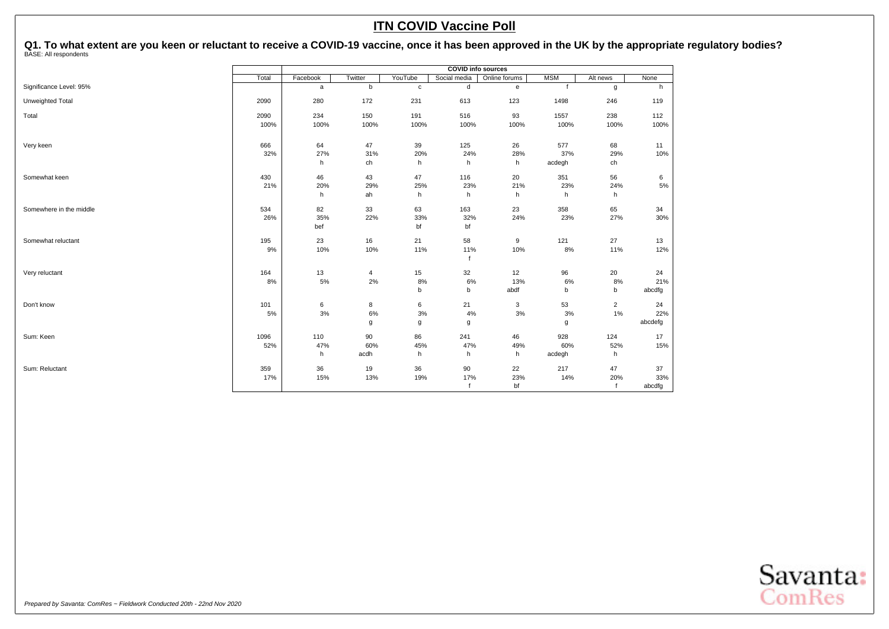# ITN COVID Vaccine Poll

**Q1. To what extent are you keen or reluctant to receive a COVID-19 vaccine, once it has been approved in the UK by the appropriate regulatory bodies?**
BASE: All respondents

| | | COVID info sources | | | | | | | |
|---|---|---|---|---|---|---|---|---|---|
| | Total | Facebook | Twitter | YouTube | Social media | Online forums | MSM | Alt news | None |
| Significance Level: 95% | | a | b | c | d | e | f | g | h |
| Unweighted Total | 2090 | 280 | 172 | 231 | 613 | 123 | 1498 | 246 | 119 |
| Total | 2090 | 234 | 150 | 191 | 516 | 93 | 1557 | 238 | 112 |
| | 100% | 100% | 100% | 100% | 100% | 100% | 100% | 100% | 100% |
| Very keen | 666 | 64 | 47 | 39 | 125 | 26 | 577 | 68 | 11 |
| | 32% | 27% | 31% | 20% | 24% | 28% | 37% | 29% | 10% |
| | | h | ch | h | h | h | acdegh | ch | |
| Somewhat keen | 430 | 46 | 43 | 47 | 116 | 20 | 351 | 56 | 6 |
| | 21% | 20% | 29% | 25% | 23% | 21% | 23% | 24% | 5% |
| | | h | ah | h | h | h | h | h | |
| Somewhere in the middle | 534 | 82 | 33 | 63 | 163 | 23 | 358 | 65 | 34 |
| | 26% | 35% | 22% | 33% | 32% | 24% | 23% | 27% | 30% |
| | | bef | | bf | bf | | | | |
| Somewhat reluctant | 195 | 23 | 16 | 21 | 58 | 9 | 121 | 27 | 13 |
| | 9% | 10% | 10% | 11% | 11% | 10% | 8% | 11% | 12% |
| | | | | | f | | | | |
| Very reluctant | 164 | 13 | 4 | 15 | 32 | 12 | 96 | 20 | 24 |
| | 8% | 5% | 2% | 8% | 6% | 13% | 6% | 8% | 21% |
| | | | | b | b | abdf | b | b | abcdfg |
| Don't know | 101 | 6 | 8 | 6 | 21 | 3 | 53 | 2 | 24 |
| | 5% | 3% | 6% | 3% | 4% | 3% | 3% | 1% | 22% |
| | | | g | g | g | | g | | abcdefg |
| Sum: Keen | 1096 | 110 | 90 | 86 | 241 | 46 | 928 | 124 | 17 |
| | 52% | 47% | 60% | 45% | 47% | 49% | 60% | 52% | 15% |
| | | h | acdh | h | h | h | acdegh | h | |
| Sum: Reluctant | 359 | 36 | 19 | 36 | 90 | 22 | 217 | 47 | 37 |
| | 17% | 15% | 13% | 19% | 17% | 23% | 14% | 20% | 33% |
| | | | | | f | bf | | f | abcdfg |

*Prepared by Savanta: ComRes – Fieldwork Conducted 20th - 22nd Nov 2020*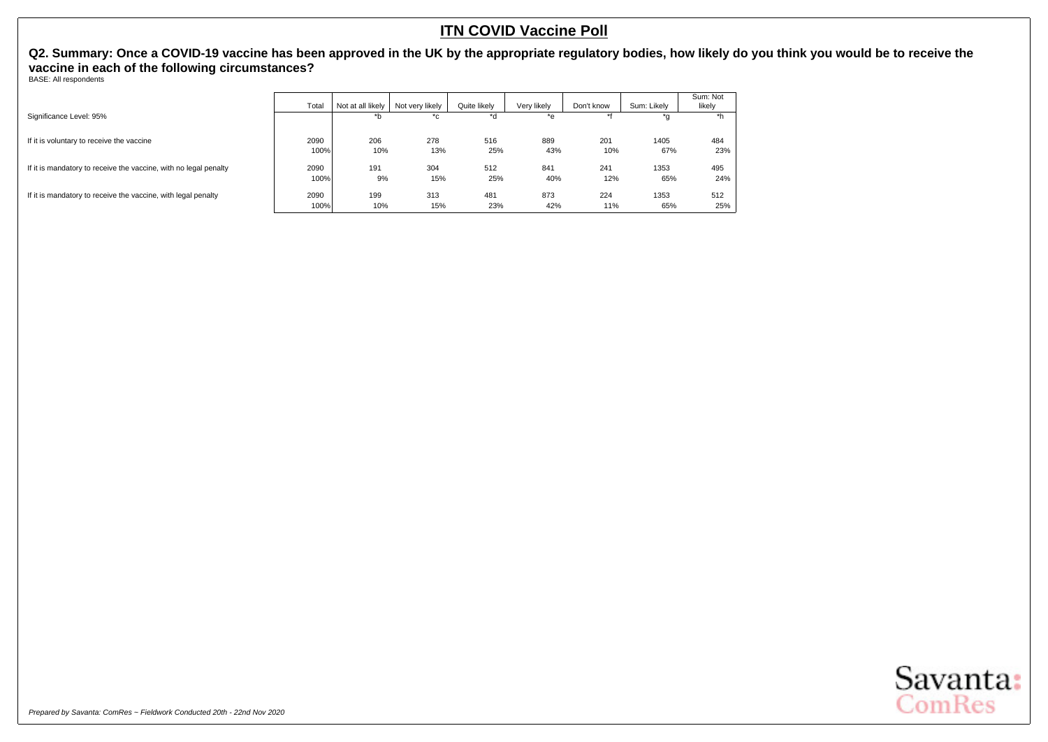# ITN COVID Vaccine Poll

**Q2. Summary: Once a COVID-19 vaccine has been approved in the UK by the appropriate regulatory bodies, how likely do you think you would be to receive the vaccine in each of the following circumstances?**

BASE: All respondents

| | Total | Not at all likely | Not very likely | Quite likely | Very likely | Don't know | Sum: Likely | Sum: Not likely |
|---|---|---|---|---|---|---|---|---|
| Significance Level: 95% | | *b | *c | *d | *e | *f | *g | *h |
| If it is voluntary to receive the vaccine | 2090 | 206 | 278 | 516 | 889 | 201 | 1405 | 484 |
| | 100% | 10% | 13% | 25% | 43% | 10% | 67% | 23% |
| If it is mandatory to receive the vaccine, with no legal penalty | 2090 | 191 | 304 | 512 | 841 | 241 | 1353 | 495 |
| | 100% | 9% | 15% | 25% | 40% | 12% | 65% | 24% |
| If it is mandatory to receive the vaccine, with legal penalty | 2090 | 199 | 313 | 481 | 873 | 224 | 1353 | 512 |
| | 100% | 10% | 15% | 23% | 42% | 11% | 65% | 25% |

*Prepared by Savanta: ComRes – Fieldwork Conducted 20th - 22nd Nov 2020*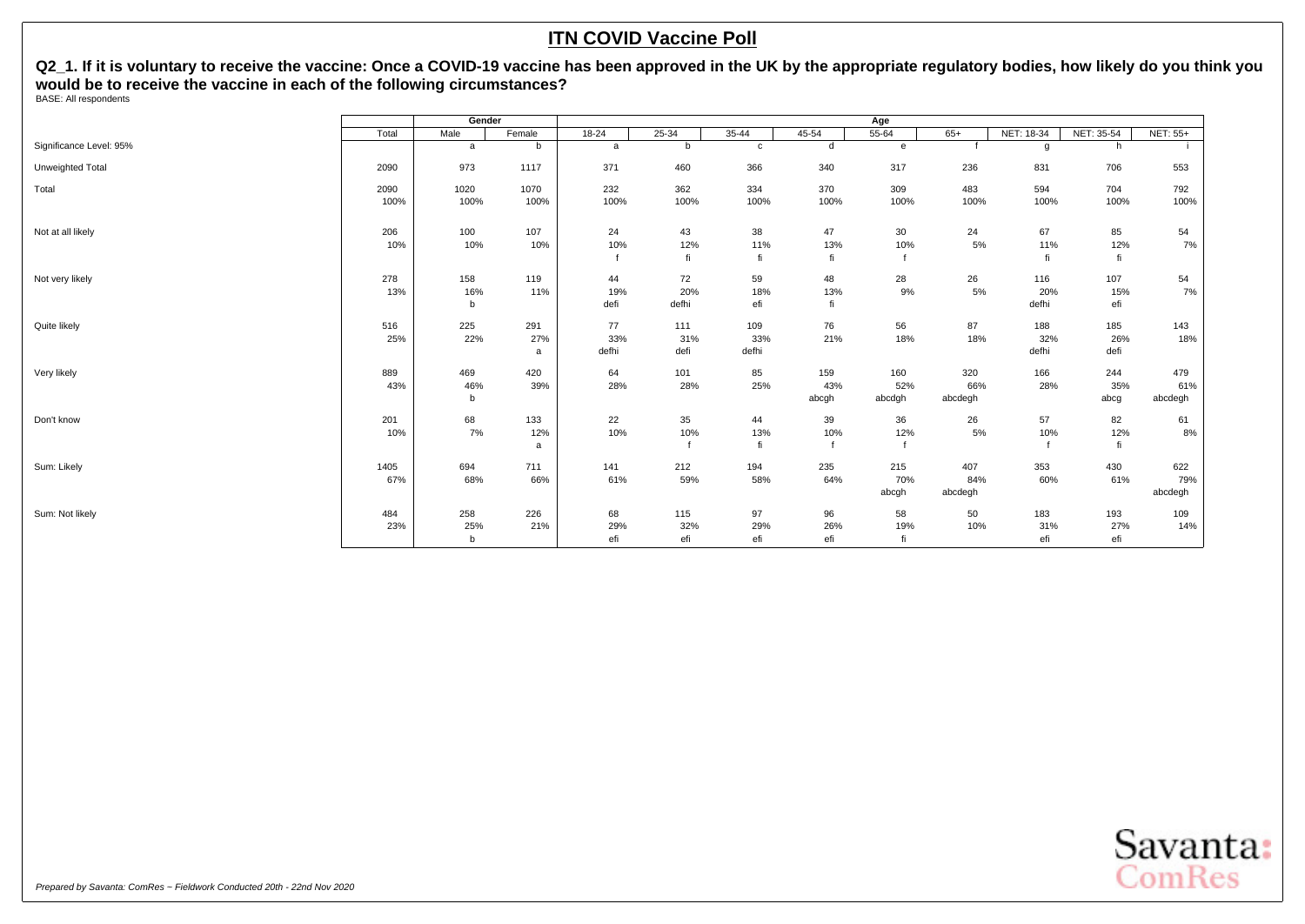# ITN COVID Vaccine Poll

**Q2_1. If it is voluntary to receive the vaccine: Once a COVID-19 vaccine has been approved in the UK by the appropriate regulatory bodies, how likely do you think you would be to receive the vaccine in each of the following circumstances?**

BASE: All respondents

| | Total | Gender | | Age | | | | | | | | |
|---|---|---|---|---|---|---|---|---|---|---|---|---|
| | | Male | Female | 18-24 | 25-34 | 35-44 | 45-54 | 55-64 | 65+ | NET: 18-34 | NET: 35-54 | NET: 55+ |
| Significance Level: 95% | | a | b | a | b | c | d | e | f | g | h | i |
| Unweighted Total | 2090 | 973 | 1117 | 371 | 460 | 366 | 340 | 317 | 236 | 831 | 706 | 553 |
| Total | 2090 | 1020 | 1070 | 232 | 362 | 334 | 370 | 309 | 483 | 594 | 704 | 792 |
| | 100% | 100% | 100% | 100% | 100% | 100% | 100% | 100% | 100% | 100% | 100% | 100% |
| Not at all likely | 206 | 100 | 107 | 24 | 43 | 38 | 47 | 30 | 24 | 67 | 85 | 54 |
| | 10% | 10% | 10% | 10% | 12% | 11% | 13% | 10% | 5% | 11% | 12% | 7% |
| | | | | f | fi | fi | fi | f | | fi | fi | |
| Not very likely | 278 | 158 | 119 | 44 | 72 | 59 | 48 | 28 | 26 | 116 | 107 | 54 |
| | 13% | 16% | 11% | 19% | 20% | 18% | 13% | 9% | 5% | 20% | 15% | 7% |
| | | b | | defi | defhi | efi | fi | | | defhi | efi | |
| Quite likely | 516 | 225 | 291 | 77 | 111 | 109 | 76 | 56 | 87 | 188 | 185 | 143 |
| | 25% | 22% | 27% | 33% | 31% | 33% | 21% | 18% | 18% | 32% | 26% | 18% |
| | | | a | defhi | defi | defhi | | | | defhi | defi | |
| Very likely | 889 | 469 | 420 | 64 | 101 | 85 | 159 | 160 | 320 | 166 | 244 | 479 |
| | 43% | 46% | 39% | 28% | 28% | 25% | 43% | 52% | 66% | 28% | 35% | 61% |
| | | b | | | | | abcgh | abcdgh | abcdegh | | abcg | abcdegh |
| Don't know | 201 | 68 | 133 | 22 | 35 | 44 | 39 | 36 | 26 | 57 | 82 | 61 |
| | 10% | 7% | 12% | 10% | 10% | 13% | 10% | 12% | 5% | 10% | 12% | 8% |
| | | | a | | f | fi | f | f | | f | fi | |
| Sum: Likely | 1405 | 694 | 711 | 141 | 212 | 194 | 235 | 215 | 407 | 353 | 430 | 622 |
| | 67% | 68% | 66% | 61% | 59% | 58% | 64% | 70% | 84% | 60% | 61% | 79% |
| | | | | | | | | abcgh | abcdegh | | | abcdegh |
| Sum: Not likely | 484 | 258 | 226 | 68 | 115 | 97 | 96 | 58 | 50 | 183 | 193 | 109 |
| | 23% | 25% | 21% | 29% | 32% | 29% | 26% | 19% | 10% | 31% | 27% | 14% |
| | | b | | efi | efi | efi | efi | fi | | efi | efi | |

*Prepared by Savanta: ComRes – Fieldwork Conducted 20th - 22nd Nov 2020*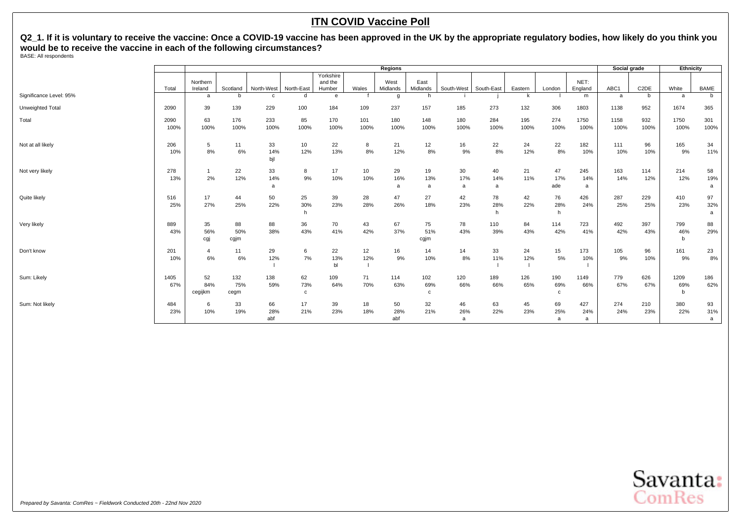# ITN COVID Vaccine Poll

**Q2_1. If it is voluntary to receive the vaccine: Once a COVID-19 vaccine has been approved in the UK by the appropriate regulatory bodies, how likely do you think you would be to receive the vaccine in each of the following circumstances?**

BASE: All respondents

| | | Regions | | | | | | | | | | | | | Social grade | | Ethnicity | |
|---|---|---|---|---|---|---|---|---|---|---|---|---|---|---|---|---|---|---|
| | Total | Northern Ireland | Scotland | North-West | North-East | Yorkshire and the Humber | Wales | West Midlands | East Midlands | South-West | South-East | Eastern | London | NET: England | ABC1 | C2DE | White | BAME |
| Significance Level: 95% | | a | b | c | d | e | f | g | h | i | j | k | l | m | a | b | a | b |
| Unweighted Total | 2090 | 39 | 139 | 229 | 100 | 184 | 109 | 237 | 157 | 185 | 273 | 132 | 306 | 1803 | 1138 | 952 | 1674 | 365 |
| Total | 2090<br>100% | 63<br>100% | 176<br>100% | 233<br>100% | 85<br>100% | 170<br>100% | 101<br>100% | 180<br>100% | 148<br>100% | 180<br>100% | 284<br>100% | 195<br>100% | 274<br>100% | 1750<br>100% | 1158<br>100% | 932<br>100% | 1750<br>100% | 301<br>100% |
| Not at all likely | 206<br>10% | 5<br>8% | 11<br>6% | 33<br>14%<br>bjl | 10<br>12% | 22<br>13% | 8<br>8% | 21<br>12% | 12<br>8% | 16<br>9% | 22<br>8% | 24<br>12% | 22<br>8% | 182<br>10% | 111<br>10% | 96<br>10% | 165<br>9% | 34<br>11% |
| Not very likely | 278<br>13% | 1<br>2% | 22<br>12% | 33<br>14%<br>a | 8<br>9% | 17<br>10% | 10<br>10% | 29<br>16%<br>a | 19<br>13%<br>a | 30<br>17%<br>a | 40<br>14%<br>a | 21<br>11% | 47<br>17%<br>ade | 245<br>14%<br>a | 163<br>14% | 114<br>12% | 214<br>12% | 58<br>19%<br>a |
| Quite likely | 516<br>25% | 17<br>27% | 44<br>25% | 50<br>22% | 25<br>30%<br>h | 39<br>23% | 28<br>28% | 47<br>26% | 27<br>18% | 42<br>23% | 78<br>28%<br>h | 42<br>22% | 76<br>28%<br>h | 426<br>24% | 287<br>25% | 229<br>25% | 410<br>23% | 97<br>32%<br>a |
| Very likely | 889<br>43% | 35<br>56%<br>cgj | 88<br>50%<br>cgjm | 88<br>38% | 36<br>43% | 70<br>41% | 43<br>42% | 67<br>37% | 75<br>51%<br>cgjm | 78<br>43% | 110<br>39% | 84<br>43% | 114<br>42% | 723<br>41% | 492<br>42% | 397<br>43% | 799<br>46%<br>b | 88<br>29% |
| Don't know | 201<br>10% | 4<br>6% | 11<br>6% | 29<br>12%<br>l | 6<br>7% | 22<br>13%<br>bl | 12<br>12%<br>l | 16<br>9% | 14<br>10% | 14<br>8% | 33<br>11%<br>l | 24<br>12%<br>l | 15<br>5% | 173<br>10%<br>l | 105<br>9% | 96<br>10% | 161<br>9% | 23<br>8% |
| Sum: Likely | 1405<br>67% | 52<br>84%<br>cegijkm | 132<br>75%<br>cegm | 138<br>59% | 62<br>73%<br>c | 109<br>64% | 71<br>70% | 114<br>63% | 102<br>69%<br>c | 120<br>66% | 189<br>66% | 126<br>65% | 190<br>69%<br>c | 1149<br>66% | 779<br>67% | 626<br>67% | 1209<br>69%<br>b | 186<br>62% |
| Sum: Not likely | 484<br>23% | 6<br>10% | 33<br>19% | 66<br>28%<br>abf | 17<br>21% | 39<br>23% | 18<br>18% | 50<br>28%<br>abf | 32<br>21% | 46<br>26%<br>a | 63<br>22% | 45<br>23% | 69<br>25%<br>a | 427<br>24%<br>a | 274<br>24% | 210<br>23% | 380<br>22% | 93<br>31%<br>a |

*Prepared by Savanta: ComRes – Fieldwork Conducted 20th - 22nd Nov 2020*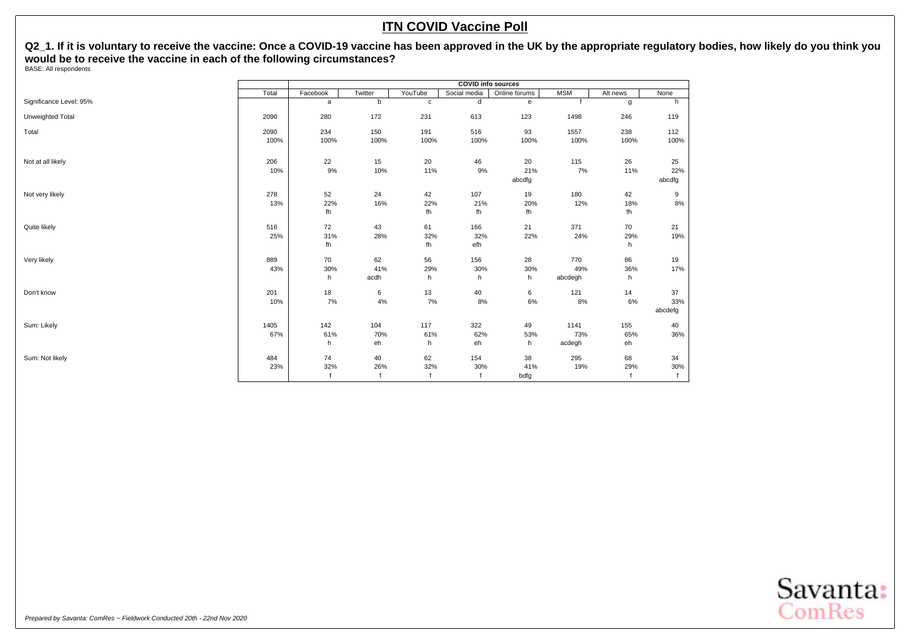# ITN COVID Vaccine Poll

**Q2_1. If it is voluntary to receive the vaccine: Once a COVID-19 vaccine has been approved in the UK by the appropriate regulatory bodies, how likely do you think you would be to receive the vaccine in each of the following circumstances?**

BASE: All respondents

| | Total | COVID info sources | | | | | | | |
|---|---|---|---|---|---|---|---|---|---|
| | | Facebook | Twitter | YouTube | Social media | Online forums | MSM | Alt news | None |
| Significance Level: 95% | | a | b | c | d | e | f | g | h |
| Unweighted Total | 2090 | 280 | 172 | 231 | 613 | 123 | 1498 | 246 | 119 |
| Total | 2090 | 234 | 150 | 191 | 516 | 93 | 1557 | 238 | 112 |
| | 100% | 100% | 100% | 100% | 100% | 100% | 100% | 100% | 100% |
| Not at all likely | 206 | 22 | 15 | 20 | 46 | 20 | 115 | 26 | 25 |
| | 10% | 9% | 10% | 11% | 9% | 21% | 7% | 11% | 22% |
| | | | | | | abcdfg | | | abcdfg |
| Not very likely | 278 | 52 | 24 | 42 | 107 | 19 | 180 | 42 | 9 |
| | 13% | 22% | 16% | 22% | 21% | 20% | 12% | 18% | 8% |
| | | fh | | fh | fh | fh | | fh | |
| Quite likely | 516 | 72 | 43 | 61 | 166 | 21 | 371 | 70 | 21 |
| | 25% | 31% | 28% | 32% | 32% | 22% | 24% | 29% | 19% |
| | | fh | | fh | efh | | | h | |
| Very likely | 889 | 70 | 62 | 56 | 156 | 28 | 770 | 86 | 19 |
| | 43% | 30% | 41% | 29% | 30% | 30% | 49% | 36% | 17% |
| | | h | acdh | h | h | h | abcdegh | h | |
| Don't know | 201 | 18 | 6 | 13 | 40 | 6 | 121 | 14 | 37 |
| | 10% | 7% | 4% | 7% | 8% | 6% | 8% | 6% | 33% |
| | | | | | | | | | abcdefg |
| Sum: Likely | 1405 | 142 | 104 | 117 | 322 | 49 | 1141 | 155 | 40 |
| | 67% | 61% | 70% | 61% | 62% | 53% | 73% | 65% | 36% |
| | | h | eh | h | eh | h | acdegh | eh | |
| Sum: Not likely | 484 | 74 | 40 | 62 | 154 | 38 | 295 | 68 | 34 |
| | 23% | 32% | 26% | 32% | 30% | 41% | 19% | 29% | 30% |
| | | f | f | f | f | bdfg | | f | f |

*Prepared by Savanta: ComRes – Fieldwork Conducted 20th - 22nd Nov 2020*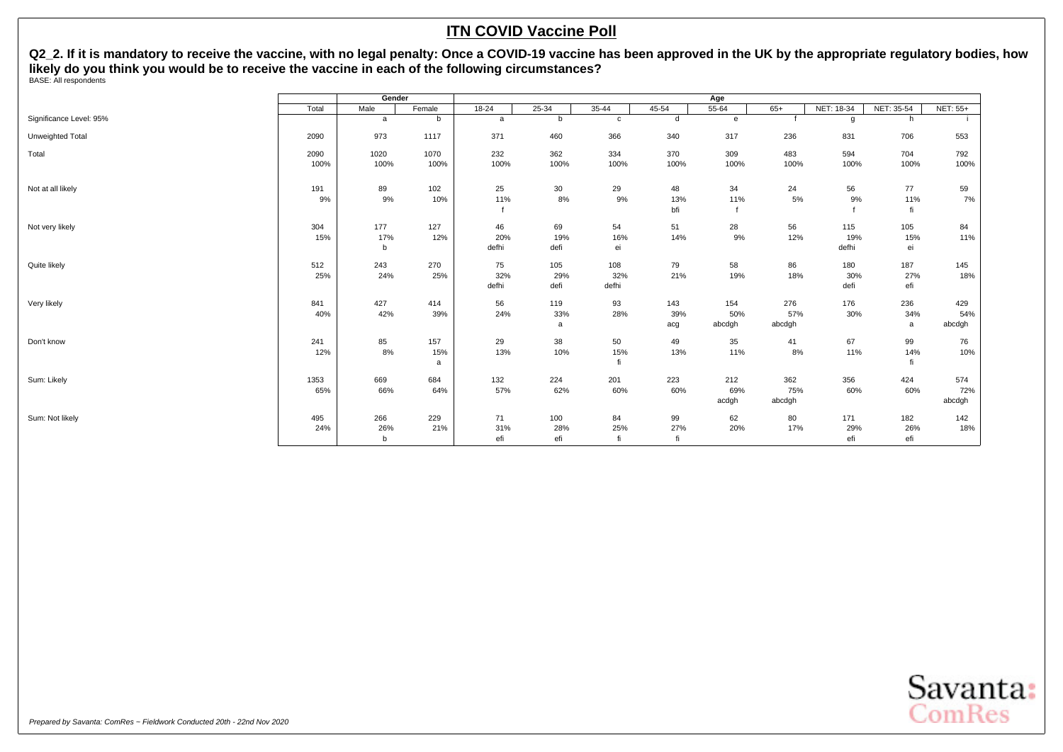# ITN COVID Vaccine Poll

**Q2_2. If it is mandatory to receive the vaccine, with no legal penalty: Once a COVID-19 vaccine has been approved in the UK by the appropriate regulatory bodies, how likely do you think you would be to receive the vaccine in each of the following circumstances?**

BASE: All respondents

| | | Gender | | Age | | | | | | | | |
|---|---|---|---|---|---|---|---|---|---|---|---|---|
| | Total | Male | Female | 18-24 | 25-34 | 35-44 | 45-54 | 55-64 | 65+ | NET: 18-34 | NET: 35-54 | NET: 55+ |
| Significance Level: 95% | | a | b | a | b | c | d | e | f | g | h | i |
| Unweighted Total | 2090 | 973 | 1117 | 371 | 460 | 366 | 340 | 317 | 236 | 831 | 706 | 553 |
| Total | 2090<br>100% | 1020<br>100% | 1070<br>100% | 232<br>100% | 362<br>100% | 334<br>100% | 370<br>100% | 309<br>100% | 483<br>100% | 594<br>100% | 704<br>100% | 792<br>100% |
| Not at all likely | 191<br>9% | 89<br>9% | 102<br>10% | 25<br>11%<br>f | 30<br>8% | 29<br>9% | 48<br>13%<br>bfi | 34<br>11%<br>f | 24<br>5% | 56<br>9%<br>f | 77<br>11%<br>fi | 59<br>7% |
| Not very likely | 304<br>15% | 177<br>17%<br>b | 127<br>12% | 46<br>20%<br>defhi | 69<br>19%<br>defi | 54<br>16%<br>ei | 51<br>14% | 28<br>9% | 56<br>12% | 115<br>19%<br>defhi | 105<br>15%<br>ei | 84<br>11% |
| Quite likely | 512<br>25% | 243<br>24% | 270<br>25% | 75<br>32%<br>defhi | 105<br>29%<br>defi | 108<br>32%<br>defhi | 79<br>21% | 58<br>19% | 86<br>18% | 180<br>30%<br>defi | 187<br>27%<br>efi | 145<br>18% |
| Very likely | 841<br>40% | 427<br>42% | 414<br>39% | 56<br>24% | 119<br>33%<br>a | 93<br>28% | 143<br>39%<br>acg | 154<br>50%<br>abcdgh | 276<br>57%<br>abcdgh | 176<br>30% | 236<br>34%<br>a | 429<br>54%<br>abcdgh |
| Don't know | 241<br>12% | 85<br>8% | 157<br>15%<br>a | 29<br>13% | 38<br>10% | 50<br>15%<br>fi | 49<br>13% | 35<br>11% | 41<br>8% | 67<br>11% | 99<br>14%<br>fi | 76<br>10% |
| Sum: Likely | 1353<br>65% | 669<br>66% | 684<br>64% | 132<br>57% | 224<br>62% | 201<br>60% | 223<br>60% | 212<br>69%<br>acdgh | 362<br>75%<br>abcdgh | 356<br>60% | 424<br>60% | 574<br>72%<br>abcdgh |
| Sum: Not likely | 495<br>24% | 266<br>26%<br>b | 229<br>21% | 71<br>31%<br>efi | 100<br>28%<br>efi | 84<br>25%<br>fi | 99<br>27%<br>fi | 62<br>20% | 80<br>17% | 171<br>29%<br>efi | 182<br>26%<br>efi | 142<br>18% |

*Prepared by Savanta: ComRes – Fieldwork Conducted 20th - 22nd Nov 2020*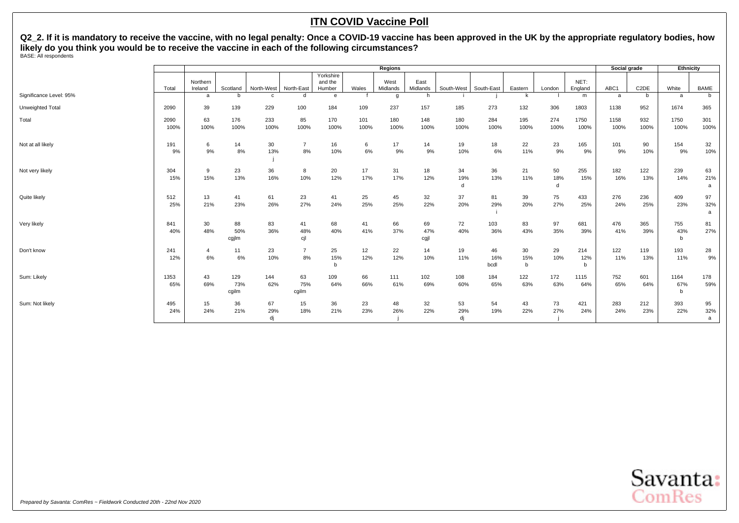# ITN COVID Vaccine Poll

**Q2_2. If it is mandatory to receive the vaccine, with no legal penalty: Once a COVID-19 vaccine has been approved in the UK by the appropriate regulatory bodies, how likely do you think you would be to receive the vaccine in each of the following circumstances?**

BASE: All respondents

| | | Regions | | | | | | | | | | | | | Social grade | | Ethnicity | |
|---|---|---|---|---|---|---|---|---|---|---|---|---|---|---|---|---|---|---|
| | Total | Northern Ireland | Scotland | North-West | North-East | Yorkshire and the Humber | Wales | West Midlands | East Midlands | South-West | South-East | Eastern | London | NET: England | ABC1 | C2DE | White | BAME |
| Significance Level: 95% | | a | b | c | d | e | f | g | h | i | j | k | l | m | a | b | a | b |
| Unweighted Total | 2090 | 39 | 139 | 229 | 100 | 184 | 109 | 237 | 157 | 185 | 273 | 132 | 306 | 1803 | 1138 | 952 | 1674 | 365 |
| Total | 2090<br>100% | 63<br>100% | 176<br>100% | 233<br>100% | 85<br>100% | 170<br>100% | 101<br>100% | 180<br>100% | 148<br>100% | 180<br>100% | 284<br>100% | 195<br>100% | 274<br>100% | 1750<br>100% | 1158<br>100% | 932<br>100% | 1750<br>100% | 301<br>100% |
| Not at all likely | 191<br>9% | 6<br>9% | 14<br>8% | 30<br>13%<br>j | 7<br>8% | 16<br>10% | 6<br>6% | 17<br>9% | 14<br>9% | 19<br>10% | 18<br>6% | 22<br>11% | 23<br>9% | 165<br>9% | 101<br>9% | 90<br>10% | 154<br>9% | 32<br>10% |
| Not very likely | 304<br>15% | 9<br>15% | 23<br>13% | 36<br>16% | 8<br>10% | 20<br>12% | 17<br>17% | 31<br>17% | 18<br>12% | 34<br>19%<br>d | 36<br>13% | 21<br>11% | 50<br>18%<br>d | 255<br>15% | 182<br>16% | 122<br>13% | 239<br>14% | 63<br>21%<br>a |
| Quite likely | 512<br>25% | 13<br>21% | 41<br>23% | 61<br>26% | 23<br>27% | 41<br>24% | 25<br>25% | 45<br>25% | 32<br>22% | 37<br>20% | 81<br>29%<br>i | 39<br>20% | 75<br>27% | 433<br>25% | 276<br>24% | 236<br>25% | 409<br>23% | 97<br>32%<br>a |
| Very likely | 841<br>40% | 30<br>48% | 88<br>50%<br>cgjlm | 83<br>36% | 41<br>48%<br>cjl | 68<br>40% | 41<br>41% | 66<br>37% | 69<br>47%<br>cgjl | 72<br>40% | 103<br>36% | 83<br>43% | 97<br>35% | 681<br>39% | 476<br>41% | 365<br>39% | 755<br>43%<br>b | 81<br>27% |
| Don't know | 241<br>12% | 4<br>6% | 11<br>6% | 23<br>10% | 7<br>8% | 25<br>15%<br>b | 12<br>12% | 22<br>12% | 14<br>10% | 19<br>11% | 46<br>16%<br>bcdl | 30<br>15%<br>b | 29<br>10% | 214<br>12%<br>b | 122<br>11% | 119<br>13% | 193<br>11% | 28<br>9% |
| Sum: Likely | 1353<br>65% | 43<br>69% | 129<br>73%<br>cgilm | 144<br>62% | 63<br>75%<br>cgilm | 109<br>64% | 66<br>66% | 111<br>61% | 102<br>69% | 108<br>60% | 184<br>65% | 122<br>63% | 172<br>63% | 1115<br>64% | 752<br>65% | 601<br>64% | 1164<br>67%<br>b | 178<br>59% |
| Sum: Not likely | 495<br>24% | 15<br>24% | 36<br>21% | 67<br>29%<br>dj | 15<br>18% | 36<br>21% | 23<br>23% | 48<br>26%<br>j | 32<br>22% | 53<br>29%<br>dj | 54<br>19% | 43<br>22% | 73<br>27%<br>j | 421<br>24% | 283<br>24% | 212<br>23% | 393<br>22% | 95<br>32%<br>a |

*Prepared by Savanta: ComRes – Fieldwork Conducted 20th - 22nd Nov 2020*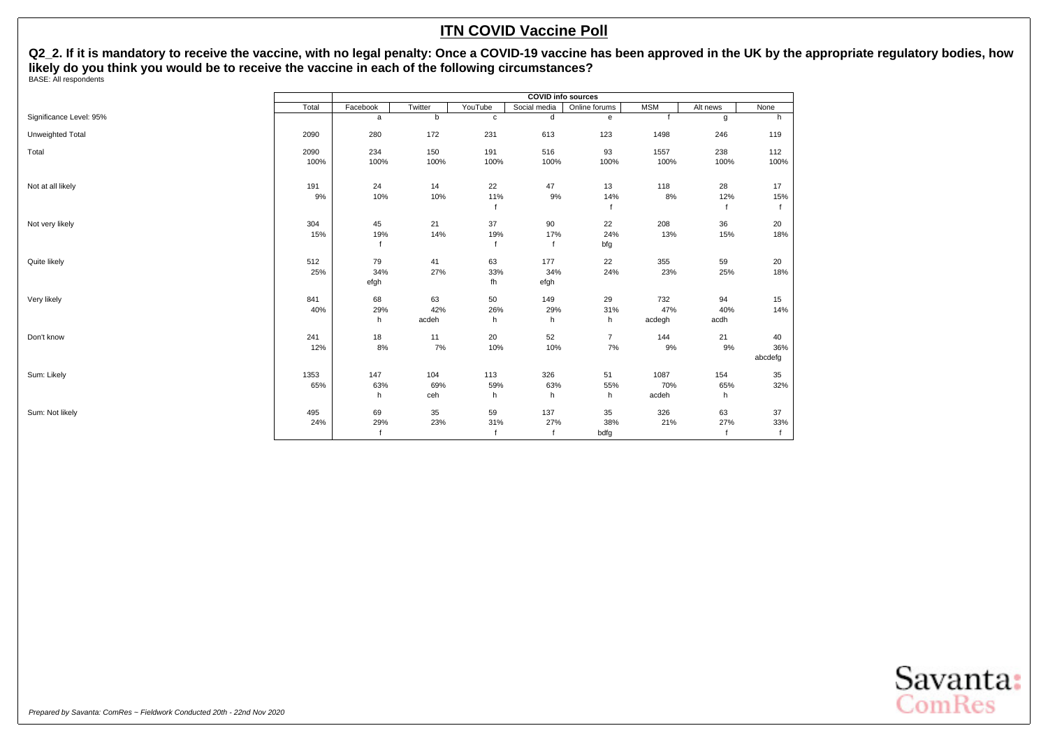# ITN COVID Vaccine Poll

**Q2_2. If it is mandatory to receive the vaccine, with no legal penalty: Once a COVID-19 vaccine has been approved in the UK by the appropriate regulatory bodies, how likely do you think you would be to receive the vaccine in each of the following circumstances?**

BASE: All respondents

| | | COVID info sources | | | | | | | |
|---|---|---|---|---|---|---|---|---|---|
| | Total | Facebook | Twitter | YouTube | Social media | Online forums | MSM | Alt news | None |
| Significance Level: 95% | | a | b | c | d | e | f | g | h |
| Unweighted Total | 2090 | 280 | 172 | 231 | 613 | 123 | 1498 | 246 | 119 |
| Total | 2090 | 234 | 150 | 191 | 516 | 93 | 1557 | 238 | 112 |
| | 100% | 100% | 100% | 100% | 100% | 100% | 100% | 100% | 100% |
| Not at all likely | 191 | 24 | 14 | 22 | 47 | 13 | 118 | 28 | 17 |
| | 9% | 10% | 10% | 11% | 9% | 14% | 8% | 12% | 15% |
| | | | | f | | f | | f | f |
| Not very likely | 304 | 45 | 21 | 37 | 90 | 22 | 208 | 36 | 20 |
| | 15% | 19% | 14% | 19% | 17% | 24% | 13% | 15% | 18% |
| | | f | | f | f | bfg | | | |
| Quite likely | 512 | 79 | 41 | 63 | 177 | 22 | 355 | 59 | 20 |
| | 25% | 34% | 27% | 33% | 34% | 24% | 23% | 25% | 18% |
| | | efgh | | fh | efgh | | | | |
| Very likely | 841 | 68 | 63 | 50 | 149 | 29 | 732 | 94 | 15 |
| | 40% | 29% | 42% | 26% | 29% | 31% | 47% | 40% | 14% |
| | | h | acdeh | h | h | h | acdegh | acdh | |
| Don't know | 241 | 18 | 11 | 20 | 52 | 7 | 144 | 21 | 40 |
| | 12% | 8% | 7% | 10% | 10% | 7% | 9% | 9% | 36% |
| | | | | | | | | | abcdefg |
| Sum: Likely | 1353 | 147 | 104 | 113 | 326 | 51 | 1087 | 154 | 35 |
| | 65% | 63% | 69% | 59% | 63% | 55% | 70% | 65% | 32% |
| | | h | ceh | h | h | h | acdeh | h | |
| Sum: Not likely | 495 | 69 | 35 | 59 | 137 | 35 | 326 | 63 | 37 |
| | 24% | 29% | 23% | 31% | 27% | 38% | 21% | 27% | 33% |
| | | f | | f | f | bdfg | | f | f |

*Prepared by Savanta: ComRes – Fieldwork Conducted 20th - 22nd Nov 2020*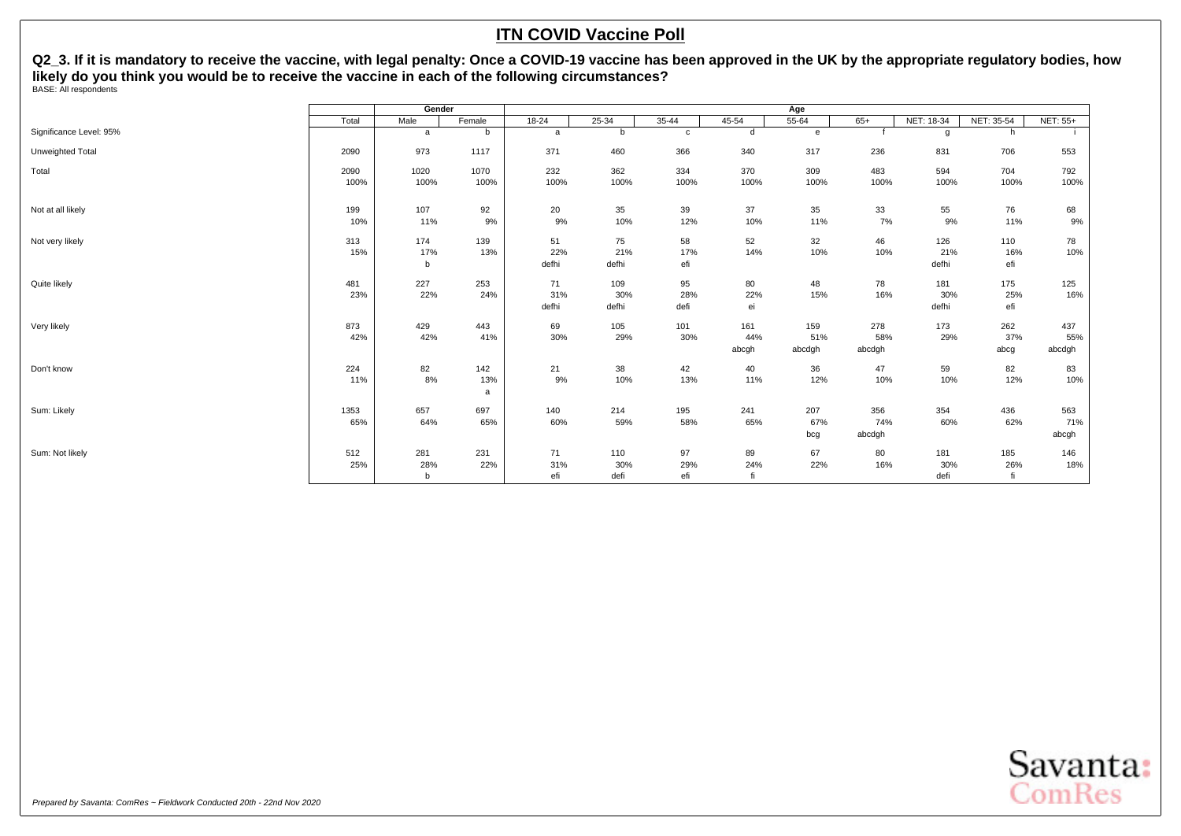# ITN COVID Vaccine Poll

**Q2_3. If it is mandatory to receive the vaccine, with legal penalty: Once a COVID-19 vaccine has been approved in the UK by the appropriate regulatory bodies, how likely do you think you would be to receive the vaccine in each of the following circumstances?**

BASE: All respondents

| | Total | Gender | | Age | | | | | | | | |
|---|---|---|---|---|---|---|---|---|---|---|---|---|
| | | Male | Female | 18-24 | 25-34 | 35-44 | 45-54 | 55-64 | 65+ | NET: 18-34 | NET: 35-54 | NET: 55+ |
| Significance Level: 95% | | a | b | a | b | c | d | e | f | g | h | i |
| Unweighted Total | 2090 | 973 | 1117 | 371 | 460 | 366 | 340 | 317 | 236 | 831 | 706 | 553 |
| Total | 2090 | 1020 | 1070 | 232 | 362 | 334 | 370 | 309 | 483 | 594 | 704 | 792 |
| | 100% | 100% | 100% | 100% | 100% | 100% | 100% | 100% | 100% | 100% | 100% | 100% |
| Not at all likely | 199 | 107 | 92 | 20 | 35 | 39 | 37 | 35 | 33 | 55 | 76 | 68 |
| | 10% | 11% | 9% | 9% | 10% | 12% | 10% | 11% | 7% | 9% | 11% | 9% |
| Not very likely | 313 | 174 | 139 | 51 | 75 | 58 | 52 | 32 | 46 | 126 | 110 | 78 |
| | 15% | 17% | 13% | 22% | 21% | 17% | 14% | 10% | 10% | 21% | 16% | 10% |
| | | b | | defhi | defhi | efi | | | | defhi | efi | |
| Quite likely | 481 | 227 | 253 | 71 | 109 | 95 | 80 | 48 | 78 | 181 | 175 | 125 |
| | 23% | 22% | 24% | 31% | 30% | 28% | 22% | 15% | 16% | 30% | 25% | 16% |
| | | | | defhi | defhi | defi | ei | | | defhi | efi | |
| Very likely | 873 | 429 | 443 | 69 | 105 | 101 | 161 | 159 | 278 | 173 | 262 | 437 |
| | 42% | 42% | 41% | 30% | 29% | 30% | 44% | 51% | 58% | 29% | 37% | 55% |
| | | | | | | | abcgh | abcdgh | abcdgh | | abcg | abcdgh |
| Don't know | 224 | 82 | 142 | 21 | 38 | 42 | 40 | 36 | 47 | 59 | 82 | 83 |
| | 11% | 8% | 13% | 9% | 10% | 13% | 11% | 12% | 10% | 10% | 12% | 10% |
| | | | a | | | | | | | | | |
| Sum: Likely | 1353 | 657 | 697 | 140 | 214 | 195 | 241 | 207 | 356 | 354 | 436 | 563 |
| | 65% | 64% | 65% | 60% | 59% | 58% | 65% | 67% | 74% | 60% | 62% | 71% |
| | | | | | | | | bcg | abcdgh | | | abcgh |
| Sum: Not likely | 512 | 281 | 231 | 71 | 110 | 97 | 89 | 67 | 80 | 181 | 185 | 146 |
| | 25% | 28% | 22% | 31% | 30% | 29% | 24% | 22% | 16% | 30% | 26% | 18% |
| | | b | | efi | defi | efi | fi | | | defi | fi | |

*Prepared by Savanta: ComRes – Fieldwork Conducted 20th - 22nd Nov 2020*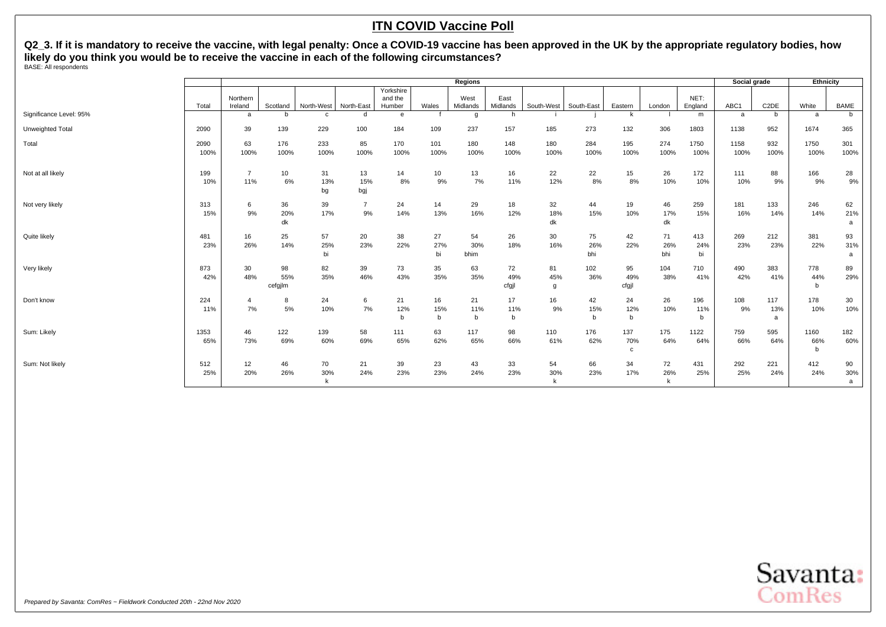# ITN COVID Vaccine Poll

**Q2_3. If it is mandatory to receive the vaccine, with legal penalty: Once a COVID-19 vaccine has been approved in the UK by the appropriate regulatory bodies, how likely do you think you would be to receive the vaccine in each of the following circumstances?**

BASE: All respondents

| | | Regions | | | | | | | | | | | | | | Social grade | | Ethnicity | |
|---|---|---|---|---|---|---|---|---|---|---|---|---|---|---|---|---|---|---|---|
| | Total | Northern Ireland | Scotland | North-West | North-East | Yorkshire and the Humber | Wales | West Midlands | East Midlands | South-West | South-East | Eastern | London | NET: England | ABC1 | C2DE | White | BAME |
| Significance Level: 95% | | a | b | c | d | e | f | g | h | i | j | k | l | m | a | b | a | b |
| Unweighted Total | 2090 | 39 | 139 | 229 | 100 | 184 | 109 | 237 | 157 | 185 | 273 | 132 | 306 | 1803 | 1138 | 952 | 1674 | 365 |
| Total | 2090<br>100% | 63<br>100% | 176<br>100% | 233<br>100% | 85<br>100% | 170<br>100% | 101<br>100% | 180<br>100% | 148<br>100% | 180<br>100% | 284<br>100% | 195<br>100% | 274<br>100% | 1750<br>100% | 1158<br>100% | 932<br>100% | 1750<br>100% | 301<br>100% |
| Not at all likely | 199<br>10% | 7<br>11% | 10<br>6% | 31<br>13%<br>bg | 13<br>15%<br>bgj | 14<br>8% | 10<br>9% | 13<br>7% | 16<br>11% | 22<br>12% | 22<br>8% | 15<br>8% | 26<br>10% | 172<br>10% | 111<br>10% | 88<br>9% | 166<br>9% | 28<br>9% |
| Not very likely | 313<br>15% | 6<br>9% | 36<br>20%<br>dk | 39<br>17% | 7<br>9% | 24<br>14% | 14<br>13% | 29<br>16% | 18<br>12% | 32<br>18%<br>dk | 44<br>15% | 19<br>10% | 46<br>17%<br>dk | 259<br>15% | 181<br>16% | 133<br>14% | 246<br>14% | 62<br>21%<br>a |
| Quite likely | 481<br>23% | 16<br>26% | 25<br>14% | 57<br>25%<br>bi | 20<br>23% | 38<br>22% | 27<br>27%<br>bi | 54<br>30%<br>bhim | 26<br>18% | 30<br>16% | 75<br>26%<br>bhi | 42<br>22% | 71<br>26%<br>bhi | 413<br>24%<br>bi | 269<br>23% | 212<br>23% | 381<br>22% | 93<br>31%<br>a |
| Very likely | 873<br>42% | 30<br>48% | 98<br>55%<br>cefgjlm | 82<br>35% | 39<br>46% | 73<br>43% | 35<br>35% | 63<br>35% | 72<br>49%<br>cfgjl | 81<br>45%<br>g | 102<br>36% | 95<br>49%<br>cfgjl | 104<br>38% | 710<br>41% | 490<br>42% | 383<br>41% | 778<br>44%<br>b | 89<br>29% |
| Don't know | 224<br>11% | 4<br>7% | 8<br>5% | 24<br>10% | 6<br>7% | 21<br>12%<br>b | 16<br>15%<br>b | 21<br>11%<br>b | 17<br>11%<br>b | 16<br>9% | 42<br>15%<br>b | 24<br>12%<br>b | 26<br>10% | 196<br>11%<br>b | 108<br>9% | 117<br>13%<br>a | 178<br>10% | 30<br>10% |
| Sum: Likely | 1353<br>65% | 46<br>73% | 122<br>69% | 139<br>60% | 58<br>69% | 111<br>65% | 63<br>62% | 117<br>65% | 98<br>66% | 110<br>61% | 176<br>62% | 137<br>70%<br>c | 175<br>64% | 1122<br>64% | 759<br>66% | 595<br>64% | 1160<br>66%<br>b | 182<br>60% |
| Sum: Not likely | 512<br>25% | 12<br>20% | 46<br>26% | 70<br>30%<br>k | 21<br>24% | 39<br>23% | 23<br>23% | 43<br>24% | 33<br>23% | 54<br>30%<br>k | 66<br>23% | 34<br>17% | 72<br>26%<br>k | 431<br>25% | 292<br>25% | 221<br>24% | 412<br>24% | 90<br>30%<br>a |

*Prepared by Savanta: ComRes – Fieldwork Conducted 20th - 22nd Nov 2020*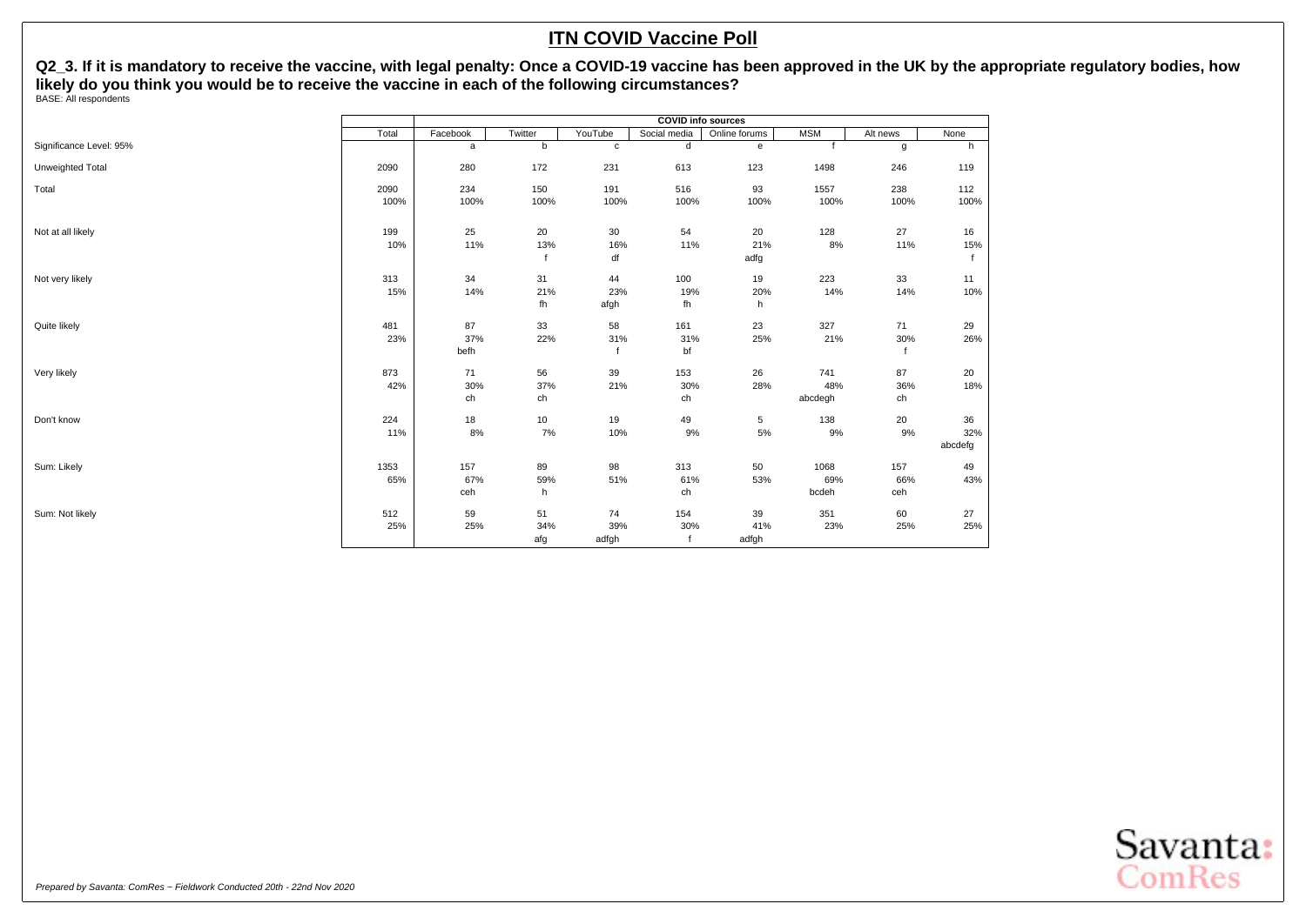## ITN COVID Vaccine Poll

**Q2_3. If it is mandatory to receive the vaccine, with legal penalty: Once a COVID-19 vaccine has been approved in the UK by the appropriate regulatory bodies, how likely do you think you would be to receive the vaccine in each of the following circumstances?**

BASE: All respondents

| | Total | COVID info sources | | | | | | | |
|---|---|---|---|---|---|---|---|---|---|
| | | Facebook | Twitter | YouTube | Social media | Online forums | MSM | Alt news | None |
| Significance Level: 95% | | a | b | c | d | e | f | g | h |
| Unweighted Total | 2090 | 280 | 172 | 231 | 613 | 123 | 1498 | 246 | 119 |
| Total | 2090 | 234 | 150 | 191 | 516 | 93 | 1557 | 238 | 112 |
| | 100% | 100% | 100% | 100% | 100% | 100% | 100% | 100% | 100% |
| Not at all likely | 199 | 25 | 20 | 30 | 54 | 20 | 128 | 27 | 16 |
| | 10% | 11% | 13% | 16% | 11% | 21% | 8% | 11% | 15% |
| | | | f | df | | adfg | | | f |
| Not very likely | 313 | 34 | 31 | 44 | 100 | 19 | 223 | 33 | 11 |
| | 15% | 14% | 21% | 23% | 19% | 20% | 14% | 14% | 10% |
| | | | fh | afgh | fh | h | | | |
| Quite likely | 481 | 87 | 33 | 58 | 161 | 23 | 327 | 71 | 29 |
| | 23% | 37% | 22% | 31% | 31% | 25% | 21% | 30% | 26% |
| | | befh | | f | bf | | | f | |
| Very likely | 873 | 71 | 56 | 39 | 153 | 26 | 741 | 87 | 20 |
| | 42% | 30% | 37% | 21% | 30% | 28% | 48% | 36% | 18% |
| | | ch | ch | | ch | | abcdegh | ch | |
| Don't know | 224 | 18 | 10 | 19 | 49 | 5 | 138 | 20 | 36 |
| | 11% | 8% | 7% | 10% | 9% | 5% | 9% | 9% | 32% |
| | | | | | | | | | abcdefg |
| Sum: Likely | 1353 | 157 | 89 | 98 | 313 | 50 | 1068 | 157 | 49 |
| | 65% | 67% | 59% | 51% | 61% | 53% | 69% | 66% | 43% |
| | | ceh | h | | ch | | bcdeh | ceh | |
| Sum: Not likely | 512 | 59 | 51 | 74 | 154 | 39 | 351 | 60 | 27 |
| | 25% | 25% | 34% | 39% | 30% | 41% | 23% | 25% | 25% |
| | | | afg | adfgh | f | adfgh | | | |

*Prepared by Savanta: ComRes – Fieldwork Conducted 20th - 22nd Nov 2020*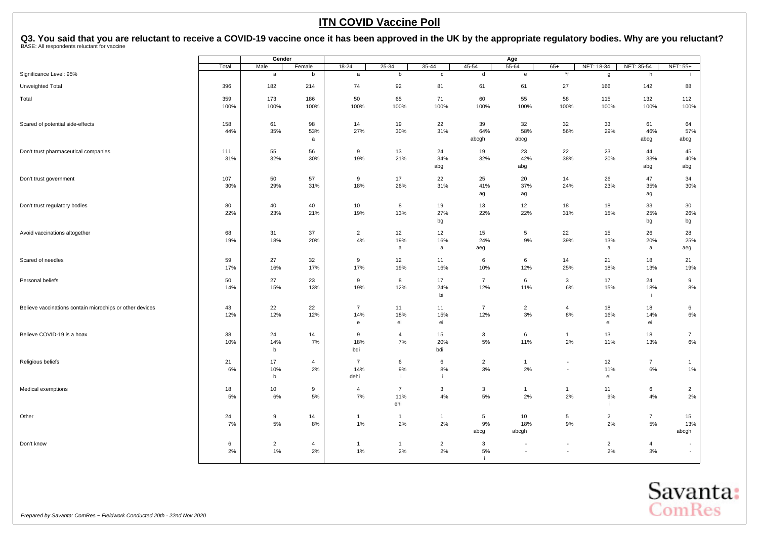# ITN COVID Vaccine Poll

**Q3. You said that you are reluctant to receive a COVID-19 vaccine once it has been approved in the UK by the appropriate regulatory bodies. Why are you reluctant?**

BASE: All respondents reluctant for vaccine

| | Total | Gender | | Age | | | | | | | | |
|---|---|---|---|---|---|---|---|---|---|---|---|---|
| | | Male | Female | 18-24 | 25-34 | 35-44 | 45-54 | 55-64 | 65+ | NET: 18-34 | NET: 35-54 | NET: 55+ |
| Significance Level: 95% | | a | b | a | b | c | d | e | *f | g | h | i |
| Unweighted Total | 396 | 182 | 214 | 74 | 92 | 81 | 61 | 61 | 27 | 166 | 142 | 88 |
| Total | 359<br>100% | 173<br>100% | 186<br>100% | 50<br>100% | 65<br>100% | 71<br>100% | 60<br>100% | 55<br>100% | 58<br>100% | 115<br>100% | 132<br>100% | 112<br>100% |
| Scared of potential side-effects | 158<br>44% | 61<br>35% | 98<br>53%<br>a | 14<br>27% | 19<br>30% | 22<br>31% | 39<br>64%<br>abcgh | 32<br>58%<br>abcg | 32<br>56% | 33<br>29% | 61<br>46%<br>abcg | 64<br>57%<br>abcg |
| Don't trust pharmaceutical companies | 111<br>31% | 55<br>32% | 56<br>30% | 9<br>19% | 13<br>21% | 24<br>34%<br>abg | 19<br>32% | 23<br>42%<br>abg | 22<br>38% | 23<br>20% | 44<br>33%<br>abg | 45<br>40%<br>abg |
| Don't trust government | 107<br>30% | 50<br>29% | 57<br>31% | 9<br>18% | 17<br>26% | 22<br>31% | 25<br>41%<br>ag | 20<br>37%<br>ag | 14<br>24% | 26<br>23% | 47<br>35%<br>ag | 34<br>30% |
| Don't trust regulatory bodies | 80<br>22% | 40<br>23% | 40<br>21% | 10<br>19% | 8<br>13% | 19<br>27%<br>bg | 13<br>22% | 12<br>22% | 18<br>31% | 18<br>15% | 33<br>25%<br>bg | 30<br>26%<br>bg |
| Avoid vaccinations altogether | 68<br>19% | 31<br>18% | 37<br>20% | 2<br>4% | 12<br>19%<br>a | 12<br>16%<br>a | 15<br>24%<br>aeg | 5<br>9% | 22<br>39% | 15<br>13%<br>a | 26<br>20%<br>a | 28<br>25%<br>aeg |
| Scared of needles | 59<br>17% | 27<br>16% | 32<br>17% | 9<br>17% | 12<br>19% | 11<br>16% | 6<br>10% | 6<br>12% | 14<br>25% | 21<br>18% | 18<br>13% | 21<br>19% |
| Personal beliefs | 50<br>14% | 27<br>15% | 23<br>13% | 9<br>19% | 8<br>12% | 17<br>24%<br>bi | 7<br>12% | 6<br>11% | 3<br>6% | 17<br>15% | 24<br>18%<br>i | 9<br>8% |
| Believe vaccinations contain microchips or other devices | 43<br>12% | 22<br>12% | 22<br>12% | 7<br>14%<br>e | 11<br>18%<br>ei | 11<br>15%<br>ei | 7<br>12% | 2<br>3% | 4<br>8% | 18<br>16%<br>ei | 18<br>14%<br>ei | 6<br>6% |
| Believe COVID-19 is a hoax | 38<br>10% | 24<br>14%<br>b | 14<br>7% | 9<br>18%<br>bdi | 4<br>7% | 15<br>20%<br>bdi | 3<br>5% | 6<br>11% | 1<br>2% | 13<br>11% | 18<br>13% | 7<br>6% |
| Religious beliefs | 21<br>6% | 17<br>10%<br>b | 4<br>2% | 7<br>14%<br>dehi | 6<br>9%<br>i | 6<br>8%<br>i | 2<br>3% | 1<br>2% | -<br>- | 12<br>11%<br>ei | 7<br>6% | 1<br>1% |
| Medical exemptions | 18<br>5% | 10<br>6% | 9<br>5% | 4<br>7% | 7<br>11%<br>ehi | 3<br>4% | 3<br>5% | 1<br>2% | 1<br>2% | 11<br>9%<br>i | 6<br>4% | 2<br>2% |
| Other | 24<br>7% | 9<br>5% | 14<br>8% | 1<br>1% | 1<br>2% | 1<br>2% | 5<br>9%<br>abcg | 10<br>18%<br>abcgh | 5<br>9% | 2<br>2% | 7<br>5% | 15<br>13%<br>abcgh |
| Don't know | 6<br>2% | 2<br>1% | 4<br>2% | 1<br>1% | 1<br>2% | 2<br>2% | 3<br>5%<br>i | -<br>- | -<br>- | 2<br>2% | 4<br>3% | -<br>- |

*Prepared by Savanta: ComRes – Fieldwork Conducted 20th - 22nd Nov 2020*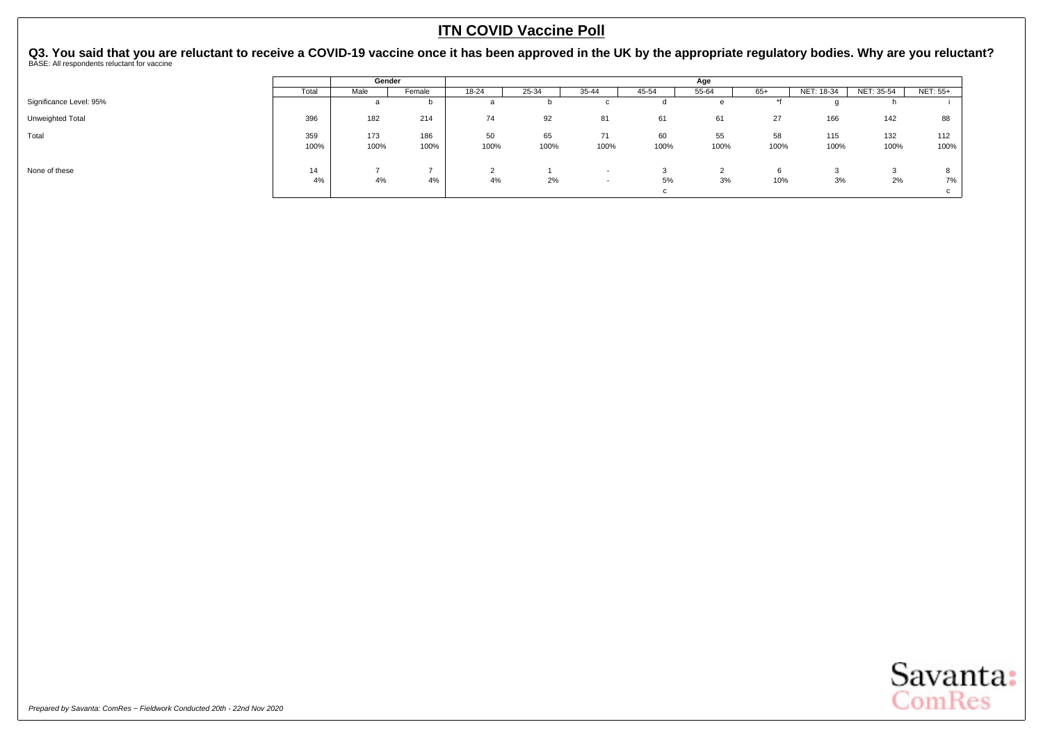## ITN COVID Vaccine Poll

**Q3. You said that you are reluctant to receive a COVID-19 vaccine once it has been approved in the UK by the appropriate regulatory bodies. Why are you reluctant?**

BASE: All respondents reluctant for vaccine

| | | Gender | | Age | | | | | | | | |
|---|---|---|---|---|---|---|---|---|---|---|---|---|
| | Total | Male | Female | 18-24 | 25-34 | 35-44 | 45-54 | 55-64 | 65+ | NET: 18-34 | NET: 35-54 | NET: 55+ |
| Significance Level: 95% | | a | b | a | b | c | d | e | *f | g | h | i |
| Unweighted Total | 396 | 182 | 214 | 74 | 92 | 81 | 61 | 61 | 27 | 166 | 142 | 88 |
| Total | 359 | 173 | 186 | 50 | 65 | 71 | 60 | 55 | 58 | 115 | 132 | 112 |
| | 100% | 100% | 100% | 100% | 100% | 100% | 100% | 100% | 100% | 100% | 100% | 100% |
| None of these | 14 | 7 | 7 | 2 | 1 | - | 3 | 2 | 6 | 3 | 3 | 8 |
| | 4% | 4% | 4% | 4% | 2% | - | 5% | 3% | 10% | 3% | 2% | 7% |
| | | | | | | | c | | | | | c |

*Prepared by Savanta: ComRes – Fieldwork Conducted 20th - 22nd Nov 2020*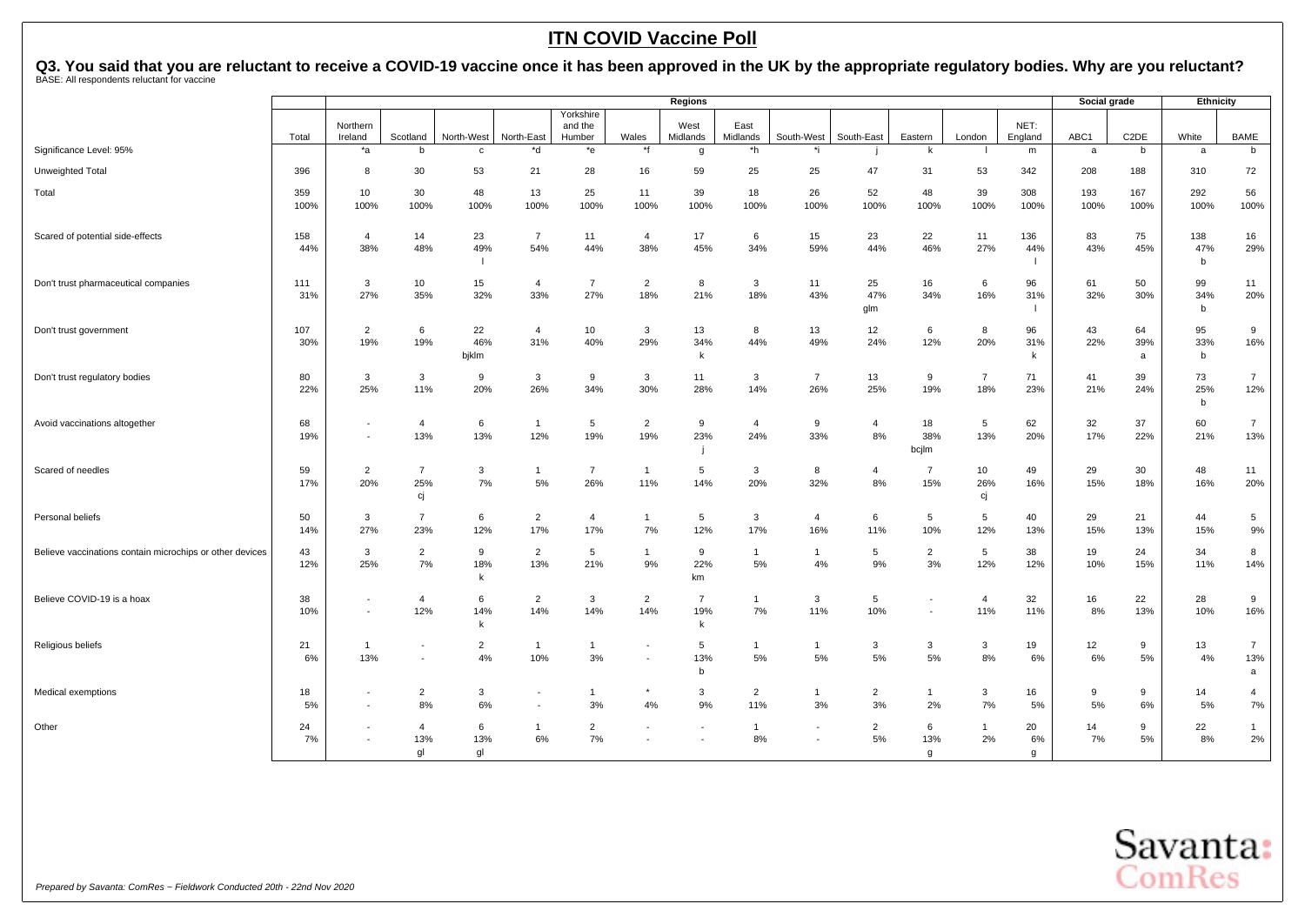# ITN COVID Vaccine Poll

## Q3. You said that you are reluctant to receive a COVID-19 vaccine once it has been approved in the UK by the appropriate regulatory bodies. Why are you reluctant?

BASE: All respondents reluctant for vaccine

| | | Regions | | | | | | | | | | | | | | Social grade | | Ethnicity | |
|---|---|---|---|---|---|---|---|---|---|---|---|---|---|---|---|---|---|---|---|
| | Total | Northern Ireland | Scotland | North-West | North-East | Yorkshire and the Humber | Wales | West Midlands | East Midlands | South-West | South-East | Eastern | London | NET: England | ABC1 | C2DE | White | BAME |
| Significance Level: 95% | | *a | b | c | *d | *e | *f | g | *h | *i | j | k | l | m | a | b | a | b |
| Unweighted Total | 396 | 8 | 30 | 53 | 21 | 28 | 16 | 59 | 25 | 25 | 47 | 31 | 53 | 342 | 208 | 188 | 310 | 72 |
| Total | 359<br>100% | 10<br>100% | 30<br>100% | 48<br>100% | 13<br>100% | 25<br>100% | 11<br>100% | 39<br>100% | 18<br>100% | 26<br>100% | 52<br>100% | 48<br>100% | 39<br>100% | 308<br>100% | 193<br>100% | 167<br>100% | 292<br>100% | 56<br>100% |
| Scared of potential side-effects | 158<br>44% | 4<br>38% | 14<br>48% | 23<br>49%<br>l | 7<br>54% | 11<br>44% | 4<br>38% | 17<br>45% | 6<br>34% | 15<br>59% | 23<br>44% | 22<br>46% | 11<br>27% | 136<br>44%<br>l | 83<br>43% | 75<br>45% | 138<br>47%<br>b | 16<br>29% |
| Don't trust pharmaceutical companies | 111<br>31% | 3<br>27% | 10<br>35% | 15<br>32% | 4<br>33% | 7<br>27% | 2<br>18% | 8<br>21% | 3<br>18% | 11<br>43% | 25<br>47%<br>glm | 16<br>34% | 6<br>16% | 96<br>31%<br>l | 61<br>32% | 50<br>30% | 99<br>34%<br>b | 11<br>20% |
| Don't trust government | 107<br>30% | 2<br>19% | 6<br>19% | 22<br>46%<br>bjklm | 4<br>31% | 10<br>40% | 3<br>29% | 13<br>34%<br>k | 8<br>44% | 13<br>49% | 12<br>24% | 6<br>12% | 8<br>20% | 96<br>31%<br>k | 43<br>22% | 64<br>39%<br>a | 95<br>33%<br>b | 9<br>16% |
| Don't trust regulatory bodies | 80<br>22% | 3<br>25% | 3<br>11% | 9<br>20% | 3<br>26% | 9<br>34% | 3<br>30% | 11<br>28% | 3<br>14% | 7<br>26% | 13<br>25% | 9<br>19% | 7<br>18% | 71<br>23% | 41<br>21% | 39<br>24% | 73<br>25%<br>b | 7<br>12% |
| Avoid vaccinations altogether | 68<br>19% | -<br>- | 4<br>13% | 6<br>13% | 1<br>12% | 5<br>19% | 2<br>19% | 9<br>23%<br>j | 4<br>24% | 9<br>33% | 4<br>8% | 18<br>38%<br>bcjlm | 5<br>13% | 62<br>20% | 32<br>17% | 37<br>22% | 60<br>21% | 7<br>13% |
| Scared of needles | 59<br>17% | 2<br>20% | 7<br>25%<br>cj | 3<br>7% | 1<br>5% | 7<br>26% | 1<br>11% | 5<br>14% | 3<br>20% | 8<br>32% | 4<br>8% | 7<br>15% | 10<br>26%<br>cj | 49<br>16% | 29<br>15% | 30<br>18% | 48<br>16% | 11<br>20% |
| Personal beliefs | 50<br>14% | 3<br>27% | 7<br>23% | 6<br>12% | 2<br>17% | 4<br>17% | 1<br>7% | 5<br>12% | 3<br>17% | 4<br>16% | 6<br>11% | 5<br>10% | 5<br>12% | 40<br>13% | 29<br>15% | 21<br>13% | 44<br>15% | 5<br>9% |
| Believe vaccinations contain microchips or other devices | 43<br>12% | 3<br>25% | 2<br>7% | 9<br>18%<br>k | 2<br>13% | 5<br>21% | 1<br>9% | 9<br>22%<br>km | 1<br>5% | 1<br>4% | 5<br>9% | 2<br>3% | 5<br>12% | 38<br>12% | 19<br>10% | 24<br>15% | 34<br>11% | 8<br>14% |
| Believe COVID-19 is a hoax | 38<br>10% | -<br>- | 4<br>12% | 6<br>14%<br>k | 2<br>14% | 3<br>14% | 2<br>14% | 7<br>19%<br>k | 1<br>7% | 3<br>11% | 5<br>10% | -<br>- | 4<br>11% | 32<br>11% | 16<br>8% | 22<br>13% | 28<br>10% | 9<br>16% |
| Religious beliefs | 21<br>6% | 1<br>13% | -<br>- | 2<br>4% | 1<br>10% | 1<br>3% | -<br>- | 5<br>13%<br>b | 1<br>5% | 1<br>5% | 3<br>5% | 3<br>5% | 3<br>8% | 19<br>6% | 12<br>6% | 9<br>5% | 13<br>4% | 7<br>13%<br>a |
| Medical exemptions | 18<br>5% | -<br>- | 2<br>8% | 3<br>6% | -<br>- | 1<br>3% | *<br>4% | 3<br>9% | 2<br>11% | 1<br>3% | 2<br>3% | 1<br>2% | 3<br>7% | 16<br>5% | 9<br>5% | 9<br>6% | 14<br>5% | 4<br>7% |
| Other | 24<br>7% | -<br>- | 4<br>13%<br>gl | 6<br>13%<br>gl | 1<br>6% | 2<br>7% | -<br>- | -<br>- | 1<br>8% | -<br>- | 2<br>5% | 6<br>13%<br>g | 1<br>2% | 20<br>6%<br>g | 14<br>7% | 9<br>5% | 22<br>8% | 1<br>2% |

*Prepared by Savanta: ComRes – Fieldwork Conducted 20th - 22nd Nov 2020*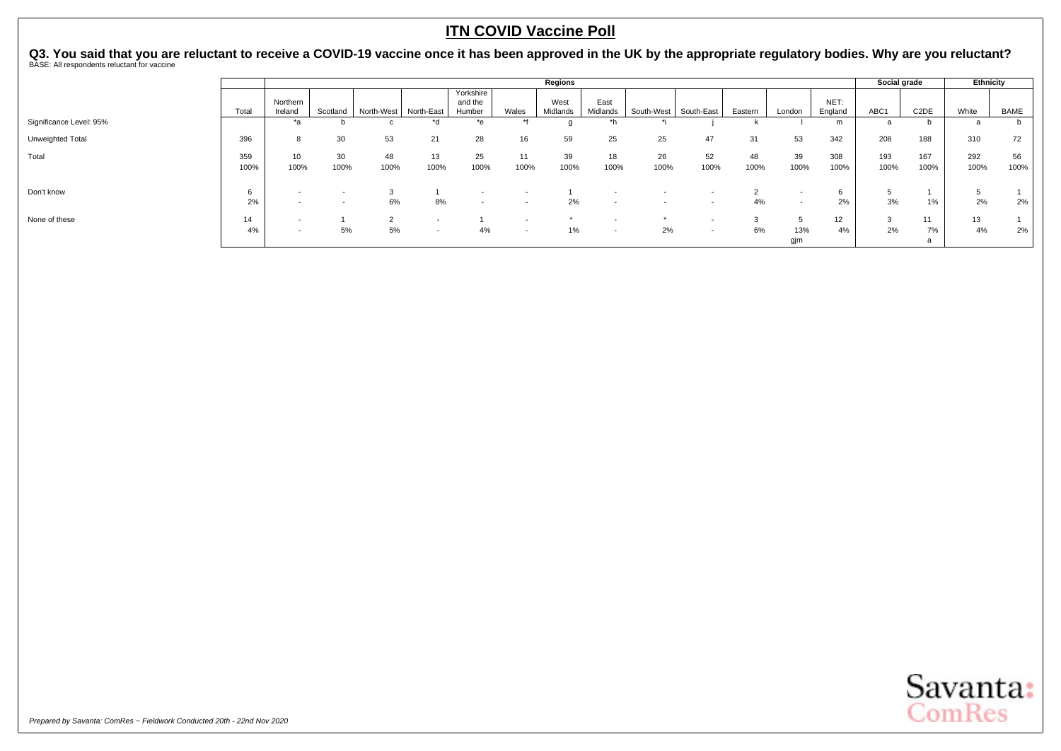# ITN COVID Vaccine Poll

**Q3. You said that you are reluctant to receive a COVID-19 vaccine once it has been approved in the UK by the appropriate regulatory bodies. Why are you reluctant?**

BASE: All respondents reluctant for vaccine

| | | Regions | | | | | | | | | | | | | Social grade | | Ethnicity | |
|---|---|---|---|---|---|---|---|---|---|---|---|---|---|---|---|---|---|---|
| | Total | Northern Ireland | Scotland | North-West | North-East | Yorkshire and the Humber | Wales | West Midlands | East Midlands | South-West | South-East | Eastern | London | NET: England | ABC1 | C2DE | White | BAME |
| Significance Level: 95% | | *a | b | c | *d | *e | *f | g | *h | *i | j | k | l | m | a | b | a | b |
| Unweighted Total | 396 | 8 | 30 | 53 | 21 | 28 | 16 | 59 | 25 | 25 | 47 | 31 | 53 | 342 | 208 | 188 | 310 | 72 |
| Total | 359 | 10 | 30 | 48 | 13 | 25 | 11 | 39 | 18 | 26 | 52 | 48 | 39 | 308 | 193 | 167 | 292 | 56 |
| | 100% | 100% | 100% | 100% | 100% | 100% | 100% | 100% | 100% | 100% | 100% | 100% | 100% | 100% | 100% | 100% | 100% | 100% |
| Don't know | 6 | - | - | 3 | 1 | - | - | 1 | - | - | - | 2 | - | 6 | 5 | 1 | 5 | 1 |
| | 2% | - | - | 6% | 8% | - | - | 2% | - | - | - | 4% | - | 2% | 3% | 1% | 2% | 2% |
| None of these | 14 | - | 1 | 2 | - | 1 | - | * | - | * | - | 3 | 5 | 12 | 3 | 11 | 13 | 1 |
| | 4% | - | 5% | 5% | - | 4% | - | 1% | - | 2% | - | 6% | 13% | 4% | 2% | 7% | 4% | 2% |
| | | | | | | | | | | | | | gjm | | | a | | |

*Prepared by Savanta: ComRes – Fieldwork Conducted 20th - 22nd Nov 2020*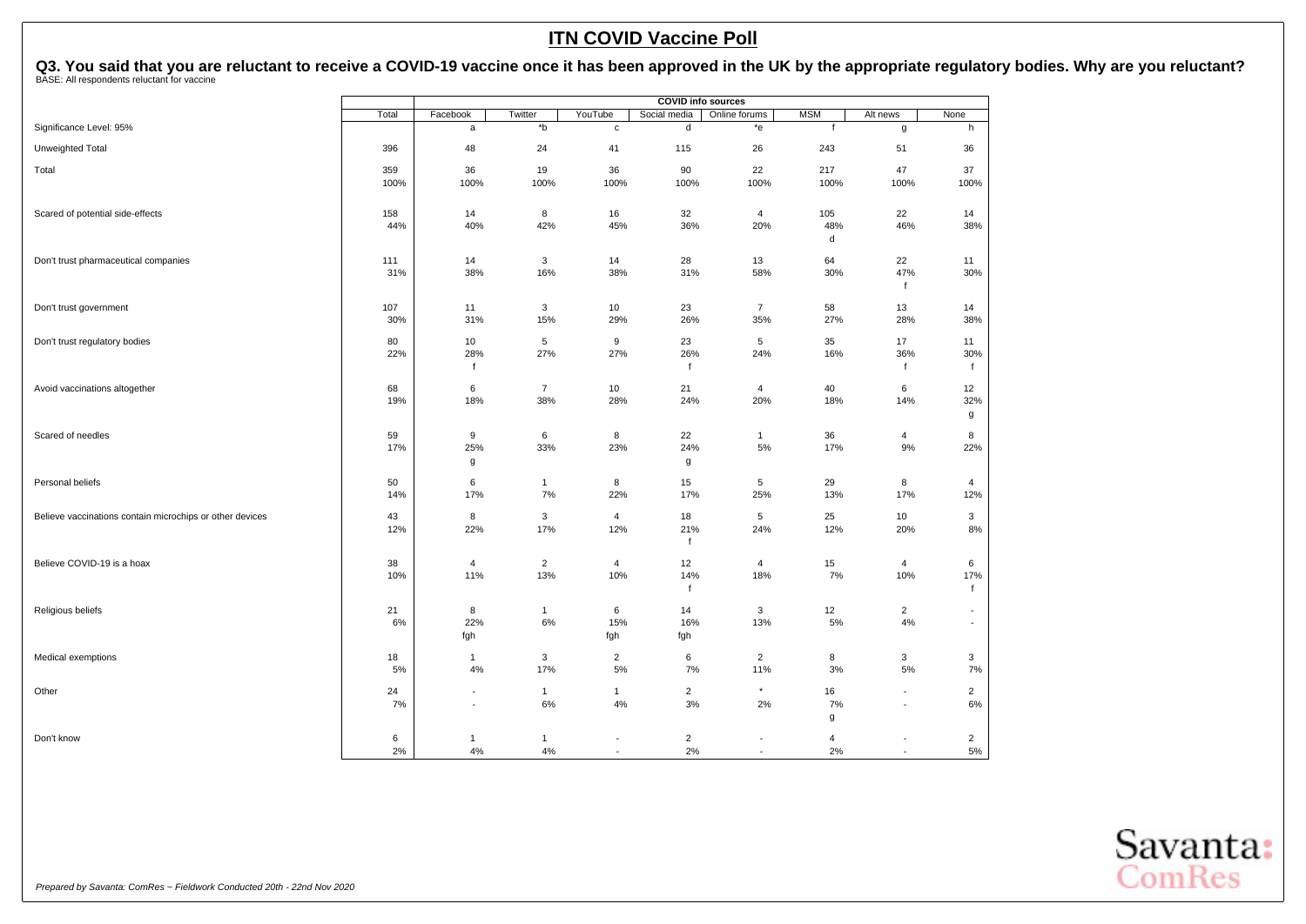# ITN COVID Vaccine Poll

## Q3. You said that you are reluctant to receive a COVID-19 vaccine once it has been approved in the UK by the appropriate regulatory bodies. Why are you reluctant?

BASE: All respondents reluctant for vaccine

| | Total | COVID info sources | | | | | | | |
|---|---|---|---|---|---|---|---|---|---|
| | | Facebook | Twitter | YouTube | Social media | Online forums | MSM | Alt news | None |
| Significance Level: 95% | | a | *b | c | d | *e | f | g | h |
| Unweighted Total | 396 | 48 | 24 | 41 | 115 | 26 | 243 | 51 | 36 |
| Total | 359 | 36 | 19 | 36 | 90 | 22 | 217 | 47 | 37 |
| | 100% | 100% | 100% | 100% | 100% | 100% | 100% | 100% | 100% |
| Scared of potential side-effects | 158 | 14 | 8 | 16 | 32 | 4 | 105 | 22 | 14 |
| | 44% | 40% | 42% | 45% | 36% | 20% | 48% | 46% | 38% |
| | | | | | | | d | | |
| Don't trust pharmaceutical companies | 111 | 14 | 3 | 14 | 28 | 13 | 64 | 22 | 11 |
| | 31% | 38% | 16% | 38% | 31% | 58% | 30% | 47% | 30% |
| | | | | | | | | f | |
| Don't trust government | 107 | 11 | 3 | 10 | 23 | 7 | 58 | 13 | 14 |
| | 30% | 31% | 15% | 29% | 26% | 35% | 27% | 28% | 38% |
| Don't trust regulatory bodies | 80 | 10 | 5 | 9 | 23 | 5 | 35 | 17 | 11 |
| | 22% | 28% | 27% | 27% | 26% | 24% | 16% | 36% | 30% |
| | | f | | | f | | | f | f |
| Avoid vaccinations altogether | 68 | 6 | 7 | 10 | 21 | 4 | 40 | 6 | 12 |
| | 19% | 18% | 38% | 28% | 24% | 20% | 18% | 14% | 32% |
| | | | | | | | | | g |
| Scared of needles | 59 | 9 | 6 | 8 | 22 | 1 | 36 | 4 | 8 |
| | 17% | 25% | 33% | 23% | 24% | 5% | 17% | 9% | 22% |
| | | g | | | g | | | | |
| Personal beliefs | 50 | 6 | 1 | 8 | 15 | 5 | 29 | 8 | 4 |
| | 14% | 17% | 7% | 22% | 17% | 25% | 13% | 17% | 12% |
| Believe vaccinations contain microchips or other devices | 43 | 8 | 3 | 4 | 18 | 5 | 25 | 10 | 3 |
| | 12% | 22% | 17% | 12% | 21% | 24% | 12% | 20% | 8% |
| | | | | | f | | | | |
| Believe COVID-19 is a hoax | 38 | 4 | 2 | 4 | 12 | 4 | 15 | 4 | 6 |
| | 10% | 11% | 13% | 10% | 14% | 18% | 7% | 10% | 17% |
| | | | | | f | | | | f |
| Religious beliefs | 21 | 8 | 1 | 6 | 14 | 3 | 12 | 2 | - |
| | 6% | 22% | 6% | 15% | 16% | 13% | 5% | 4% | - |
| | | fgh | | fgh | fgh | | | | |
| Medical exemptions | 18 | 1 | 3 | 2 | 6 | 2 | 8 | 3 | 3 |
| | 5% | 4% | 17% | 5% | 7% | 11% | 3% | 5% | 7% |
| Other | 24 | - | 1 | 1 | 2 | * | 16 | - | 2 |
| | 7% | - | 6% | 4% | 3% | 2% | 7% | - | 6% |
| | | | | | | | g | | |
| Don't know | 6 | 1 | 1 | - | 2 | - | 4 | - | 2 |
| | 2% | 4% | 4% | - | 2% | - | 2% | - | 5% |

*Prepared by Savanta: ComRes – Fieldwork Conducted 20th - 22nd Nov 2020*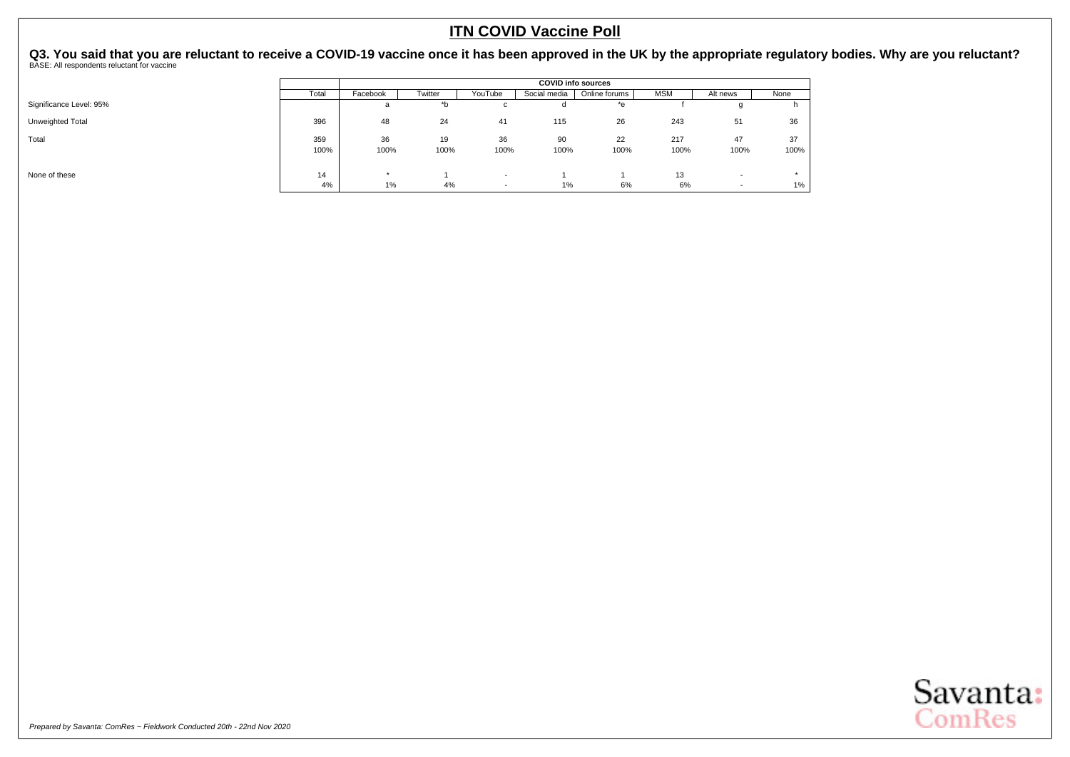# ITN COVID Vaccine Poll

**Q3. You said that you are reluctant to receive a COVID-19 vaccine once it has been approved in the UK by the appropriate regulatory bodies. Why are you reluctant?**
BASE: All respondents reluctant for vaccine

| | Total | COVID info sources | | | | | | | |
|---|---|---|---|---|---|---|---|---|---|
| | | Facebook | Twitter | YouTube | Social media | Online forums | MSM | Alt news | None |
| Significance Level: 95% | | a | *b | c | d | *e | f | g | h |
| Unweighted Total | 396 | 48 | 24 | 41 | 115 | 26 | 243 | 51 | 36 |
| Total | 359 | 36 | 19 | 36 | 90 | 22 | 217 | 47 | 37 |
| | 100% | 100% | 100% | 100% | 100% | 100% | 100% | 100% | 100% |
| None of these | 14 | * | 1 | - | 1 | 1 | 13 | - | * |
| | 4% | 1% | 4% | - | 1% | 6% | 6% | - | 1% |

*Prepared by Savanta: ComRes – Fieldwork Conducted 20th - 22nd Nov 2020*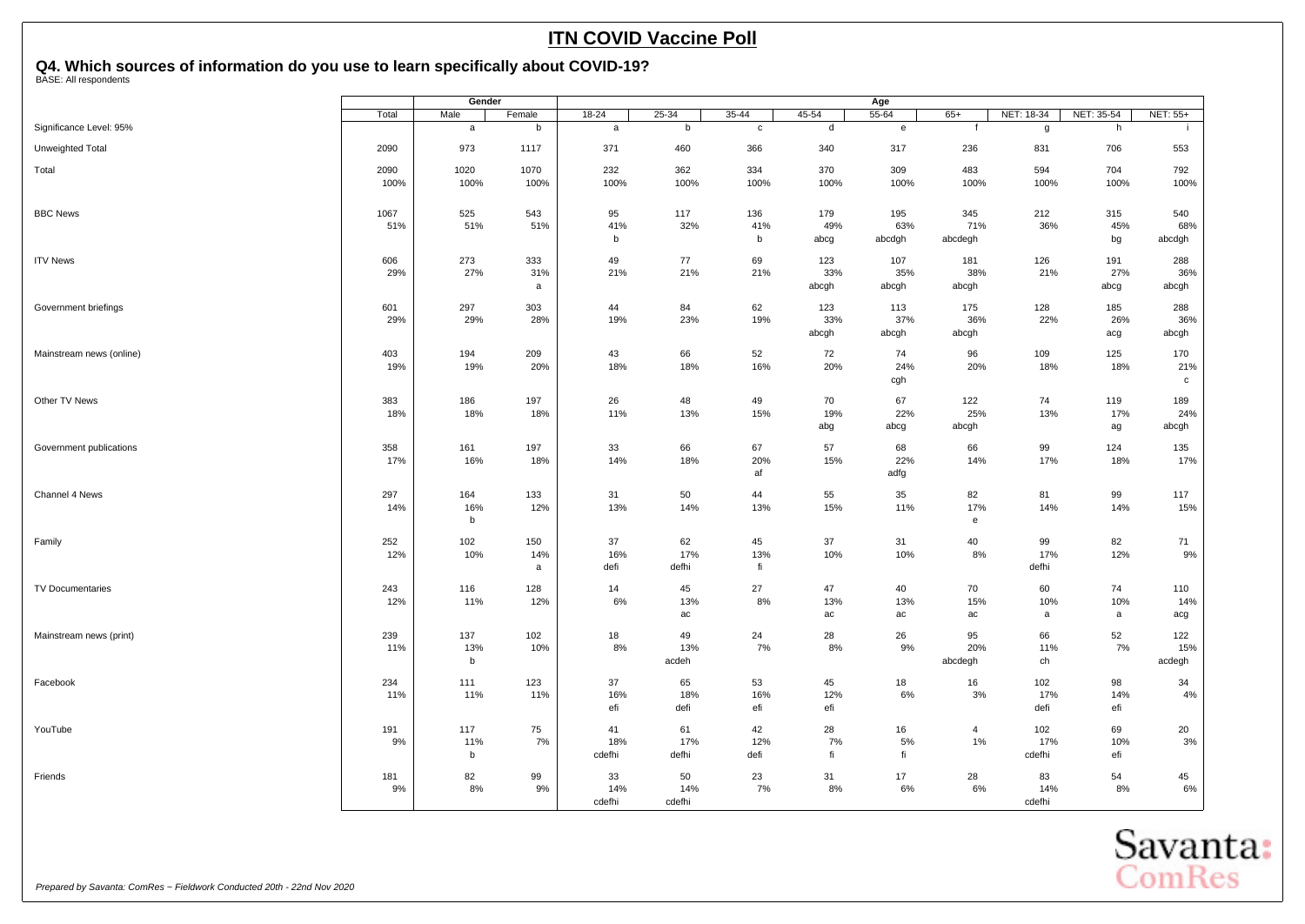# ITN COVID Vaccine Poll

## Q4. Which sources of information do you use to learn specifically about COVID-19?

BASE: All respondents

| | Total | Gender | | Age | | | | | | | | |
|---|---|---|---|---|---|---|---|---|---|---|---|---|
| | Total | Male | Female | 18-24 | 25-34 | 35-44 | 45-54 | 55-64 | 65+ | NET: 18-34 | NET: 35-54 | NET: 55+ |
| Significance Level: 95% | | a | b | a | b | c | d | e | f | g | h | i |
| Unweighted Total | 2090 | 973 | 1117 | 371 | 460 | 366 | 340 | 317 | 236 | 831 | 706 | 553 |
| Total | 2090<br>100% | 1020<br>100% | 1070<br>100% | 232<br>100% | 362<br>100% | 334<br>100% | 370<br>100% | 309<br>100% | 483<br>100% | 594<br>100% | 704<br>100% | 792<br>100% |
| BBC News | 1067<br>51% | 525<br>51% | 543<br>51% | 95<br>41%<br>b | 117<br>32% | 136<br>41%<br>b | 179<br>49%<br>abcg | 195<br>63%<br>abcdgh | 345<br>71%<br>abcdegh | 212<br>36% | 315<br>45%<br>bg | 540<br>68%<br>abcdgh |
| ITV News | 606<br>29% | 273<br>27% | 333<br>31%<br>a | 49<br>21% | 77<br>21% | 69<br>21% | 123<br>33%<br>abcgh | 107<br>35%<br>abcgh | 181<br>38%<br>abcgh | 126<br>21% | 191<br>27%<br>abcg | 288<br>36%<br>abcgh |
| Government briefings | 601<br>29% | 297<br>29% | 303<br>28% | 44<br>19% | 84<br>23% | 62<br>19% | 123<br>33%<br>abcgh | 113<br>37%<br>abcgh | 175<br>36%<br>abcgh | 128<br>22% | 185<br>26%<br>acg | 288<br>36%<br>abcgh |
| Mainstream news (online) | 403<br>19% | 194<br>19% | 209<br>20% | 43<br>18% | 66<br>18% | 52<br>16% | 72<br>20% | 74<br>24%<br>cgh | 96<br>20% | 109<br>18% | 125<br>18% | 170<br>21%<br>c |
| Other TV News | 383<br>18% | 186<br>18% | 197<br>18% | 26<br>11% | 48<br>13% | 49<br>15% | 70<br>19%<br>abg | 67<br>22%<br>abcg | 122<br>25%<br>abcgh | 74<br>13% | 119<br>17%<br>ag | 189<br>24%<br>abcgh |
| Government publications | 358<br>17% | 161<br>16% | 197<br>18% | 33<br>14% | 66<br>18% | 67<br>20%<br>af | 57<br>15% | 68<br>22%<br>adfg | 66<br>14% | 99<br>17% | 124<br>18% | 135<br>17% |
| Channel 4 News | 297<br>14% | 164<br>16%<br>b | 133<br>12% | 31<br>13% | 50<br>14% | 44<br>13% | 55<br>15% | 35<br>11% | 82<br>17%<br>e | 81<br>14% | 99<br>14% | 117<br>15% |
| Family | 252<br>12% | 102<br>10% | 150<br>14%<br>a | 37<br>16%<br>defi | 62<br>17%<br>defhi | 45<br>13%<br>fi | 37<br>10% | 31<br>10% | 40<br>8% | 99<br>17%<br>defhi | 82<br>12% | 71<br>9% |
| TV Documentaries | 243<br>12% | 116<br>11% | 128<br>12% | 14<br>6% | 45<br>13%<br>ac | 27<br>8% | 47<br>13%<br>ac | 40<br>13%<br>ac | 70<br>15%<br>ac | 60<br>10%<br>a | 74<br>10%<br>a | 110<br>14%<br>acg |
| Mainstream news (print) | 239<br>11% | 137<br>13%<br>b | 102<br>10% | 18<br>8% | 49<br>13%<br>acdeh | 24<br>7% | 28<br>8% | 26<br>9% | 95<br>20%<br>abcdegh | 66<br>11%<br>ch | 52<br>7% | 122<br>15%<br>acdegh |
| Facebook | 234<br>11% | 111<br>11% | 123<br>11% | 37<br>16%<br>efi | 65<br>18%<br>defi | 53<br>16%<br>efi | 45<br>12%<br>efi | 18<br>6% | 16<br>3% | 102<br>17%<br>defi | 98<br>14%<br>efi | 34<br>4% |
| YouTube | 191<br>9% | 117<br>11%<br>b | 75<br>7% | 41<br>18%<br>cdefhi | 61<br>17%<br>defhi | 42<br>12%<br>defi | 28<br>7%<br>fi | 16<br>5%<br>fi | 4<br>1% | 102<br>17%<br>cdefhi | 69<br>10%<br>efi | 20<br>3% |
| Friends | 181<br>9% | 82<br>8% | 99<br>9% | 33<br>14%<br>cdefhi | 50<br>14%<br>cdefhi | 23<br>7% | 31<br>8% | 17<br>6% | 28<br>6% | 83<br>14%<br>cdefhi | 54<br>8% | 45<br>6% |

*Prepared by Savanta: ComRes – Fieldwork Conducted 20th - 22nd Nov 2020*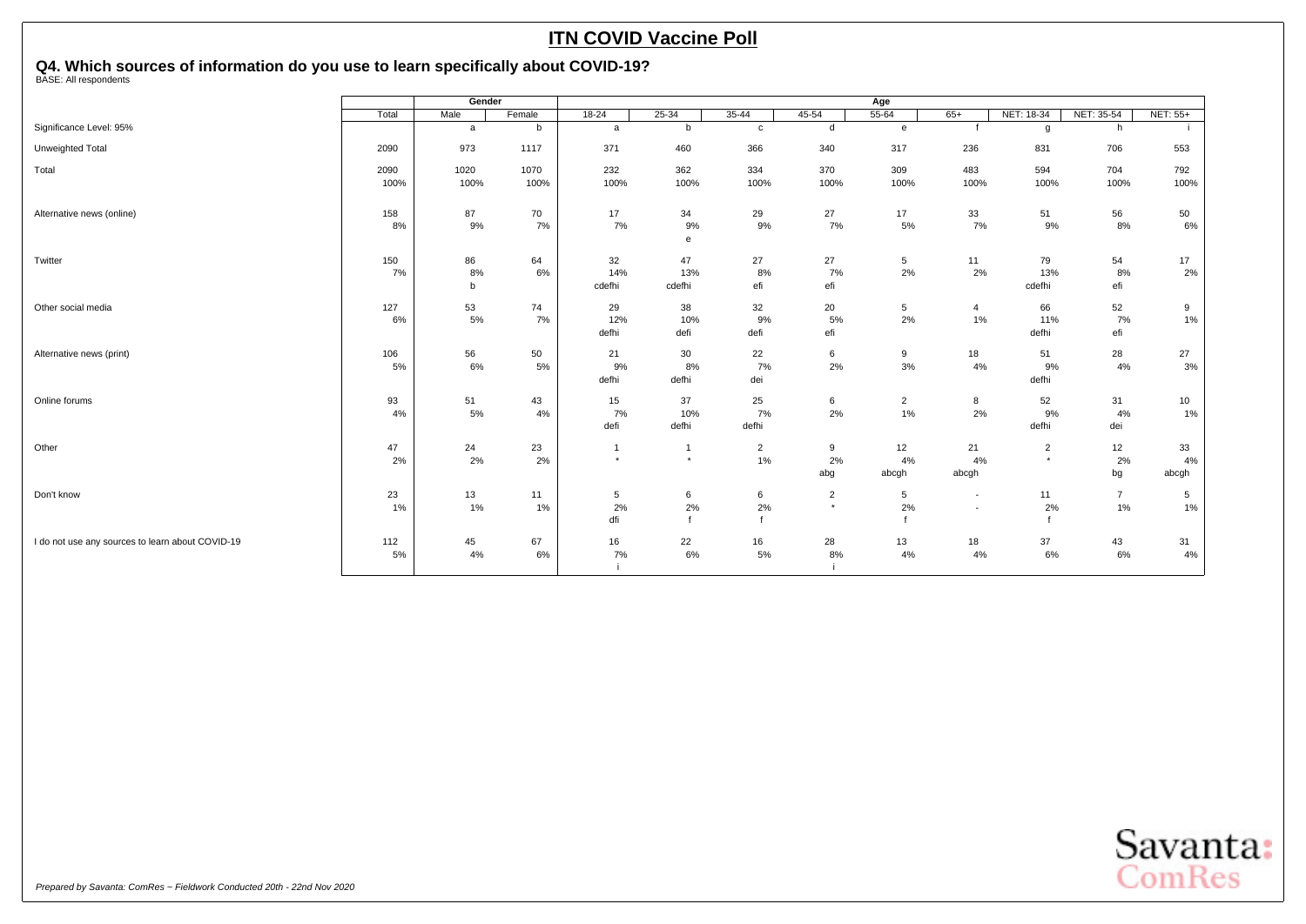# ITN COVID Vaccine Poll

## Q4. Which sources of information do you use to learn specifically about COVID-19?

BASE: All respondents

| | Total | Gender | | Age | | | | | | | | |
|---|---|---|---|---|---|---|---|---|---|---|---|---|
| | | Male | Female | 18-24 | 25-34 | 35-44 | 45-54 | 55-64 | 65+ | NET: 18-34 | NET: 35-54 | NET: 55+ |
| Significance Level: 95% | | a | b | a | b | c | d | e | f | g | h | i |
| Unweighted Total | 2090 | 973 | 1117 | 371 | 460 | 366 | 340 | 317 | 236 | 831 | 706 | 553 |
| Total | 2090 | 1020 | 1070 | 232 | 362 | 334 | 370 | 309 | 483 | 594 | 704 | 792 |
| | 100% | 100% | 100% | 100% | 100% | 100% | 100% | 100% | 100% | 100% | 100% | 100% |
| Alternative news (online) | 158 | 87 | 70 | 17 | 34 | 29 | 27 | 17 | 33 | 51 | 56 | 50 |
| | 8% | 9% | 7% | 7% | 9% | 9% | 7% | 5% | 7% | 9% | 8% | 6% |
| | | | | | e | | | | | | | |
| Twitter | 150 | 86 | 64 | 32 | 47 | 27 | 27 | 5 | 11 | 79 | 54 | 17 |
| | 7% | 8% | 6% | 14% | 13% | 8% | 7% | 2% | 2% | 13% | 8% | 2% |
| | | b | | cdefhi | cdefhi | efi | efi | | | cdefhi | efi | |
| Other social media | 127 | 53 | 74 | 29 | 38 | 32 | 20 | 5 | 4 | 66 | 52 | 9 |
| | 6% | 5% | 7% | 12% | 10% | 9% | 5% | 2% | 1% | 11% | 7% | 1% |
| | | | | defhi | defi | defi | efi | | | defhi | efi | |
| Alternative news (print) | 106 | 56 | 50 | 21 | 30 | 22 | 6 | 9 | 18 | 51 | 28 | 27 |
| | 5% | 6% | 5% | 9% | 8% | 7% | 2% | 3% | 4% | 9% | 4% | 3% |
| | | | | defhi | defhi | dei | | | | defhi | | |
| Online forums | 93 | 51 | 43 | 15 | 37 | 25 | 6 | 2 | 8 | 52 | 31 | 10 |
| | 4% | 5% | 4% | 7% | 10% | 7% | 2% | 1% | 2% | 9% | 4% | 1% |
| | | | | defi | defhi | defhi | | | | defhi | dei | |
| Other | 47 | 24 | 23 | 1 | 1 | 2 | 9 | 12 | 21 | 2 | 12 | 33 |
| | 2% | 2% | 2% | * | * | 1% | 2% | 4% | 4% | * | 2% | 4% |
| | | | | | | | abg | abcgh | abcgh | | bg | abcgh |
| Don't know | 23 | 13 | 11 | 5 | 6 | 6 | 2 | 5 | - | 11 | 7 | 5 |
| | 1% | 1% | 1% | 2% | 2% | 2% | * | 2% | - | 2% | 1% | 1% |
| | | | | dfi | f | f | | f | | f | | |
| I do not use any sources to learn about COVID-19 | 112 | 45 | 67 | 16 | 22 | 16 | 28 | 13 | 18 | 37 | 43 | 31 |
| | 5% | 4% | 6% | 7% | 6% | 5% | 8% | 4% | 4% | 6% | 6% | 4% |
| | | | | i | | | i | | | | | |

*Prepared by Savanta: ComRes – Fieldwork Conducted 20th - 22nd Nov 2020*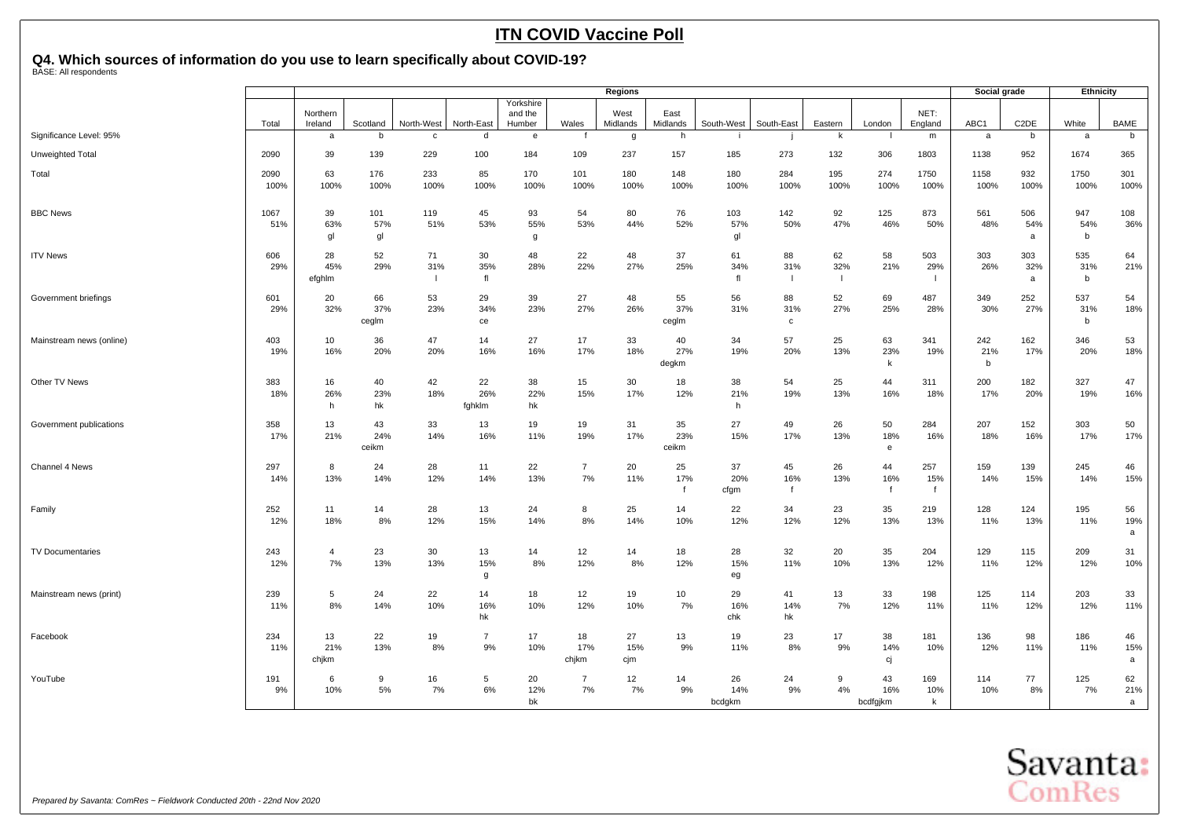# ITN COVID Vaccine Poll

## Q4. Which sources of information do you use to learn specifically about COVID-19?

BASE: All respondents

| | | Regions | | | | | | | | | | | | | | Social grade | | Ethnicity | |
|---|---|---|---|---|---|---|---|---|---|---|---|---|---|---|---|---|---|---|---|
| | Total | Northern Ireland | Scotland | North-West | North-East | Yorkshire and the Humber | Wales | West Midlands | East Midlands | South-West | South-East | Eastern | London | NET: England | ABC1 | C2DE | White | BAME |
| Significance Level: 95% | | a | b | c | d | e | f | g | h | i | j | k | l | m | a | b | a | b |
| Unweighted Total | 2090 | 39 | 139 | 229 | 100 | 184 | 109 | 237 | 157 | 185 | 273 | 132 | 306 | 1803 | 1138 | 952 | 1674 | 365 |
| Total | 2090<br>100% | 63<br>100% | 176<br>100% | 233<br>100% | 85<br>100% | 170<br>100% | 101<br>100% | 180<br>100% | 148<br>100% | 180<br>100% | 284<br>100% | 195<br>100% | 274<br>100% | 1750<br>100% | 1158<br>100% | 932<br>100% | 1750<br>100% | 301<br>100% |
| BBC News | 1067<br>51% | 39<br>63%<br>gl | 101<br>57%<br>gl | 119<br>51% | 45<br>53% | 93<br>55%<br>g | 54<br>53% | 80<br>44% | 76<br>52% | 103<br>57%<br>gl | 142<br>50% | 92<br>47% | 125<br>46% | 873<br>50% | 561<br>48% | 506<br>54%<br>a | 947<br>54%<br>b | 108<br>36% |
| ITV News | 606<br>29% | 28<br>45%<br>efghlm | 52<br>29% | 71<br>31%<br>l | 30<br>35%<br>fl | 48<br>28% | 22<br>22% | 48<br>27% | 37<br>25% | 61<br>34%<br>fl | 88<br>31%<br>l | 62<br>32%<br>l | 58<br>21% | 503<br>29%<br>l | 303<br>26% | 303<br>32%<br>a | 535<br>31%<br>b | 64<br>21% |
| Government briefings | 601<br>29% | 20<br>32% | 66<br>37%<br>ceglm | 53<br>23% | 29<br>34%<br>ce | 39<br>23% | 27<br>27% | 48<br>26% | 55<br>37%<br>ceglm | 56<br>31% | 88<br>31%<br>c | 52<br>27% | 69<br>25% | 487<br>28% | 349<br>30% | 252<br>27% | 537<br>31%<br>b | 54<br>18% |
| Mainstream news (online) | 403<br>19% | 10<br>16% | 36<br>20% | 47<br>20% | 14<br>16% | 27<br>16% | 17<br>17% | 33<br>18% | 40<br>27%<br>degkm | 34<br>19% | 57<br>20% | 25<br>13% | 63<br>23%<br>k | 341<br>19% | 242<br>21%<br>b | 162<br>17% | 346<br>20% | 53<br>18% |
| Other TV News | 383<br>18% | 16<br>26%<br>h | 40<br>23%<br>hk | 42<br>18% | 22<br>26%<br>fghklm | 38<br>22%<br>hk | 15<br>15% | 30<br>17% | 18<br>12% | 38<br>21%<br>h | 54<br>19% | 25<br>13% | 44<br>16% | 311<br>18% | 200<br>17% | 182<br>20% | 327<br>19% | 47<br>16% |
| Government publications | 358<br>17% | 13<br>21% | 43<br>24%<br>ceikm | 33<br>14% | 13<br>16% | 19<br>11% | 19<br>19% | 31<br>17% | 35<br>23%<br>ceikm | 27<br>15% | 49<br>17% | 26<br>13% | 50<br>18%<br>e | 284<br>16% | 207<br>18% | 152<br>16% | 303<br>17% | 50<br>17% |
| Channel 4 News | 297<br>14% | 8<br>13% | 24<br>14% | 28<br>12% | 11<br>14% | 22<br>13% | 7<br>7% | 20<br>11% | 25<br>17%<br>f | 37<br>20%<br>cfgm | 45<br>16%<br>f | 26<br>13% | 44<br>16%<br>f | 257<br>15%<br>f | 159<br>14% | 139<br>15% | 245<br>14% | 46<br>15% |
| Family | 252<br>12% | 11<br>18% | 14<br>8% | 28<br>12% | 13<br>15% | 24<br>14% | 8<br>8% | 25<br>14% | 14<br>10% | 22<br>12% | 34<br>12% | 23<br>12% | 35<br>13% | 219<br>13% | 128<br>11% | 124<br>13% | 195<br>11% | 56<br>19%<br>a |
| TV Documentaries | 243<br>12% | 4<br>7% | 23<br>13% | 30<br>13% | 13<br>15%<br>g | 14<br>8% | 12<br>12% | 14<br>8% | 18<br>12% | 28<br>15%<br>eg | 32<br>11% | 20<br>10% | 35<br>13% | 204<br>12% | 129<br>11% | 115<br>12% | 209<br>12% | 31<br>10% |
| Mainstream news (print) | 239<br>11% | 5<br>8% | 24<br>14% | 22<br>10% | 14<br>16%<br>hk | 18<br>10% | 12<br>12% | 19<br>10% | 10<br>7% | 29<br>16%<br>chk | 41<br>14%<br>hk | 13<br>7% | 33<br>12% | 198<br>11% | 125<br>11% | 114<br>12% | 203<br>12% | 33<br>11% |
| Facebook | 234<br>11% | 13<br>21%<br>chjkm | 22<br>13% | 19<br>8% | 7<br>9% | 17<br>10% | 18<br>17%<br>chjkm | 27<br>15%<br>cjm | 13<br>9% | 19<br>11% | 23<br>8% | 17<br>9% | 38<br>14%<br>cj | 181<br>10% | 136<br>12% | 98<br>11% | 186<br>11% | 46<br>15%<br>a |
| YouTube | 191<br>9% | 6<br>10% | 9<br>5% | 16<br>7% | 5<br>6% | 20<br>12%<br>bk | 7<br>7% | 12<br>7% | 14<br>9% | 26<br>14%<br>bcdgkm | 24<br>9% | 9<br>4% | 43<br>16%<br>bcdfgjkm | 169<br>10%<br>k | 114<br>10% | 77<br>8% | 125<br>7% | 62<br>21%<br>a |

*Prepared by Savanta: ComRes – Fieldwork Conducted 20th - 22nd Nov 2020*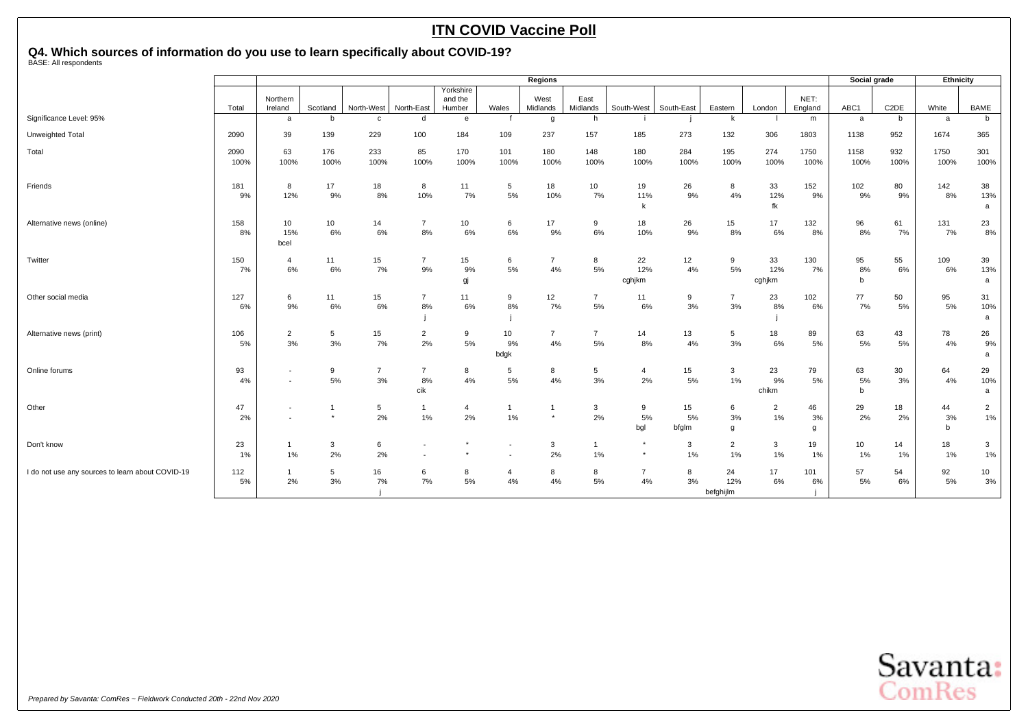# ITN COVID Vaccine Poll

## Q4. Which sources of information do you use to learn specifically about COVID-19?

BASE: All respondents

| | | Regions | | | | | | | | | | | | | | Social grade | | Ethnicity | |
|---|---|---|---|---|---|---|---|---|---|---|---|---|---|---|---|---|---|---|---|
| | Total | Northern Ireland | Scotland | North-West | North-East | Yorkshire and the Humber | Wales | West Midlands | East Midlands | South-West | South-East | Eastern | London | NET: England | ABC1 | C2DE | White | BAME |
| Significance Level: 95% | | a | b | c | d | e | f | g | h | i | j | k | l | m | a | b | a | b |
| Unweighted Total | 2090 | 39 | 139 | 229 | 100 | 184 | 109 | 237 | 157 | 185 | 273 | 132 | 306 | 1803 | 1138 | 952 | 1674 | 365 |
| Total | 2090<br>100% | 63<br>100% | 176<br>100% | 233<br>100% | 85<br>100% | 170<br>100% | 101<br>100% | 180<br>100% | 148<br>100% | 180<br>100% | 284<br>100% | 195<br>100% | 274<br>100% | 1750<br>100% | 1158<br>100% | 932<br>100% | 1750<br>100% | 301<br>100% |
| Friends | 181<br>9% | 8<br>12% | 17<br>9% | 18<br>8% | 8<br>10% | 11<br>7% | 5<br>5% | 18<br>10% | 10<br>7% | 19<br>11%<br>k | 26<br>9% | 8<br>4% | 33<br>12%<br>fk | 152<br>9% | 102<br>9% | 80<br>9% | 142<br>8% | 38<br>13%<br>a |
| Alternative news (online) | 158<br>8% | 10<br>15%<br>bcel | 10<br>6% | 14<br>6% | 7<br>8% | 10<br>6% | 6<br>6% | 17<br>9% | 9<br>6% | 18<br>10% | 26<br>9% | 15<br>8% | 17<br>6% | 132<br>8% | 96<br>8% | 61<br>7% | 131<br>7% | 23<br>8% |
| Twitter | 150<br>7% | 4<br>6% | 11<br>6% | 15<br>7% | 7<br>9% | 15<br>9%<br>gj | 6<br>5% | 7<br>4% | 8<br>5% | 22<br>12%<br>cghjkm | 12<br>4% | 9<br>5% | 33<br>12%<br>cghjkm | 130<br>7% | 95<br>8%<br>b | 55<br>6% | 109<br>6% | 39<br>13%<br>a |
| Other social media | 127<br>6% | 6<br>9% | 11<br>6% | 15<br>6% | 7<br>8%<br>j | 11<br>6% | 9<br>8%<br>j | 12<br>7% | 7<br>5% | 11<br>6% | 9<br>3% | 7<br>3% | 23<br>8%<br>j | 102<br>6% | 77<br>7% | 50<br>5% | 95<br>5% | 31<br>10%<br>a |
| Alternative news (print) | 106<br>5% | 2<br>3% | 5<br>3% | 15<br>7% | 2<br>2% | 9<br>5% | 10<br>9%<br>bdgk | 7<br>4% | 7<br>5% | 14<br>8% | 13<br>4% | 5<br>3% | 18<br>6% | 89<br>5% | 63<br>5% | 43<br>5% | 78<br>4% | 26<br>9%<br>a |
| Online forums | 93<br>4% | -<br>- | 9<br>5% | 7<br>3% | 7<br>8%<br>cik | 8<br>4% | 5<br>5% | 8<br>4% | 5<br>3% | 4<br>2% | 15<br>5% | 3<br>1% | 23<br>9%<br>chikm | 79<br>5% | 63<br>5%<br>b | 30<br>3% | 64<br>4% | 29<br>10%<br>a |
| Other | 47<br>2% | -<br>- | 1<br>* | 5<br>2% | 1<br>1% | 4<br>2% | 1<br>1% | 1<br>* | 3<br>2% | 9<br>5%<br>bgl | 15<br>5%<br>bfglm | 6<br>3%<br>g | 2<br>1% | 46<br>3%<br>g | 29<br>2% | 18<br>2% | 44<br>3%<br>b | 2<br>1% |
| Don't know | 23<br>1% | 1<br>1% | 3<br>2% | 6<br>2% | -<br>- | *<br>* | -<br>- | 3<br>2% | 1<br>1% | *<br>* | 3<br>1% | 2<br>1% | 3<br>1% | 19<br>1% | 10<br>1% | 14<br>1% | 18<br>1% | 3<br>1% |
| I do not use any sources to learn about COVID-19 | 112<br>5% | 1<br>2% | 5<br>3% | 16<br>7%<br>j | 6<br>7% | 8<br>5% | 4<br>4% | 8<br>4% | 8<br>5% | 7<br>4% | 8<br>3% | 24<br>12%<br>befghijlm | 17<br>6% | 101<br>6%<br>j | 57<br>5% | 54<br>6% | 92<br>5% | 10<br>3% |

*Prepared by Savanta: ComRes – Fieldwork Conducted 20th - 22nd Nov 2020*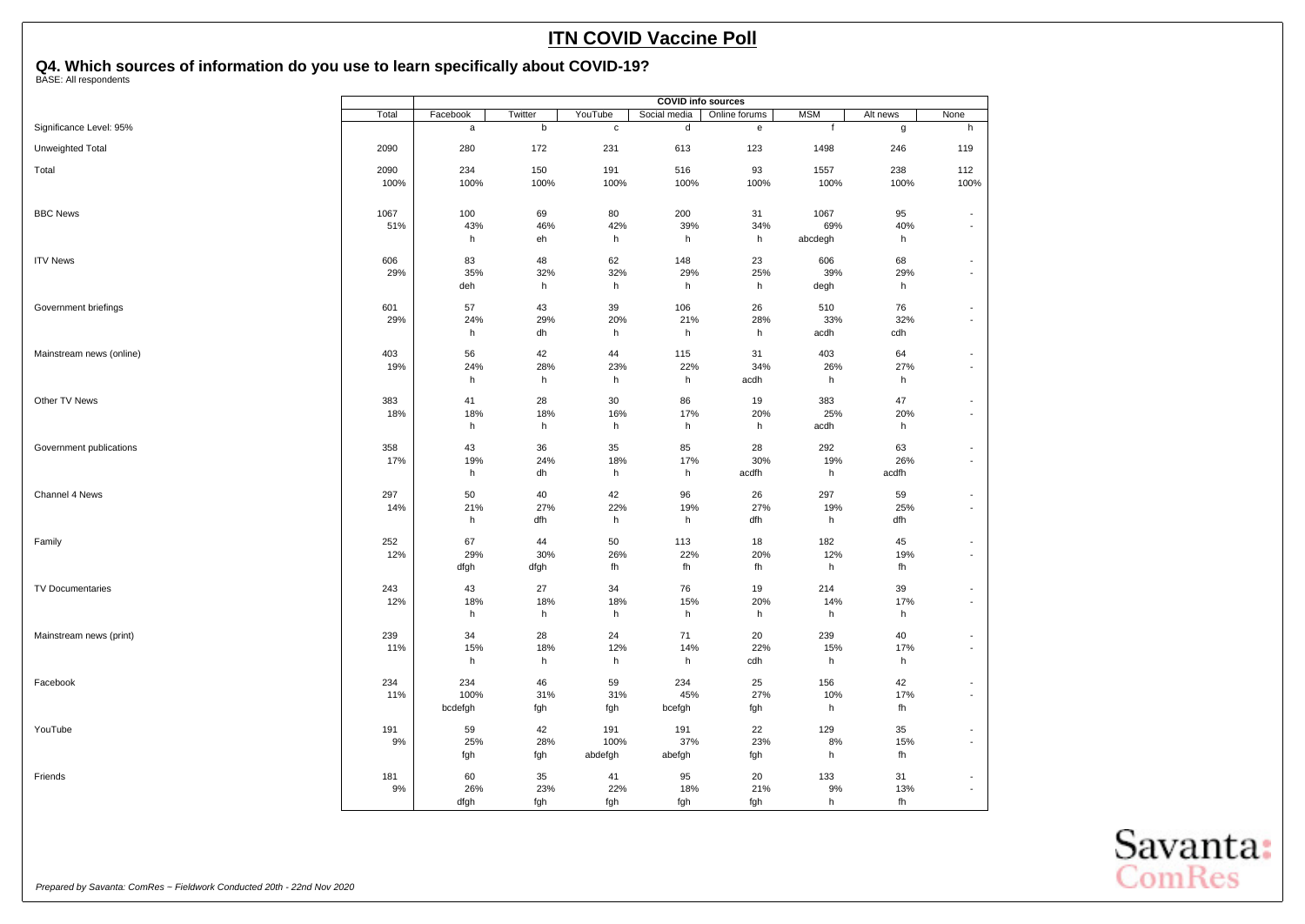# ITN COVID Vaccine Poll

## Q4. Which sources of information do you use to learn specifically about COVID-19?

BASE: All respondents

| | Total | COVID info sources | | | | | | | |
|---|---|---|---|---|---|---|---|---|---|
| | | Facebook | Twitter | YouTube | Social media | Online forums | MSM | Alt news | None |
| Significance Level: 95% | | a | b | c | d | e | f | g | h |
| Unweighted Total | 2090 | 280 | 172 | 231 | 613 | 123 | 1498 | 246 | 119 |
| Total | 2090 | 234 | 150 | 191 | 516 | 93 | 1557 | 238 | 112 |
| | 100% | 100% | 100% | 100% | 100% | 100% | 100% | 100% | 100% |
| BBC News | 1067 | 100 | 69 | 80 | 200 | 31 | 1067 | 95 | - |
| | 51% | 43% | 46% | 42% | 39% | 34% | 69% | 40% | - |
| | | h | eh | h | h | h | abcdegh | h | |
| ITV News | 606 | 83 | 48 | 62 | 148 | 23 | 606 | 68 | - |
| | 29% | 35% | 32% | 32% | 29% | 25% | 39% | 29% | - |
| | | deh | h | h | h | h | degh | h | |
| Government briefings | 601 | 57 | 43 | 39 | 106 | 26 | 510 | 76 | - |
| | 29% | 24% | 29% | 20% | 21% | 28% | 33% | 32% | - |
| | | h | dh | h | h | h | acdh | cdh | |
| Mainstream news (online) | 403 | 56 | 42 | 44 | 115 | 31 | 403 | 64 | - |
| | 19% | 24% | 28% | 23% | 22% | 34% | 26% | 27% | - |
| | | h | h | h | h | acdh | h | h | |
| Other TV News | 383 | 41 | 28 | 30 | 86 | 19 | 383 | 47 | - |
| | 18% | 18% | 18% | 16% | 17% | 20% | 25% | 20% | - |
| | | h | h | h | h | h | acdh | h | |
| Government publications | 358 | 43 | 36 | 35 | 85 | 28 | 292 | 63 | - |
| | 17% | 19% | 24% | 18% | 17% | 30% | 19% | 26% | - |
| | | h | dh | h | h | acdfh | h | acdfh | |
| Channel 4 News | 297 | 50 | 40 | 42 | 96 | 26 | 297 | 59 | - |
| | 14% | 21% | 27% | 22% | 19% | 27% | 19% | 25% | - |
| | | h | dfh | h | h | dfh | h | dfh | |
| Family | 252 | 67 | 44 | 50 | 113 | 18 | 182 | 45 | - |
| | 12% | 29% | 30% | 26% | 22% | 20% | 12% | 19% | - |
| | | dfgh | dfgh | fh | fh | fh | h | fh | |
| TV Documentaries | 243 | 43 | 27 | 34 | 76 | 19 | 214 | 39 | - |
| | 12% | 18% | 18% | 18% | 15% | 20% | 14% | 17% | - |
| | | h | h | h | h | h | h | h | |
| Mainstream news (print) | 239 | 34 | 28 | 24 | 71 | 20 | 239 | 40 | - |
| | 11% | 15% | 18% | 12% | 14% | 22% | 15% | 17% | - |
| | | h | h | h | h | cdh | h | h | |
| Facebook | 234 | 234 | 46 | 59 | 234 | 25 | 156 | 42 | - |
| | 11% | 100% | 31% | 31% | 45% | 27% | 10% | 17% | - |
| | | bcdefgh | fgh | fgh | bcefgh | fgh | h | fh | |
| YouTube | 191 | 59 | 42 | 191 | 191 | 22 | 129 | 35 | - |
| | 9% | 25% | 28% | 100% | 37% | 23% | 8% | 15% | - |
| | | fgh | fgh | abdefgh | abefgh | fgh | h | fh | |
| Friends | 181 | 60 | 35 | 41 | 95 | 20 | 133 | 31 | - |
| | 9% | 26% | 23% | 22% | 18% | 21% | 9% | 13% | - |
| | | dfgh | fgh | fgh | fgh | fgh | h | fh | |

*Prepared by Savanta: ComRes – Fieldwork Conducted 20th - 22nd Nov 2020*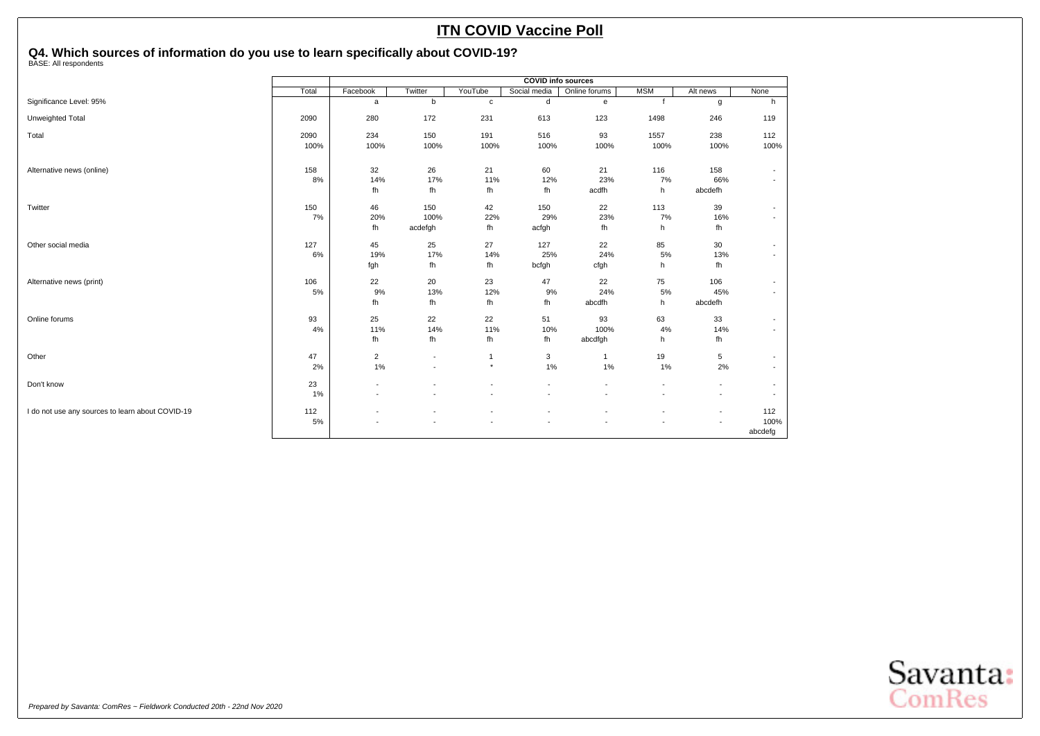# ITN COVID Vaccine Poll

## Q4. Which sources of information do you use to learn specifically about COVID-19?

BASE: All respondents

| | Total | COVID info sources | | | | | | | |
|---|---|---|---|---|---|---|---|---|---|
| | | Facebook | Twitter | YouTube | Social media | Online forums | MSM | Alt news | None |
| Significance Level: 95% | | a | b | c | d | e | f | g | h |
| Unweighted Total | 2090 | 280 | 172 | 231 | 613 | 123 | 1498 | 246 | 119 |
| Total | 2090 | 234 | 150 | 191 | 516 | 93 | 1557 | 238 | 112 |
| | 100% | 100% | 100% | 100% | 100% | 100% | 100% | 100% | 100% |
| Alternative news (online) | 158 | 32 | 26 | 21 | 60 | 21 | 116 | 158 | - |
| | 8% | 14% | 17% | 11% | 12% | 23% | 7% | 66% | - |
| | | fh | fh | fh | fh | acdfh | h | abcdefh | |
| Twitter | 150 | 46 | 150 | 42 | 150 | 22 | 113 | 39 | - |
| | 7% | 20% | 100% | 22% | 29% | 23% | 7% | 16% | - |
| | | fh | acdefgh | fh | acfgh | fh | h | fh | |
| Other social media | 127 | 45 | 25 | 27 | 127 | 22 | 85 | 30 | - |
| | 6% | 19% | 17% | 14% | 25% | 24% | 5% | 13% | - |
| | | fgh | fh | fh | bcfgh | cfgh | h | fh | |
| Alternative news (print) | 106 | 22 | 20 | 23 | 47 | 22 | 75 | 106 | - |
| | 5% | 9% | 13% | 12% | 9% | 24% | 5% | 45% | - |
| | | fh | fh | fh | fh | abcdfh | h | abcdefh | |
| Online forums | 93 | 25 | 22 | 22 | 51 | 93 | 63 | 33 | - |
| | 4% | 11% | 14% | 11% | 10% | 100% | 4% | 14% | - |
| | | fh | fh | fh | fh | abcdfgh | h | fh | |
| Other | 47 | 2 | - | 1 | 3 | 1 | 19 | 5 | - |
| | 2% | 1% | - | * | 1% | 1% | 1% | 2% | - |
| Don't know | 23 | - | - | - | - | - | - | - | - |
| | 1% | - | - | - | - | - | - | - | - |
| I do not use any sources to learn about COVID-19 | 112 | - | - | - | - | - | - | - | 112 |
| | 5% | - | - | - | - | - | - | - | 100% |
| | | | | | | | | | abcdefg |

*Prepared by Savanta: ComRes – Fieldwork Conducted 20th - 22nd Nov 2020*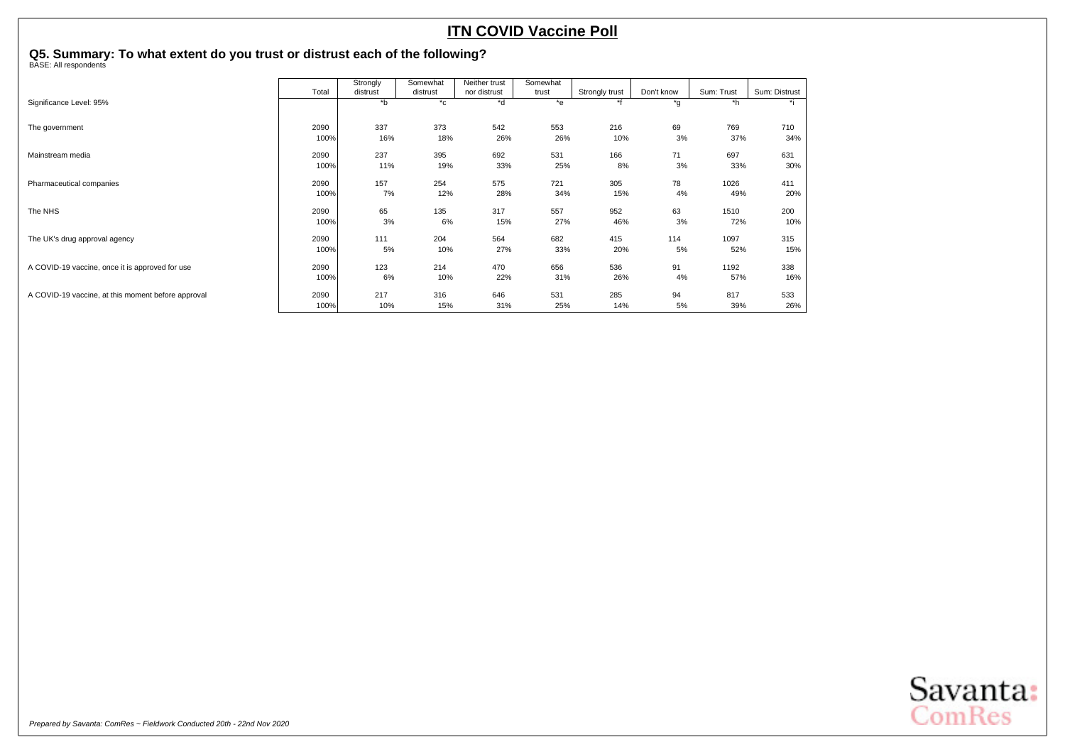# ITN COVID Vaccine Poll

## Q5. Summary: To what extent do you trust or distrust each of the following?

BASE: All respondents

| | Total | Strongly distrust | Somewhat distrust | Neither trust nor distrust | Somewhat trust | Strongly trust | Don't know | Sum: Trust | Sum: Distrust |
|---|---|---|---|---|---|---|---|---|---|
| Significance Level: 95% | | *b | *c | *d | *e | *f | *g | *h | *i |
| The government | 2090 | 337 | 373 | 542 | 553 | 216 | 69 | 769 | 710 |
| | 100% | 16% | 18% | 26% | 26% | 10% | 3% | 37% | 34% |
| Mainstream media | 2090 | 237 | 395 | 692 | 531 | 166 | 71 | 697 | 631 |
| | 100% | 11% | 19% | 33% | 25% | 8% | 3% | 33% | 30% |
| Pharmaceutical companies | 2090 | 157 | 254 | 575 | 721 | 305 | 78 | 1026 | 411 |
| | 100% | 7% | 12% | 28% | 34% | 15% | 4% | 49% | 20% |
| The NHS | 2090 | 65 | 135 | 317 | 557 | 952 | 63 | 1510 | 200 |
| | 100% | 3% | 6% | 15% | 27% | 46% | 3% | 72% | 10% |
| The UK's drug approval agency | 2090 | 111 | 204 | 564 | 682 | 415 | 114 | 1097 | 315 |
| | 100% | 5% | 10% | 27% | 33% | 20% | 5% | 52% | 15% |
| A COVID-19 vaccine, once it is approved for use | 2090 | 123 | 214 | 470 | 656 | 536 | 91 | 1192 | 338 |
| | 100% | 6% | 10% | 22% | 31% | 26% | 4% | 57% | 16% |
| A COVID-19 vaccine, at this moment before approval | 2090 | 217 | 316 | 646 | 531 | 285 | 94 | 817 | 533 |
| | 100% | 10% | 15% | 31% | 25% | 14% | 5% | 39% | 26% |

*Prepared by Savanta: ComRes – Fieldwork Conducted 20th - 22nd Nov 2020*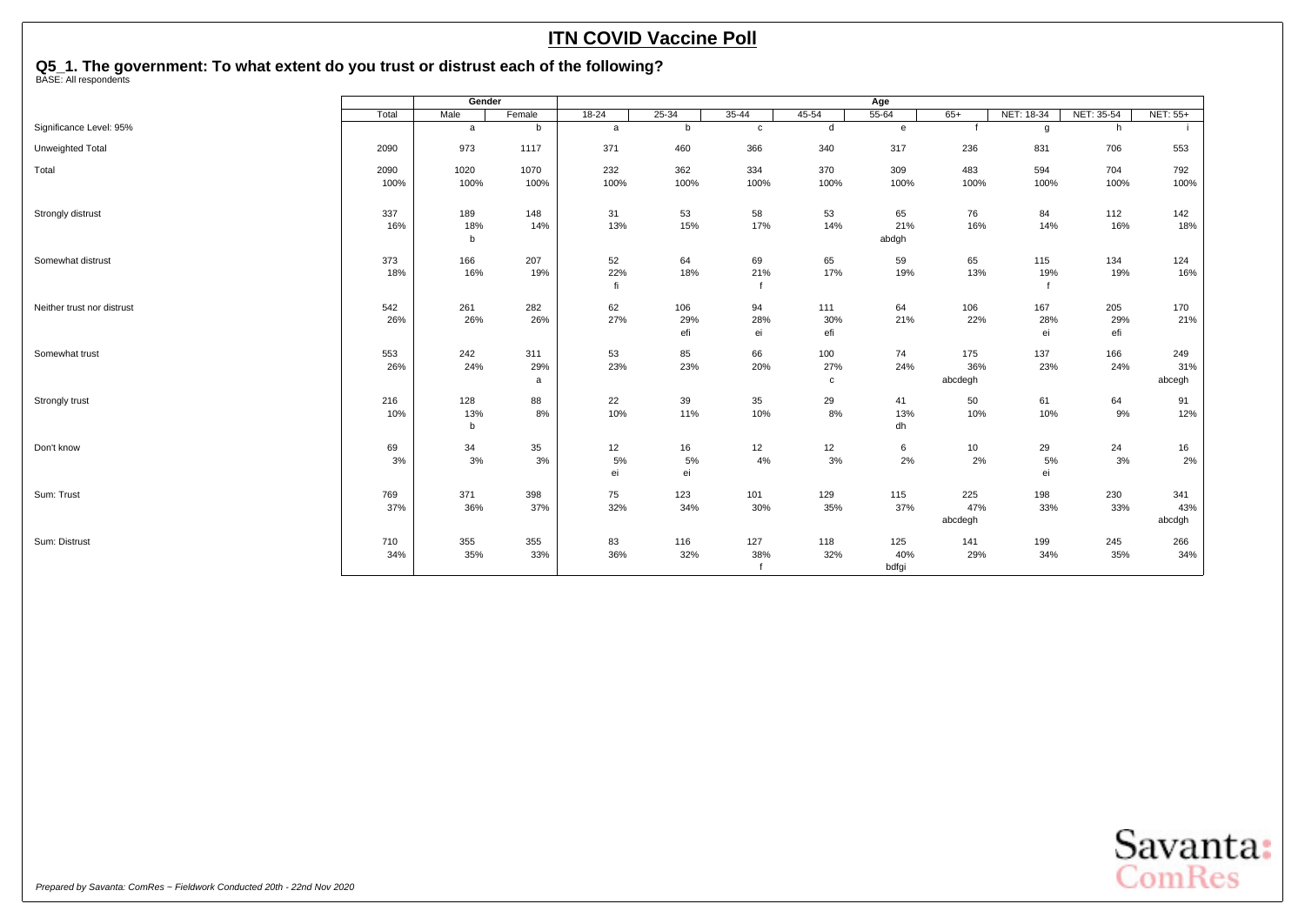# ITN COVID Vaccine Poll

## Q5_1. The government: To what extent do you trust or distrust each of the following?

BASE: All respondents

| | Total | Gender | | Age | | | | | | | | |
|---|---|---|---|---|---|---|---|---|---|---|---|---|
| | | Male | Female | 18-24 | 25-34 | 35-44 | 45-54 | 55-64 | 65+ | NET: 18-34 | NET: 35-54 | NET: 55+ |
| Significance Level: 95% | | a | b | a | b | c | d | e | f | g | h | i |
| Unweighted Total | 2090 | 973 | 1117 | 371 | 460 | 366 | 340 | 317 | 236 | 831 | 706 | 553 |
| Total | 2090<br>100% | 1020<br>100% | 1070<br>100% | 232<br>100% | 362<br>100% | 334<br>100% | 370<br>100% | 309<br>100% | 483<br>100% | 594<br>100% | 704<br>100% | 792<br>100% |
| Strongly distrust | 337<br>16% | 189<br>18%<br>b | 148<br>14% | 31<br>13% | 53<br>15% | 58<br>17% | 53<br>14% | 65<br>21%<br>abdgh | 76<br>16% | 84<br>14% | 112<br>16% | 142<br>18% |
| Somewhat distrust | 373<br>18% | 166<br>16% | 207<br>19% | 52<br>22%<br>fi | 64<br>18% | 69<br>21%<br>f | 65<br>17% | 59<br>19% | 65<br>13% | 115<br>19%<br>f | 134<br>19% | 124<br>16% |
| Neither trust nor distrust | 542<br>26% | 261<br>26% | 282<br>26% | 62<br>27% | 106<br>29%<br>efi | 94<br>28%<br>ei | 111<br>30%<br>efi | 64<br>21% | 106<br>22% | 167<br>28%<br>ei | 205<br>29%<br>efi | 170<br>21% |
| Somewhat trust | 553<br>26% | 242<br>24% | 311<br>29%<br>a | 53<br>23% | 85<br>23% | 66<br>20% | 100<br>27%<br>c | 74<br>24% | 175<br>36%<br>abcdegh | 137<br>23% | 166<br>24% | 249<br>31%<br>abcegh |
| Strongly trust | 216<br>10% | 128<br>13%<br>b | 88<br>8% | 22<br>10% | 39<br>11% | 35<br>10% | 29<br>8% | 41<br>13%<br>dh | 50<br>10% | 61<br>10% | 64<br>9% | 91<br>12% |
| Don't know | 69<br>3% | 34<br>3% | 35<br>3% | 12<br>5%<br>ei | 16<br>5%<br>ei | 12<br>4% | 12<br>3% | 6<br>2% | 10<br>2% | 29<br>5%<br>ei | 24<br>3% | 16<br>2% |
| Sum: Trust | 769<br>37% | 371<br>36% | 398<br>37% | 75<br>32% | 123<br>34% | 101<br>30% | 129<br>35% | 115<br>37% | 225<br>47%<br>abcdegh | 198<br>33% | 230<br>33% | 341<br>43%<br>abcdgh |
| Sum: Distrust | 710<br>34% | 355<br>35% | 355<br>33% | 83<br>36% | 116<br>32% | 127<br>38%<br>f | 118<br>32% | 125<br>40%<br>bdfgi | 141<br>29% | 199<br>34% | 245<br>35% | 266<br>34% |

*Prepared by Savanta: ComRes – Fieldwork Conducted 20th - 22nd Nov 2020*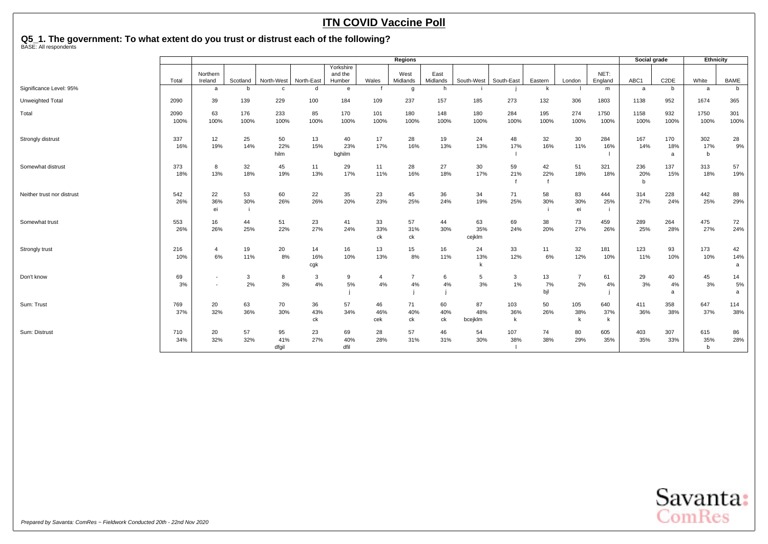# ITN COVID Vaccine Poll

## Q5_1. The government: To what extent do you trust or distrust each of the following?

BASE: All respondents

| | | Regions | | | | | | | | | | | | | Social grade | | Ethnicity | |
|---|---|---|---|---|---|---|---|---|---|---|---|---|---|---|---|---|---|---|
| | Total | Northern Ireland | Scotland | North-West | North-East | Yorkshire and the Humber | Wales | West Midlands | East Midlands | South-West | South-East | Eastern | London | NET: England | ABC1 | C2DE | White | BAME |
| Significance Level: 95% | | a | b | c | d | e | f | g | h | i | j | k | l | m | a | b | a | b |
| Unweighted Total | 2090 | 39 | 139 | 229 | 100 | 184 | 109 | 237 | 157 | 185 | 273 | 132 | 306 | 1803 | 1138 | 952 | 1674 | 365 |
| Total | 2090<br>100% | 63<br>100% | 176<br>100% | 233<br>100% | 85<br>100% | 170<br>100% | 101<br>100% | 180<br>100% | 148<br>100% | 180<br>100% | 284<br>100% | 195<br>100% | 274<br>100% | 1750<br>100% | 1158<br>100% | 932<br>100% | 1750<br>100% | 301<br>100% |
| Strongly distrust | 337<br>16% | 12<br>19% | 25<br>14% | 50<br>22%<br>hilm | 13<br>15% | 40<br>23%<br>bghilm | 17<br>17% | 28<br>16% | 19<br>13% | 24<br>13% | 48<br>17%<br>l | 32<br>16% | 30<br>11% | 284<br>16%<br>l | 167<br>14% | 170<br>18%<br>a | 302<br>17%<br>b | 28<br>9% |
| Somewhat distrust | 373<br>18% | 8<br>13% | 32<br>18% | 45<br>19% | 11<br>13% | 29<br>17% | 11<br>11% | 28<br>16% | 27<br>18% | 30<br>17% | 59<br>21%<br>f | 42<br>22%<br>f | 51<br>18% | 321<br>18% | 236<br>20%<br>b | 137<br>15% | 313<br>18% | 57<br>19% |
| Neither trust nor distrust | 542<br>26% | 22<br>36%<br>ei | 53<br>30%<br>i | 60<br>26% | 22<br>26% | 35<br>20% | 23<br>23% | 45<br>25% | 36<br>24% | 34<br>19% | 71<br>25% | 58<br>30%<br>i | 83<br>30%<br>ei | 444<br>25%<br>i | 314<br>27% | 228<br>24% | 442<br>25% | 88<br>29% |
| Somewhat trust | 553<br>26% | 16<br>26% | 44<br>25% | 51<br>22% | 23<br>27% | 41<br>24% | 33<br>33%<br>ck | 57<br>31%<br>ck | 44<br>30% | 63<br>35%<br>cejklm | 69<br>24% | 38<br>20% | 73<br>27% | 459<br>26% | 289<br>25% | 264<br>28% | 475<br>27% | 72<br>24% |
| Strongly trust | 216<br>10% | 4<br>6% | 19<br>11% | 20<br>8% | 14<br>16%<br>cgk | 16<br>10% | 13<br>13% | 15<br>8% | 16<br>11% | 24<br>13%<br>k | 33<br>12% | 11<br>6% | 32<br>12% | 181<br>10% | 123<br>11% | 93<br>10% | 173<br>10% | 42<br>14%<br>a |
| Don't know | 69<br>3% | -<br>- | 3<br>2% | 8<br>3% | 3<br>4% | 9<br>5%<br>j | 4<br>4% | 7<br>4%<br>j | 6<br>4%<br>j | 5<br>3% | 3<br>1% | 13<br>7%<br>bjl | 7<br>2% | 61<br>4%<br>j | 29<br>3% | 40<br>4%<br>a | 45<br>3% | 14<br>5%<br>a |
| Sum: Trust | 769<br>37% | 20<br>32% | 63<br>36% | 70<br>30% | 36<br>43%<br>ck | 57<br>34% | 46<br>46%<br>cek | 71<br>40%<br>ck | 60<br>40%<br>ck | 87<br>48%<br>bcejklm | 103<br>36%<br>k | 50<br>26% | 105<br>38%<br>k | 640<br>37%<br>k | 411<br>36% | 358<br>38% | 647<br>37% | 114<br>38% |
| Sum: Distrust | 710<br>34% | 20<br>32% | 57<br>32% | 95<br>41%<br>dfgil | 23<br>27% | 69<br>40%<br>dfil | 28<br>28% | 57<br>31% | 46<br>31% | 54<br>30% | 107<br>38%<br>l | 74<br>38% | 80<br>29% | 605<br>35% | 403<br>35% | 307<br>33% | 615<br>35%<br>b | 86<br>28% |

*Prepared by Savanta: ComRes – Fieldwork Conducted 20th - 22nd Nov 2020*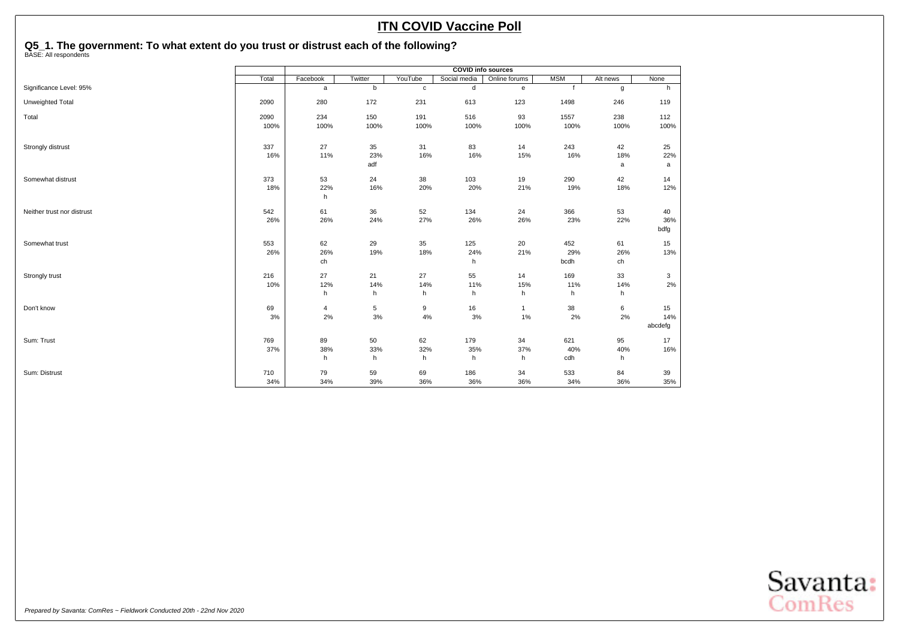# ITN COVID Vaccine Poll

## Q5_1. The government: To what extent do you trust or distrust each of the following?

BASE: All respondents

| | Total | COVID info sources | | | | | | | |
|---|---|---|---|---|---|---|---|---|---|
| | Total | Facebook | Twitter | YouTube | Social media | Online forums | MSM | Alt news | None |
| Significance Level: 95% | | a | b | c | d | e | f | g | h |
| Unweighted Total | 2090 | 280 | 172 | 231 | 613 | 123 | 1498 | 246 | 119 |
| Total | 2090 | 234 | 150 | 191 | 516 | 93 | 1557 | 238 | 112 |
| | 100% | 100% | 100% | 100% | 100% | 100% | 100% | 100% | 100% |
| Strongly distrust | 337 | 27 | 35 | 31 | 83 | 14 | 243 | 42 | 25 |
| | 16% | 11% | 23% | 16% | 16% | 15% | 16% | 18% | 22% |
| | | | adf | | | | | a | a |
| Somewhat distrust | 373 | 53 | 24 | 38 | 103 | 19 | 290 | 42 | 14 |
| | 18% | 22% | 16% | 20% | 20% | 21% | 19% | 18% | 12% |
| | | h | | | | | | | |
| Neither trust nor distrust | 542 | 61 | 36 | 52 | 134 | 24 | 366 | 53 | 40 |
| | 26% | 26% | 24% | 27% | 26% | 26% | 23% | 22% | 36% |
| | | | | | | | | | bdfg |
| Somewhat trust | 553 | 62 | 29 | 35 | 125 | 20 | 452 | 61 | 15 |
| | 26% | 26% | 19% | 18% | 24% | 21% | 29% | 26% | 13% |
| | | ch | | | h | | bcdh | ch | |
| Strongly trust | 216 | 27 | 21 | 27 | 55 | 14 | 169 | 33 | 3 |
| | 10% | 12% | 14% | 14% | 11% | 15% | 11% | 14% | 2% |
| | | h | h | h | h | h | h | h | |
| Don't know | 69 | 4 | 5 | 9 | 16 | 1 | 38 | 6 | 15 |
| | 3% | 2% | 3% | 4% | 3% | 1% | 2% | 2% | 14% |
| | | | | | | | | | abcdefg |
| Sum: Trust | 769 | 89 | 50 | 62 | 179 | 34 | 621 | 95 | 17 |
| | 37% | 38% | 33% | 32% | 35% | 37% | 40% | 40% | 16% |
| | | h | h | h | h | h | cdh | h | |
| Sum: Distrust | 710 | 79 | 59 | 69 | 186 | 34 | 533 | 84 | 39 |
| | 34% | 34% | 39% | 36% | 36% | 36% | 34% | 36% | 35% |

*Prepared by Savanta: ComRes – Fieldwork Conducted 20th - 22nd Nov 2020*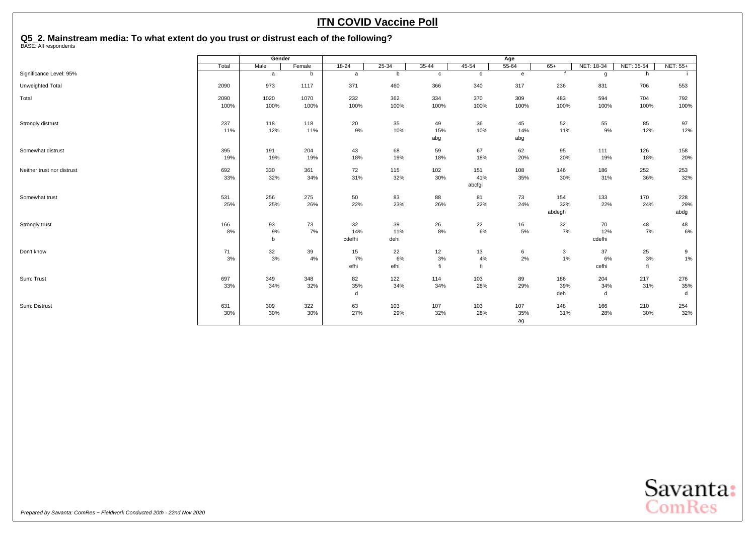# ITN COVID Vaccine Poll

## Q5_2. Mainstream media: To what extent do you trust or distrust each of the following?

BASE: All respondents

| | Total | Gender | | Age | | | | | | | | |
|---|---|---|---|---|---|---|---|---|---|---|---|---|
| | Total | Male | Female | 18-24 | 25-34 | 35-44 | 45-54 | 55-64 | 65+ | NET: 18-34 | NET: 35-54 | NET: 55+ |
| Significance Level: 95% | | a | b | a | b | c | d | e | f | g | h | i |
| Unweighted Total | 2090 | 973 | 1117 | 371 | 460 | 366 | 340 | 317 | 236 | 831 | 706 | 553 |
| Total | 2090<br>100% | 1020<br>100% | 1070<br>100% | 232<br>100% | 362<br>100% | 334<br>100% | 370<br>100% | 309<br>100% | 483<br>100% | 594<br>100% | 704<br>100% | 792<br>100% |
| Strongly distrust | 237<br>11% | 118<br>12% | 118<br>11% | 20<br>9% | 35<br>10% | 49<br>15%<br>abg | 36<br>10% | 45<br>14%<br>abg | 52<br>11% | 55<br>9% | 85<br>12% | 97<br>12% |
| Somewhat distrust | 395<br>19% | 191<br>19% | 204<br>19% | 43<br>18% | 68<br>19% | 59<br>18% | 67<br>18% | 62<br>20% | 95<br>20% | 111<br>19% | 126<br>18% | 158<br>20% |
| Neither trust nor distrust | 692<br>33% | 330<br>32% | 361<br>34% | 72<br>31% | 115<br>32% | 102<br>30% | 151<br>41%<br>abcfgi | 108<br>35% | 146<br>30% | 186<br>31% | 252<br>36% | 253<br>32% |
| Somewhat trust | 531<br>25% | 256<br>25% | 275<br>26% | 50<br>22% | 83<br>23% | 88<br>26% | 81<br>22% | 73<br>24% | 154<br>32%<br>abdegh | 133<br>22% | 170<br>24% | 228<br>29%<br>abdg |
| Strongly trust | 166<br>8% | 93<br>9%<br>b | 73<br>7% | 32<br>14%<br>cdefhi | 39<br>11%<br>dehi | 26<br>8% | 22<br>6% | 16<br>5% | 32<br>7% | 70<br>12%<br>cdefhi | 48<br>7% | 48<br>6% |
| Don't know | 71<br>3% | 32<br>3% | 39<br>4% | 15<br>7%<br>efhi | 22<br>6%<br>efhi | 12<br>3%<br>fi | 13<br>4%<br>fi | 6<br>2% | 3<br>1% | 37<br>6%<br>cefhi | 25<br>3%<br>fi | 9<br>1% |
| Sum: Trust | 697<br>33% | 349<br>34% | 348<br>32% | 82<br>35%<br>d | 122<br>34% | 114<br>34% | 103<br>28% | 89<br>29% | 186<br>39%<br>deh | 204<br>34%<br>d | 217<br>31% | 276<br>35%<br>d |
| Sum: Distrust | 631<br>30% | 309<br>30% | 322<br>30% | 63<br>27% | 103<br>29% | 107<br>32% | 103<br>28% | 107<br>35%<br>ag | 148<br>31% | 166<br>28% | 210<br>30% | 254<br>32% |

*Prepared by Savanta: ComRes – Fieldwork Conducted 20th - 22nd Nov 2020*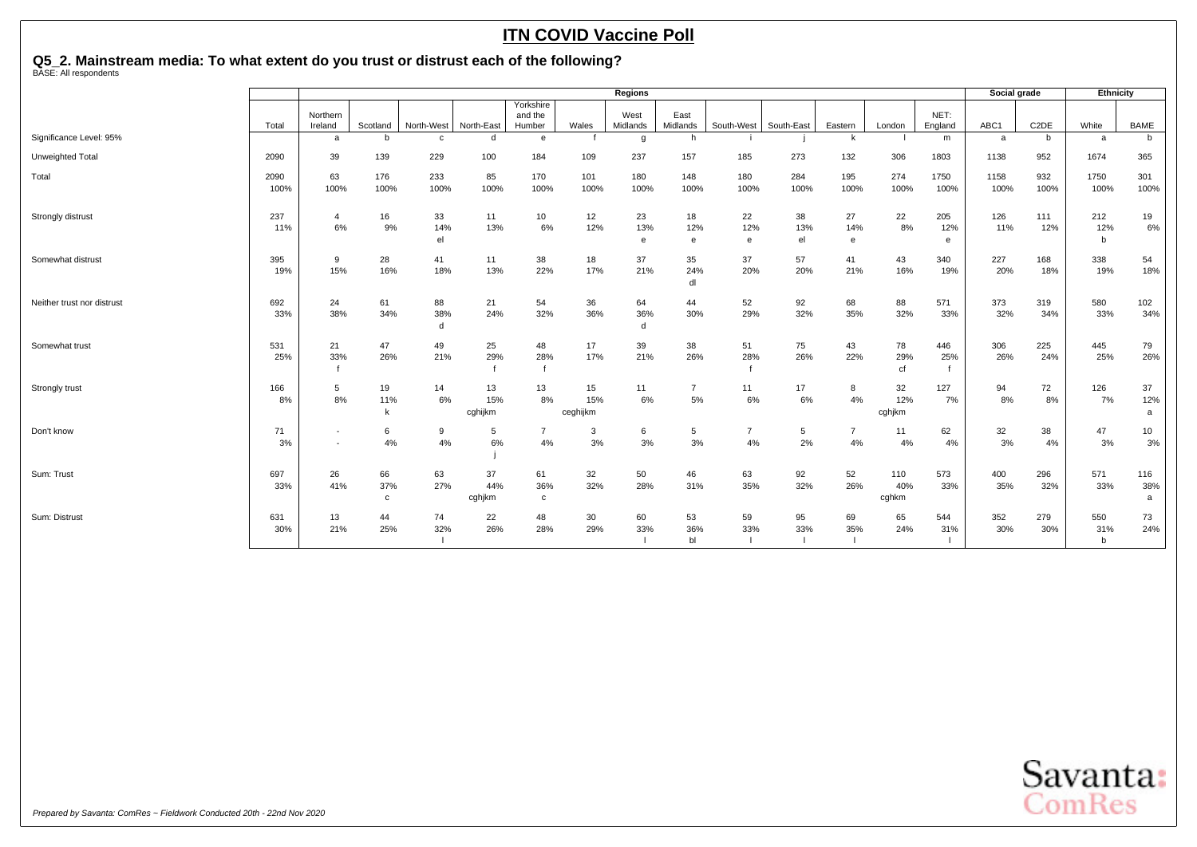# ITN COVID Vaccine Poll

## Q5_2. Mainstream media: To what extent do you trust or distrust each of the following?

BASE: All respondents

| | Total | Regions | | | | | | | | | | | | | | Social grade | | Ethnicity | |
|---|---|---|---|---|---|---|---|---|---|---|---|---|---|---|---|---|---|---|---|
| | | Northern Ireland | Scotland | North-West | North-East | Yorkshire and the Humber | Wales | West Midlands | East Midlands | South-West | South-East | Eastern | London | NET: England | ABC1 | C2DE | White | BAME |
| Significance Level: 95% | | a | b | c | d | e | f | g | h | i | j | k | l | m | a | b | a | b |
| Unweighted Total | 2090 | 39 | 139 | 229 | 100 | 184 | 109 | 237 | 157 | 185 | 273 | 132 | 306 | 1803 | 1138 | 952 | 1674 | 365 |
| Total | 2090<br>100% | 63<br>100% | 176<br>100% | 233<br>100% | 85<br>100% | 170<br>100% | 101<br>100% | 180<br>100% | 148<br>100% | 180<br>100% | 284<br>100% | 195<br>100% | 274<br>100% | 1750<br>100% | 1158<br>100% | 932<br>100% | 1750<br>100% | 301<br>100% |
| Strongly distrust | 237<br>11% | 4<br>6% | 16<br>9% | 33<br>14%<br>el | 11<br>13% | 10<br>6% | 12<br>12% | 23<br>13%<br>e | 18<br>12%<br>e | 22<br>12%<br>e | 38<br>13%<br>el | 27<br>14%<br>e | 22<br>8% | 205<br>12%<br>e | 126<br>11% | 111<br>12% | 212<br>12%<br>b | 19<br>6% |
| Somewhat distrust | 395<br>19% | 9<br>15% | 28<br>16% | 41<br>18% | 11<br>13% | 38<br>22% | 18<br>17% | 37<br>21% | 35<br>24%<br>dl | 37<br>20% | 57<br>20% | 41<br>21% | 43<br>16% | 340<br>19% | 227<br>20% | 168<br>18% | 338<br>19% | 54<br>18% |
| Neither trust nor distrust | 692<br>33% | 24<br>38% | 61<br>34% | 88<br>38%<br>d | 21<br>24% | 54<br>32% | 36<br>36% | 64<br>36%<br>d | 44<br>30% | 52<br>29% | 92<br>32% | 68<br>35% | 88<br>32% | 571<br>33% | 373<br>32% | 319<br>34% | 580<br>33% | 102<br>34% |
| Somewhat trust | 531<br>25% | 21<br>33%<br>f | 47<br>26% | 49<br>21% | 25<br>29%<br>f | 48<br>28%<br>f | 17<br>17% | 39<br>21% | 38<br>26% | 51<br>28%<br>f | 75<br>26% | 43<br>22% | 78<br>29%<br>cf | 446<br>25%<br>f | 306<br>26% | 225<br>24% | 445<br>25% | 79<br>26% |
| Strongly trust | 166<br>8% | 5<br>8% | 19<br>11%<br>k | 14<br>6% | 13<br>15%<br>cghijkm | 13<br>8% | 15<br>15%<br>ceghijkm | 11<br>6% | 7<br>5% | 11<br>6% | 17<br>6% | 8<br>4% | 32<br>12%<br>cghjkm | 127<br>7% | 94<br>8% | 72<br>8% | 126<br>7% | 37<br>12%<br>a |
| Don't know | 71<br>3% | -<br>- | 6<br>4% | 9<br>4% | 5<br>6%<br>j | 7<br>4% | 3<br>3% | 6<br>3% | 5<br>3% | 7<br>4% | 5<br>2% | 7<br>4% | 11<br>4% | 62<br>4% | 32<br>3% | 38<br>4% | 47<br>3% | 10<br>3% |
| Sum: Trust | 697<br>33% | 26<br>41% | 66<br>37%<br>c | 63<br>27% | 37<br>44%<br>cghjkm | 61<br>36%<br>c | 32<br>32% | 50<br>28% | 46<br>31% | 63<br>35% | 92<br>32% | 52<br>26% | 110<br>40%<br>cghkm | 573<br>33% | 400<br>35% | 296<br>32% | 571<br>33% | 116<br>38%<br>a |
| Sum: Distrust | 631<br>30% | 13<br>21% | 44<br>25% | 74<br>32%<br>l | 22<br>26% | 48<br>28% | 30<br>29% | 60<br>33%<br>l | 53<br>36%<br>bl | 59<br>33%<br>l | 95<br>33%<br>l | 69<br>35%<br>l | 65<br>24% | 544<br>31%<br>l | 352<br>30% | 279<br>30% | 550<br>31%<br>b | 73<br>24% |

*Prepared by Savanta: ComRes – Fieldwork Conducted 20th - 22nd Nov 2020*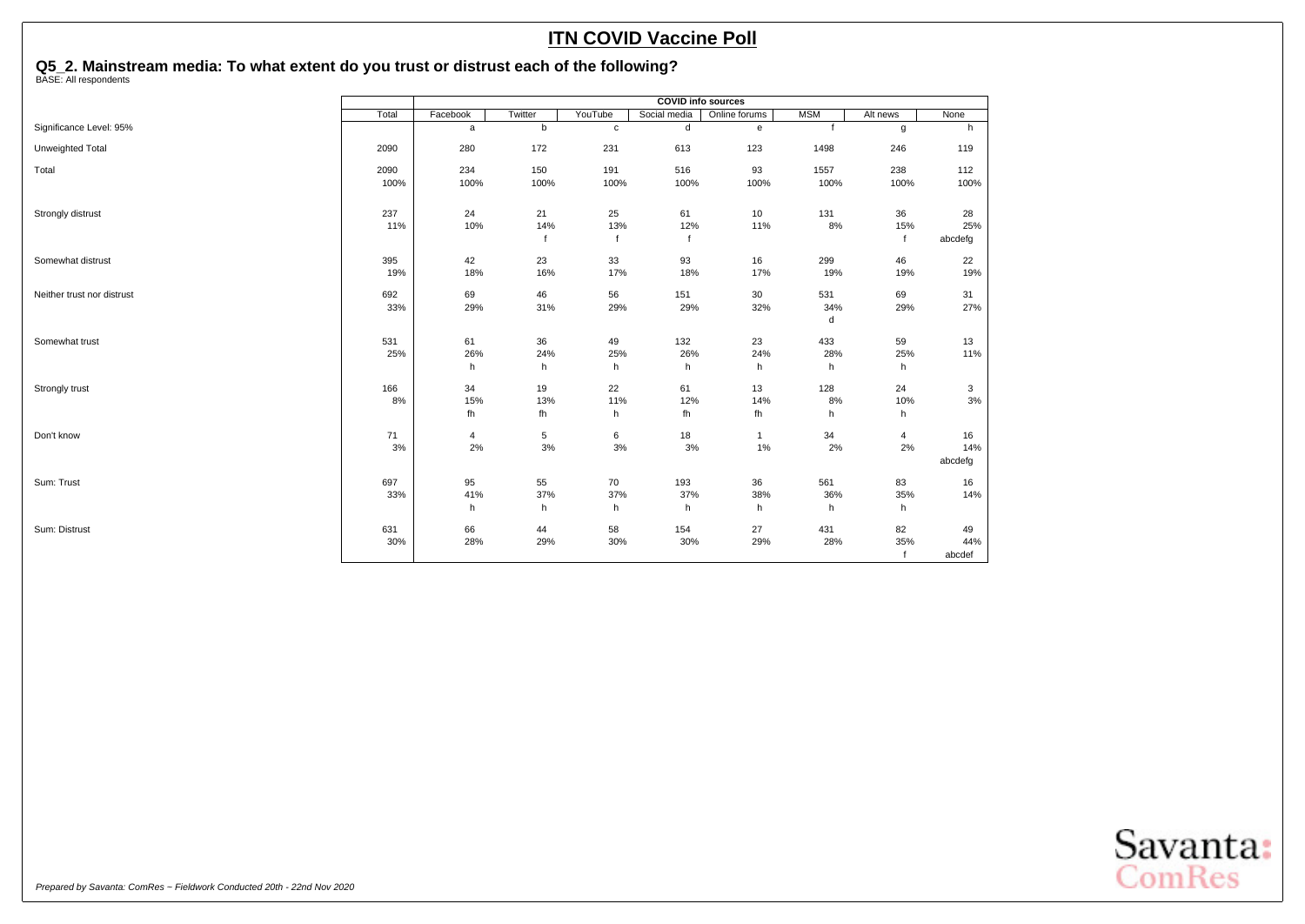# ITN COVID Vaccine Poll

## Q5_2. Mainstream media: To what extent do you trust or distrust each of the following?

BASE: All respondents

| | Total | COVID info sources | | | | | | | |
|---|---|---|---|---|---|---|---|---|---|
| | | Facebook | Twitter | YouTube | Social media | Online forums | MSM | Alt news | None |
| Significance Level: 95% | | a | b | c | d | e | f | g | h |
| Unweighted Total | 2090 | 280 | 172 | 231 | 613 | 123 | 1498 | 246 | 119 |
| Total | 2090 | 234 | 150 | 191 | 516 | 93 | 1557 | 238 | 112 |
| | 100% | 100% | 100% | 100% | 100% | 100% | 100% | 100% | 100% |
| Strongly distrust | 237 | 24 | 21 | 25 | 61 | 10 | 131 | 36 | 28 |
| | 11% | 10% | 14% | 13% | 12% | 11% | 8% | 15% | 25% |
| | | | f | f | f | | | f | abcdefg |
| Somewhat distrust | 395 | 42 | 23 | 33 | 93 | 16 | 299 | 46 | 22 |
| | 19% | 18% | 16% | 17% | 18% | 17% | 19% | 19% | 19% |
| Neither trust nor distrust | 692 | 69 | 46 | 56 | 151 | 30 | 531 | 69 | 31 |
| | 33% | 29% | 31% | 29% | 29% | 32% | 34% | 29% | 27% |
| | | | | | | | d | | |
| Somewhat trust | 531 | 61 | 36 | 49 | 132 | 23 | 433 | 59 | 13 |
| | 25% | 26% | 24% | 25% | 26% | 24% | 28% | 25% | 11% |
| | | h | h | h | h | h | h | h | |
| Strongly trust | 166 | 34 | 19 | 22 | 61 | 13 | 128 | 24 | 3 |
| | 8% | 15% | 13% | 11% | 12% | 14% | 8% | 10% | 3% |
| | | fh | fh | h | fh | fh | h | h | |
| Don't know | 71 | 4 | 5 | 6 | 18 | 1 | 34 | 4 | 16 |
| | 3% | 2% | 3% | 3% | 3% | 1% | 2% | 2% | 14% |
| | | | | | | | | | abcdefg |
| Sum: Trust | 697 | 95 | 55 | 70 | 193 | 36 | 561 | 83 | 16 |
| | 33% | 41% | 37% | 37% | 37% | 38% | 36% | 35% | 14% |
| | | h | h | h | h | h | h | h | |
| Sum: Distrust | 631 | 66 | 44 | 58 | 154 | 27 | 431 | 82 | 49 |
| | 30% | 28% | 29% | 30% | 30% | 29% | 28% | 35% | 44% |
| | | | | | | | | f | abcdef |

*Prepared by Savanta: ComRes – Fieldwork Conducted 20th - 22nd Nov 2020*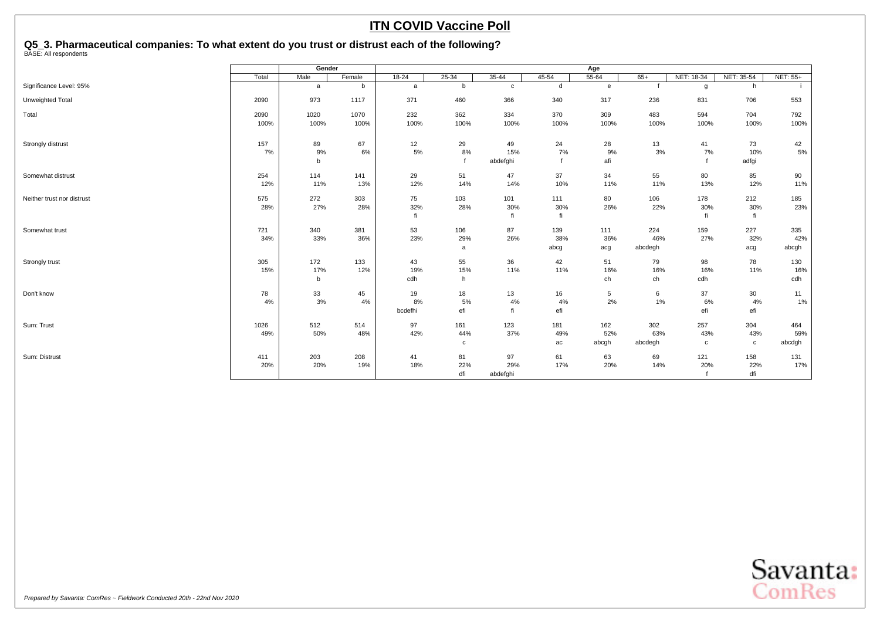# ITN COVID Vaccine Poll

## Q5_3. Pharmaceutical companies: To what extent do you trust or distrust each of the following?

BASE: All respondents

| | Total | Gender | | Age | | | | | | | | |
|---|---|---|---|---|---|---|---|---|---|---|---|---|
| | Total | Male | Female | 18-24 | 25-34 | 35-44 | 45-54 | 55-64 | 65+ | NET: 18-34 | NET: 35-54 | NET: 55+ |
| Significance Level: 95% | | a | b | a | b | c | d | e | f | g | h | i |
| Unweighted Total | 2090 | 973 | 1117 | 371 | 460 | 366 | 340 | 317 | 236 | 831 | 706 | 553 |
| Total | 2090 | 1020 | 1070 | 232 | 362 | 334 | 370 | 309 | 483 | 594 | 704 | 792 |
| | 100% | 100% | 100% | 100% | 100% | 100% | 100% | 100% | 100% | 100% | 100% | 100% |
| Strongly distrust | 157 | 89 | 67 | 12 | 29 | 49 | 24 | 28 | 13 | 41 | 73 | 42 |
| | 7% | 9% | 6% | 5% | 8% | 15% | 7% | 9% | 3% | 7% | 10% | 5% |
| | | b | | | f | abdefghi | f | afi | | f | adfgi | |
| Somewhat distrust | 254 | 114 | 141 | 29 | 51 | 47 | 37 | 34 | 55 | 80 | 85 | 90 |
| | 12% | 11% | 13% | 12% | 14% | 14% | 10% | 11% | 11% | 13% | 12% | 11% |
| Neither trust nor distrust | 575 | 272 | 303 | 75 | 103 | 101 | 111 | 80 | 106 | 178 | 212 | 185 |
| | 28% | 27% | 28% | 32% | 28% | 30% | 30% | 26% | 22% | 30% | 30% | 23% |
| | | | | fi | | fi | fi | | | fi | fi | |
| Somewhat trust | 721 | 340 | 381 | 53 | 106 | 87 | 139 | 111 | 224 | 159 | 227 | 335 |
| | 34% | 33% | 36% | 23% | 29% | 26% | 38% | 36% | 46% | 27% | 32% | 42% |
| | | | | | a | | abcg | acg | abcdegh | | acg | abcgh |
| Strongly trust | 305 | 172 | 133 | 43 | 55 | 36 | 42 | 51 | 79 | 98 | 78 | 130 |
| | 15% | 17% | 12% | 19% | 15% | 11% | 11% | 16% | 16% | 16% | 11% | 16% |
| | | b | | cdh | h | | | ch | ch | cdh | | cdh |
| Don't know | 78 | 33 | 45 | 19 | 18 | 13 | 16 | 5 | 6 | 37 | 30 | 11 |
| | 4% | 3% | 4% | 8% | 5% | 4% | 4% | 2% | 1% | 6% | 4% | 1% |
| | | | | bcdefhi | efi | fi | efi | | | efi | efi | |
| Sum: Trust | 1026 | 512 | 514 | 97 | 161 | 123 | 181 | 162 | 302 | 257 | 304 | 464 |
| | 49% | 50% | 48% | 42% | 44% | 37% | 49% | 52% | 63% | 43% | 43% | 59% |
| | | | | | c | | ac | abcgh | abcdegh | c | c | abcdgh |
| Sum: Distrust | 411 | 203 | 208 | 41 | 81 | 97 | 61 | 63 | 69 | 121 | 158 | 131 |
| | 20% | 20% | 19% | 18% | 22% | 29% | 17% | 20% | 14% | 20% | 22% | 17% |
| | | | | | dfi | abdefghi | | | | f | dfi | |

*Prepared by Savanta: ComRes – Fieldwork Conducted 20th - 22nd Nov 2020*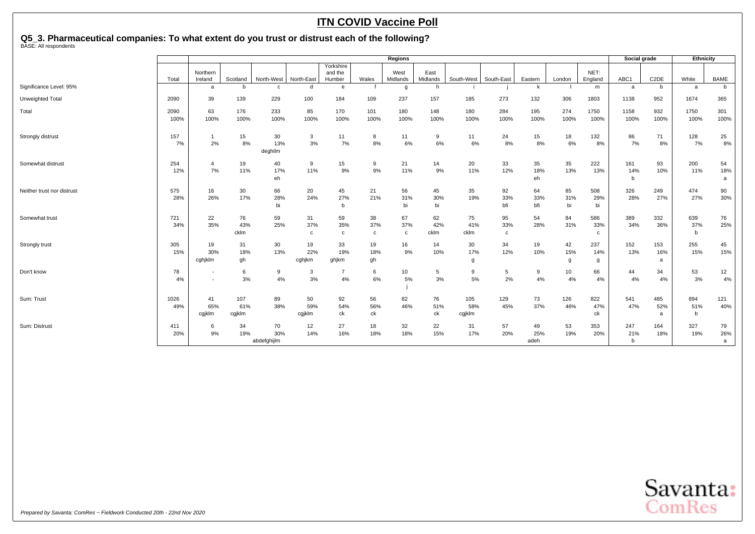# ITN COVID Vaccine Poll

## Q5_3. Pharmaceutical companies: To what extent do you trust or distrust each of the following?

BASE: All respondents

| | | Regions | | | | | | | | | | | | | | Social grade | | Ethnicity | |
|---|---|---|---|---|---|---|---|---|---|---|---|---|---|---|---|---|---|---|---|
| | Total | Northern Ireland | Scotland | North-West | North-East | Yorkshire and the Humber | Wales | West Midlands | East Midlands | South-West | South-East | Eastern | London | NET: England | ABC1 | C2DE | White | BAME |
| Significance Level: 95% | | a | b | c | d | e | f | g | h | i | j | k | l | m | a | b | a | b |
| Unweighted Total | 2090 | 39 | 139 | 229 | 100 | 184 | 109 | 237 | 157 | 185 | 273 | 132 | 306 | 1803 | 1138 | 952 | 1674 | 365 |
| Total | 2090<br>100% | 63<br>100% | 176<br>100% | 233<br>100% | 85<br>100% | 170<br>100% | 101<br>100% | 180<br>100% | 148<br>100% | 180<br>100% | 284<br>100% | 195<br>100% | 274<br>100% | 1750<br>100% | 1158<br>100% | 932<br>100% | 1750<br>100% | 301<br>100% |
| Strongly distrust | 157<br>7% | 1<br>2% | 15<br>8% | 30<br>13%<br>deghilm | 3<br>3% | 11<br>7% | 8<br>8% | 11<br>6% | 9<br>6% | 11<br>6% | 24<br>8% | 15<br>8% | 18<br>6% | 132<br>8% | 86<br>7% | 71<br>8% | 128<br>7% | 25<br>8% |
| Somewhat distrust | 254<br>12% | 4<br>7% | 19<br>11% | 40<br>17%<br>eh | 9<br>11% | 15<br>9% | 9<br>9% | 21<br>11% | 14<br>9% | 20<br>11% | 33<br>12% | 35<br>18%<br>eh | 35<br>13% | 222<br>13% | 161<br>14%<br>b | 93<br>10% | 200<br>11% | 54<br>18%<br>a |
| Neither trust nor distrust | 575<br>28% | 16<br>26% | 30<br>17% | 66<br>28%<br>bi | 20<br>24% | 45<br>27%<br>b | 21<br>21% | 56<br>31%<br>bi | 45<br>30%<br>bi | 35<br>19% | 92<br>33%<br>bfi | 64<br>33%<br>bfi | 85<br>31%<br>bi | 508<br>29%<br>bi | 326<br>28% | 249<br>27% | 474<br>27% | 90<br>30% |
| Somewhat trust | 721<br>34% | 22<br>35% | 76<br>43%<br>cklm | 59<br>25% | 31<br>37%<br>c | 59<br>35%<br>c | 38<br>37%<br>c | 67<br>37%<br>c | 62<br>42%<br>cklm | 75<br>41%<br>cklm | 95<br>33%<br>c | 54<br>28% | 84<br>31% | 586<br>33%<br>c | 389<br>34% | 332<br>36% | 639<br>37%<br>b | 76<br>25% |
| Strongly trust | 305<br>15% | 19<br>30%<br>cghjklm | 31<br>18%<br>gh | 30<br>13% | 19<br>22%<br>cghjkm | 33<br>19%<br>ghjkm | 19<br>18%<br>gh | 16<br>9% | 14<br>10% | 30<br>17%<br>g | 34<br>12% | 19<br>10% | 42<br>15%<br>g | 237<br>14%<br>g | 152<br>13% | 153<br>16%<br>a | 255<br>15% | 45<br>15% |
| Don't know | 78<br>4% | -<br>- | 6<br>3% | 9<br>4% | 3<br>3% | 7<br>4% | 6<br>6% | 10<br>5%<br>j | 5<br>3% | 9<br>5% | 5<br>2% | 9<br>4% | 10<br>4% | 66<br>4% | 44<br>4% | 34<br>4% | 53<br>3% | 12<br>4% |
| Sum: Trust | 1026<br>49% | 41<br>65%<br>cgjklm | 107<br>61%<br>cgjklm | 89<br>38% | 50<br>59%<br>cgjklm | 92<br>54%<br>ck | 56<br>56%<br>ck | 82<br>46% | 76<br>51%<br>ck | 105<br>58%<br>cgjklm | 129<br>45% | 73<br>37% | 126<br>46% | 822<br>47%<br>ck | 541<br>47% | 485<br>52%<br>a | 894<br>51%<br>b | 121<br>40% |
| Sum: Distrust | 411<br>20% | 6<br>9% | 34<br>19% | 70<br>30%<br>abdefghijlm | 12<br>14% | 27<br>16% | 18<br>18% | 32<br>18% | 22<br>15% | 31<br>17% | 57<br>20% | 49<br>25%<br>adeh | 53<br>19% | 353<br>20% | 247<br>21%<br>b | 164<br>18% | 327<br>19% | 79<br>26%<br>a |

*Prepared by Savanta: ComRes – Fieldwork Conducted 20th - 22nd Nov 2020*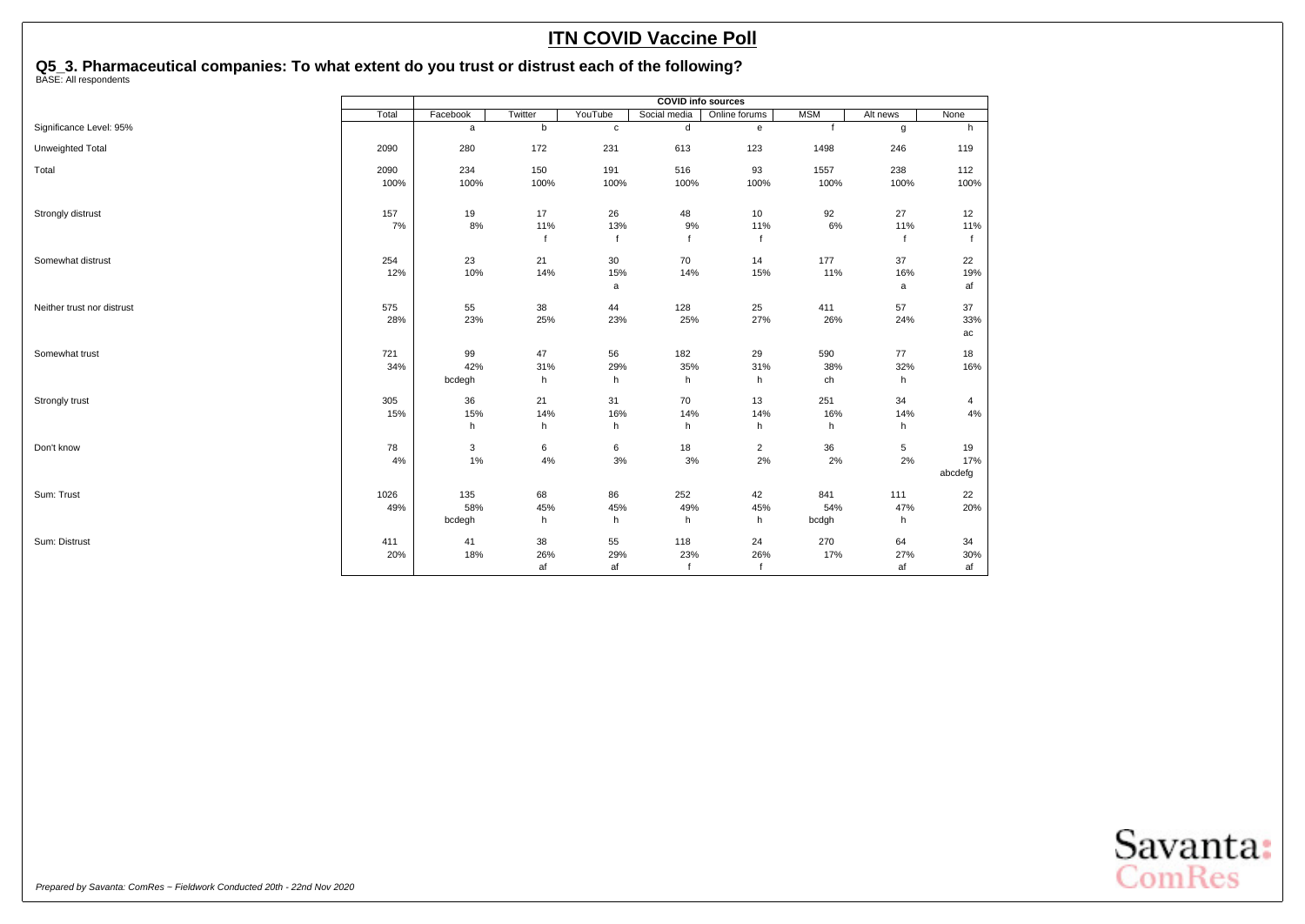# ITN COVID Vaccine Poll

## Q5_3. Pharmaceutical companies: To what extent do you trust or distrust each of the following?

BASE: All respondents

| | Total | COVID info sources | | | | | | | |
|---|---|---|---|---|---|---|---|---|---|
| | | Facebook | Twitter | YouTube | Social media | Online forums | MSM | Alt news | None |
| Significance Level: 95% | | a | b | c | d | e | f | g | h |
| Unweighted Total | 2090 | 280 | 172 | 231 | 613 | 123 | 1498 | 246 | 119 |
| Total | 2090 | 234 | 150 | 191 | 516 | 93 | 1557 | 238 | 112 |
| | 100% | 100% | 100% | 100% | 100% | 100% | 100% | 100% | 100% |
| Strongly distrust | 157 | 19 | 17 | 26 | 48 | 10 | 92 | 27 | 12 |
| | 7% | 8% | 11% | 13% | 9% | 11% | 6% | 11% | 11% |
| | | | f | f | f | f | | f | f |
| Somewhat distrust | 254 | 23 | 21 | 30 | 70 | 14 | 177 | 37 | 22 |
| | 12% | 10% | 14% | 15% | 14% | 15% | 11% | 16% | 19% |
| | | | | a | | | | a | af |
| Neither trust nor distrust | 575 | 55 | 38 | 44 | 128 | 25 | 411 | 57 | 37 |
| | 28% | 23% | 25% | 23% | 25% | 27% | 26% | 24% | 33% |
| | | | | | | | | | ac |
| Somewhat trust | 721 | 99 | 47 | 56 | 182 | 29 | 590 | 77 | 18 |
| | 34% | 42% | 31% | 29% | 35% | 31% | 38% | 32% | 16% |
| | | bcdegh | h | h | h | h | ch | h | |
| Strongly trust | 305 | 36 | 21 | 31 | 70 | 13 | 251 | 34 | 4 |
| | 15% | 15% | 14% | 16% | 14% | 14% | 16% | 14% | 4% |
| | | h | h | h | h | h | h | h | |
| Don't know | 78 | 3 | 6 | 6 | 18 | 2 | 36 | 5 | 19 |
| | 4% | 1% | 4% | 3% | 3% | 2% | 2% | 2% | 17% |
| | | | | | | | | | abcdefg |
| Sum: Trust | 1026 | 135 | 68 | 86 | 252 | 42 | 841 | 111 | 22 |
| | 49% | 58% | 45% | 45% | 49% | 45% | 54% | 47% | 20% |
| | | bcdegh | h | h | h | h | bcdgh | h | |
| Sum: Distrust | 411 | 41 | 38 | 55 | 118 | 24 | 270 | 64 | 34 |
| | 20% | 18% | 26% | 29% | 23% | 26% | 17% | 27% | 30% |
| | | | af | af | f | f | | af | af |

*Prepared by Savanta: ComRes − Fieldwork Conducted 20th - 22nd Nov 2020*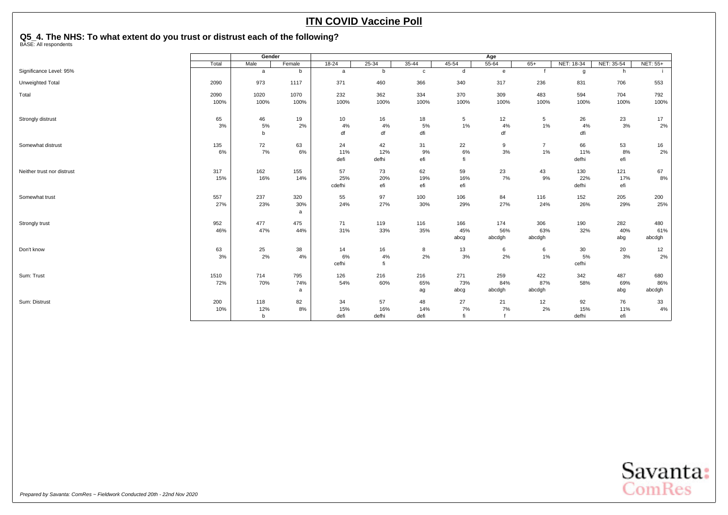# ITN COVID Vaccine Poll

## Q5_4. The NHS: To what extent do you trust or distrust each of the following?

BASE: All respondents

| | Total | Gender | | Age | | | | | | | | |
|---|---|---|---|---|---|---|---|---|---|---|---|---|
| | | Male | Female | 18-24 | 25-34 | 35-44 | 45-54 | 55-64 | 65+ | NET: 18-34 | NET: 35-54 | NET: 55+ |
| Significance Level: 95% | | a | b | a | b | c | d | e | f | g | h | i |
| Unweighted Total | 2090 | 973 | 1117 | 371 | 460 | 366 | 340 | 317 | 236 | 831 | 706 | 553 |
| Total | 2090 | 1020 | 1070 | 232 | 362 | 334 | 370 | 309 | 483 | 594 | 704 | 792 |
| | 100% | 100% | 100% | 100% | 100% | 100% | 100% | 100% | 100% | 100% | 100% | 100% |
| Strongly distrust | 65 | 46 | 19 | 10 | 16 | 18 | 5 | 12 | 5 | 26 | 23 | 17 |
| | 3% | 5% | 2% | 4% | 4% | 5% | 1% | 4% | 1% | 4% | 3% | 2% |
| | | b | | df | df | dfi | | df | | dfi | | |
| Somewhat distrust | 135 | 72 | 63 | 24 | 42 | 31 | 22 | 9 | 7 | 66 | 53 | 16 |
| | 6% | 7% | 6% | 11% | 12% | 9% | 6% | 3% | 1% | 11% | 8% | 2% |
| | | | | defi | defhi | efi | fi | | | defhi | efi | |
| Neither trust nor distrust | 317 | 162 | 155 | 57 | 73 | 62 | 59 | 23 | 43 | 130 | 121 | 67 |
| | 15% | 16% | 14% | 25% | 20% | 19% | 16% | 7% | 9% | 22% | 17% | 8% |
| | | | | cdefhi | efi | efi | efi | | | defhi | efi | |
| Somewhat trust | 557 | 237 | 320 | 55 | 97 | 100 | 106 | 84 | 116 | 152 | 205 | 200 |
| | 27% | 23% | 30% | 24% | 27% | 30% | 29% | 27% | 24% | 26% | 29% | 25% |
| | | | a | | | | | | | | | |
| Strongly trust | 952 | 477 | 475 | 71 | 119 | 116 | 166 | 174 | 306 | 190 | 282 | 480 |
| | 46% | 47% | 44% | 31% | 33% | 35% | 45% | 56% | 63% | 32% | 40% | 61% |
| | | | | | | | abcg | abcdgh | abcdgh | | abg | abcdgh |
| Don't know | 63 | 25 | 38 | 14 | 16 | 8 | 13 | 6 | 6 | 30 | 20 | 12 |
| | 3% | 2% | 4% | 6% | 4% | 2% | 3% | 2% | 1% | 5% | 3% | 2% |
| | | | | cefhi | fi | | | | | cefhi | | |
| Sum: Trust | 1510 | 714 | 795 | 126 | 216 | 216 | 271 | 259 | 422 | 342 | 487 | 680 |
| | 72% | 70% | 74% | 54% | 60% | 65% | 73% | 84% | 87% | 58% | 69% | 86% |
| | | | a | | | ag | abcg | abcdgh | abcdgh | | abg | abcdgh |
| Sum: Distrust | 200 | 118 | 82 | 34 | 57 | 48 | 27 | 21 | 12 | 92 | 76 | 33 |
| | 10% | 12% | 8% | 15% | 16% | 14% | 7% | 7% | 2% | 15% | 11% | 4% |
| | | b | | defi | defhi | defi | fi | f | | defhi | efi | |

*Prepared by Savanta: ComRes – Fieldwork Conducted 20th - 22nd Nov 2020*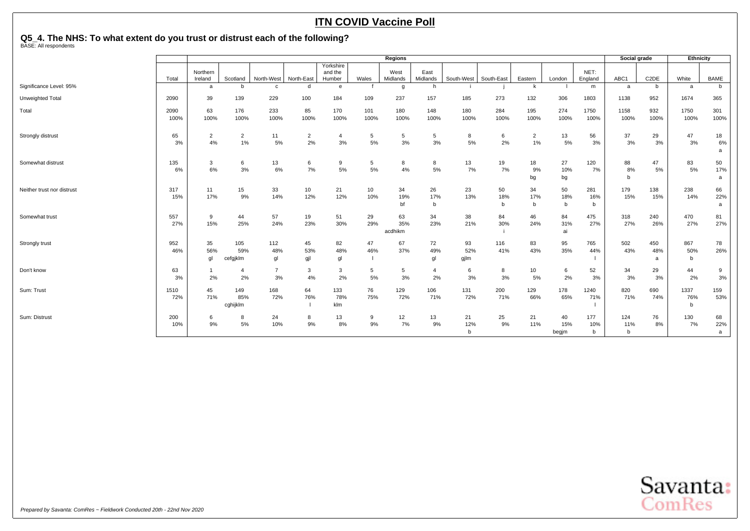# ITN COVID Vaccine Poll

## Q5_4. The NHS: To what extent do you trust or distrust each of the following?

BASE: All respondents

| | | Regions | | | | | | | | | | | | | | Social grade | | Ethnicity | |
|---|---|---|---|---|---|---|---|---|---|---|---|---|---|---|---|---|---|---|---|
| | Total | Northern Ireland | Scotland | North-West | North-East | Yorkshire and the Humber | Wales | West Midlands | East Midlands | South-West | South-East | Eastern | London | NET: England | ABC1 | C2DE | White | BAME |
| Significance Level: 95% | | a | b | c | d | e | f | g | h | i | j | k | l | m | a | b | a | b |
| Unweighted Total | 2090 | 39 | 139 | 229 | 100 | 184 | 109 | 237 | 157 | 185 | 273 | 132 | 306 | 1803 | 1138 | 952 | 1674 | 365 |
| Total | 2090<br>100% | 63<br>100% | 176<br>100% | 233<br>100% | 85<br>100% | 170<br>100% | 101<br>100% | 180<br>100% | 148<br>100% | 180<br>100% | 284<br>100% | 195<br>100% | 274<br>100% | 1750<br>100% | 1158<br>100% | 932<br>100% | 1750<br>100% | 301<br>100% |
| Strongly distrust | 65<br>3% | 2<br>4% | 2<br>1% | 11<br>5% | 2<br>2% | 4<br>3% | 5<br>5% | 5<br>3% | 5<br>3% | 8<br>5% | 6<br>2% | 2<br>1% | 13<br>5% | 56<br>3% | 37<br>3% | 29<br>3% | 47<br>3% | 18<br>6%<br>a |
| Somewhat distrust | 135<br>6% | 3<br>6% | 6<br>3% | 13<br>6% | 6<br>7% | 9<br>5% | 5<br>5% | 8<br>4% | 8<br>5% | 13<br>7% | 19<br>7% | 18<br>9%<br>bg | 27<br>10%<br>bg | 120<br>7% | 88<br>8%<br>b | 47<br>5% | 83<br>5% | 50<br>17%<br>a |
| Neither trust nor distrust | 317<br>15% | 11<br>17% | 15<br>9% | 33<br>14% | 10<br>12% | 21<br>12% | 10<br>10% | 34<br>19%<br>bf | 26<br>17%<br>b | 23<br>13% | 50<br>18%<br>b | 34<br>17%<br>b | 50<br>18%<br>b | 281<br>16%<br>b | 179<br>15% | 138<br>15% | 238<br>14% | 66<br>22%<br>a |
| Somewhat trust | 557<br>27% | 9<br>15% | 44<br>25% | 57<br>24% | 19<br>23% | 51<br>30% | 29<br>29% | 63<br>35%<br>acdhikm | 34<br>23% | 38<br>21% | 84<br>30%<br>i | 46<br>24% | 84<br>31%<br>ai | 475<br>27% | 318<br>27% | 240<br>26% | 470<br>27% | 81<br>27% |
| Strongly trust | 952<br>46% | 35<br>56%<br>gl | 105<br>59%<br>cefgjklm | 112<br>48%<br>gl | 45<br>53%<br>gjl | 82<br>48%<br>gl | 47<br>46%<br>l | 67<br>37% | 72<br>49%<br>gl | 93<br>52%<br>gjlm | 116<br>41% | 83<br>43% | 95<br>35% | 765<br>44%<br>l | 502<br>43% | 450<br>48%<br>a | 867<br>50%<br>b | 78<br>26% |
| Don't know | 63<br>3% | 1<br>2% | 4<br>2% | 7<br>3% | 3<br>4% | 3<br>2% | 5<br>5% | 5<br>3% | 4<br>2% | 6<br>3% | 8<br>3% | 10<br>5% | 6<br>2% | 52<br>3% | 34<br>3% | 29<br>3% | 44<br>2% | 9<br>3% |
| Sum: Trust | 1510<br>72% | 45<br>71% | 149<br>85%<br>cghijklm | 168<br>72% | 64<br>76%<br>l | 133<br>78%<br>klm | 76<br>75% | 129<br>72% | 106<br>71% | 131<br>72% | 200<br>71% | 129<br>66% | 178<br>65% | 1240<br>71%<br>l | 820<br>71% | 690<br>74% | 1337<br>76%<br>b | 159<br>53% |
| Sum: Distrust | 200<br>10% | 6<br>9% | 8<br>5% | 24<br>10% | 8<br>9% | 13<br>8% | 9<br>9% | 12<br>7% | 13<br>9% | 21<br>12%<br>b | 25<br>9% | 21<br>11% | 40<br>15%<br>begjm | 177<br>10%<br>b | 124<br>11%<br>b | 76<br>8% | 130<br>7% | 68<br>22%<br>a |

*Prepared by Savanta: ComRes – Fieldwork Conducted 20th - 22nd Nov 2020*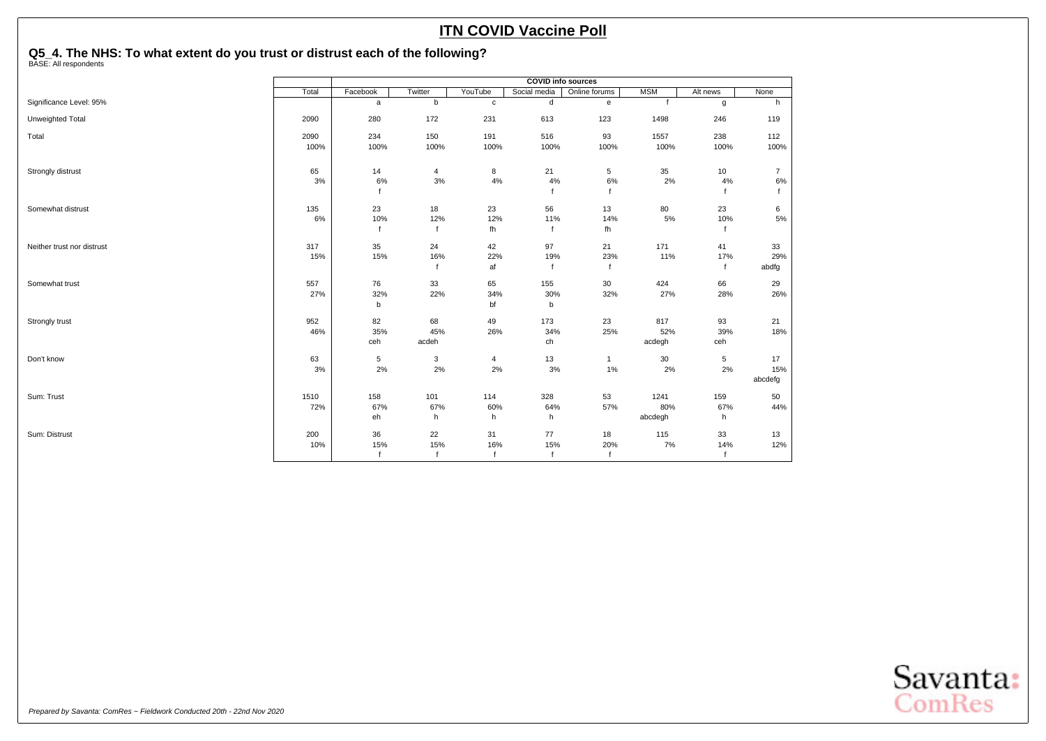# ITN COVID Vaccine Poll

## Q5_4. The NHS: To what extent do you trust or distrust each of the following?

BASE: All respondents

| | Total | COVID info sources | | | | | | | |
|---|---|---|---|---|---|---|---|---|---|
| | | Facebook | Twitter | YouTube | Social media | Online forums | MSM | Alt news | None |
| Significance Level: 95% | | a | b | c | d | e | f | g | h |
| Unweighted Total | 2090 | 280 | 172 | 231 | 613 | 123 | 1498 | 246 | 119 |
| Total | 2090 | 234 | 150 | 191 | 516 | 93 | 1557 | 238 | 112 |
| | 100% | 100% | 100% | 100% | 100% | 100% | 100% | 100% | 100% |
| Strongly distrust | 65 | 14 | 4 | 8 | 21 | 5 | 35 | 10 | 7 |
| | 3% | 6% | 3% | 4% | 4% | 6% | 2% | 4% | 6% |
| | | f | | | f | f | | f | f |
| Somewhat distrust | 135 | 23 | 18 | 23 | 56 | 13 | 80 | 23 | 6 |
| | 6% | 10% | 12% | 12% | 11% | 14% | 5% | 10% | 5% |
| | | f | f | fh | f | fh | | f | |
| Neither trust nor distrust | 317 | 35 | 24 | 42 | 97 | 21 | 171 | 41 | 33 |
| | 15% | 15% | 16% | 22% | 19% | 23% | 11% | 17% | 29% |
| | | | f | af | f | f | | f | abdfg |
| Somewhat trust | 557 | 76 | 33 | 65 | 155 | 30 | 424 | 66 | 29 |
| | 27% | 32% | 22% | 34% | 30% | 32% | 27% | 28% | 26% |
| | | b | | bf | b | | | | |
| Strongly trust | 952 | 82 | 68 | 49 | 173 | 23 | 817 | 93 | 21 |
| | 46% | 35% | 45% | 26% | 34% | 25% | 52% | 39% | 18% |
| | | ceh | acdeh | | ch | | acdegh | ceh | |
| Don't know | 63 | 5 | 3 | 4 | 13 | 1 | 30 | 5 | 17 |
| | 3% | 2% | 2% | 2% | 3% | 1% | 2% | 2% | 15% |
| | | | | | | | | | abcdefg |
| Sum: Trust | 1510 | 158 | 101 | 114 | 328 | 53 | 1241 | 159 | 50 |
| | 72% | 67% | 67% | 60% | 64% | 57% | 80% | 67% | 44% |
| | | eh | h | h | h | | abcdegh | h | |
| Sum: Distrust | 200 | 36 | 22 | 31 | 77 | 18 | 115 | 33 | 13 |
| | 10% | 15% | 15% | 16% | 15% | 20% | 7% | 14% | 12% |
| | | f | f | f | f | f | | f | |

*Prepared by Savanta: ComRes – Fieldwork Conducted 20th - 22nd Nov 2020*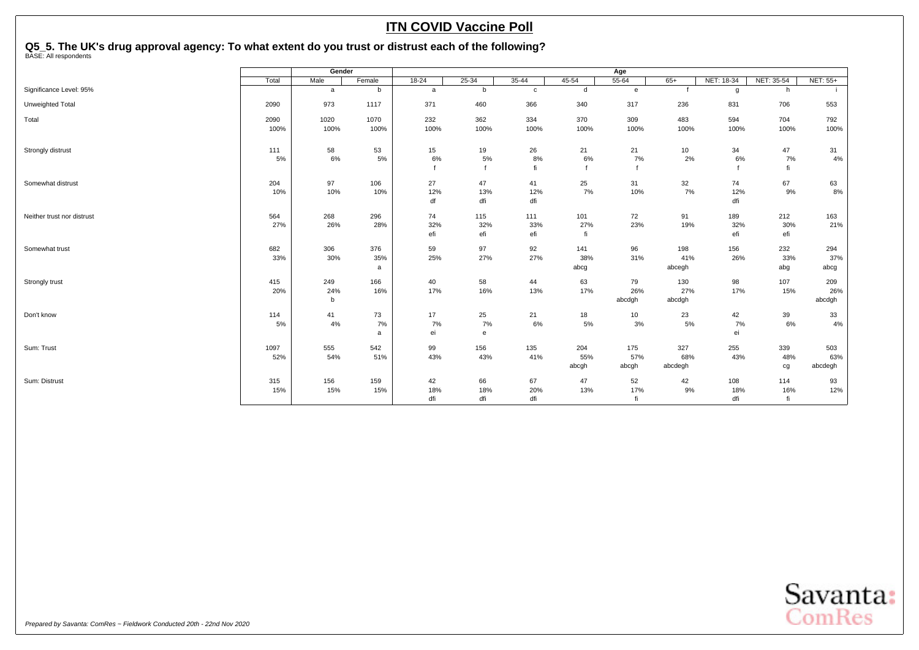# ITN COVID Vaccine Poll

## Q5_5. The UK's drug approval agency: To what extent do you trust or distrust each of the following?

BASE: All respondents

| | Total | Gender | | Age | | | | | | | | |
|---|---|---|---|---|---|---|---|---|---|---|---|---|
| | Total | Male | Female | 18-24 | 25-34 | 35-44 | 45-54 | 55-64 | 65+ | NET: 18-34 | NET: 35-54 | NET: 55+ |
| Significance Level: 95% | | a | b | a | b | c | d | e | f | g | h | i |
| Unweighted Total | 2090 | 973 | 1117 | 371 | 460 | 366 | 340 | 317 | 236 | 831 | 706 | 553 |
| Total | 2090<br>100% | 1020<br>100% | 1070<br>100% | 232<br>100% | 362<br>100% | 334<br>100% | 370<br>100% | 309<br>100% | 483<br>100% | 594<br>100% | 704<br>100% | 792<br>100% |
| Strongly distrust | 111<br>5% | 58<br>6% | 53<br>5% | 15<br>6%<br>f | 19<br>5%<br>f | 26<br>8%<br>fi | 21<br>6%<br>f | 21<br>7%<br>f | 10<br>2% | 34<br>6%<br>f | 47<br>7%<br>fi | 31<br>4% |
| Somewhat distrust | 204<br>10% | 97<br>10% | 106<br>10% | 27<br>12%<br>df | 47<br>13%<br>dfi | 41<br>12%<br>dfi | 25<br>7% | 31<br>10% | 32<br>7% | 74<br>12%<br>dfi | 67<br>9% | 63<br>8% |
| Neither trust nor distrust | 564<br>27% | 268<br>26% | 296<br>28% | 74<br>32%<br>efi | 115<br>32%<br>efi | 111<br>33%<br>efi | 101<br>27%<br>fi | 72<br>23% | 91<br>19% | 189<br>32%<br>efi | 212<br>30%<br>efi | 163<br>21% |
| Somewhat trust | 682<br>33% | 306<br>30% | 376<br>35%<br>a | 59<br>25% | 97<br>27% | 92<br>27% | 141<br>38%<br>abcg | 96<br>31% | 198<br>41%<br>abcegh | 156<br>26% | 232<br>33%<br>abg | 294<br>37%<br>abcg |
| Strongly trust | 415<br>20% | 249<br>24%<br>b | 166<br>16% | 40<br>17% | 58<br>16% | 44<br>13% | 63<br>17% | 79<br>26%<br>abcdgh | 130<br>27%<br>abcdgh | 98<br>17% | 107<br>15% | 209<br>26%<br>abcdgh |
| Don't know | 114<br>5% | 41<br>4% | 73<br>7%<br>a | 17<br>7%<br>ei | 25<br>7%<br>e | 21<br>6% | 18<br>5% | 10<br>3% | 23<br>5% | 42<br>7%<br>ei | 39<br>6% | 33<br>4% |
| Sum: Trust | 1097<br>52% | 555<br>54% | 542<br>51% | 99<br>43% | 156<br>43% | 135<br>41% | 204<br>55%<br>abcgh | 175<br>57%<br>abcgh | 327<br>68%<br>abcdegh | 255<br>43% | 339<br>48%<br>cg | 503<br>63%<br>abcdegh |
| Sum: Distrust | 315<br>15% | 156<br>15% | 159<br>15% | 42<br>18%<br>dfi | 66<br>18%<br>dfi | 67<br>20%<br>dfi | 47<br>13% | 52<br>17%<br>fi | 42<br>9% | 108<br>18%<br>dfi | 114<br>16%<br>fi | 93<br>12% |

*Prepared by Savanta: ComRes − Fieldwork Conducted 20th - 22nd Nov 2020*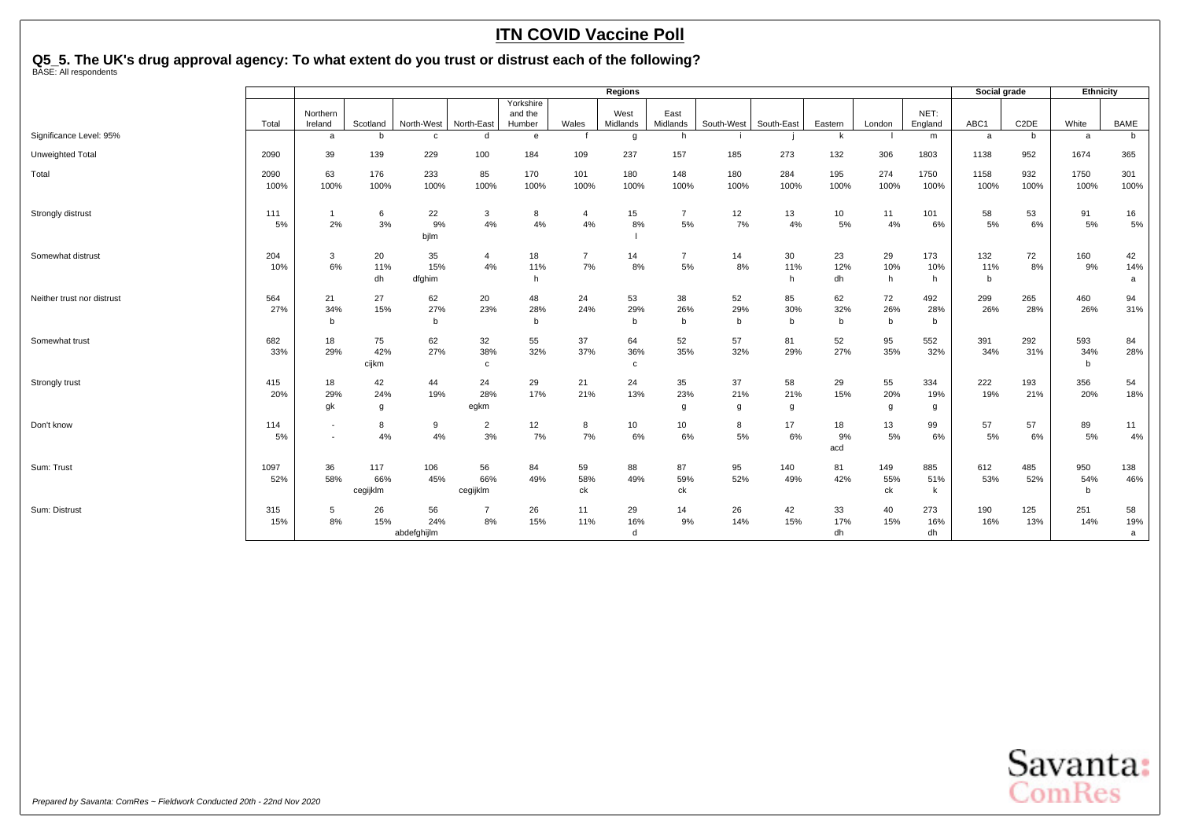# ITN COVID Vaccine Poll

## Q5_5. The UK's drug approval agency: To what extent do you trust or distrust each of the following?

BASE: All respondents

| | | Regions | | | | | | | | | | | | | | Social grade | | Ethnicity | |
|---|---|---|---|---|---|---|---|---|---|---|---|---|---|---|---|---|---|---|---|
| | Total | Northern Ireland | Scotland | North-West | North-East | Yorkshire and the Humber | Wales | West Midlands | East Midlands | South-West | South-East | Eastern | London | NET: England | ABC1 | C2DE | White | BAME |
| Significance Level: 95% | | a | b | c | d | e | f | g | h | i | j | k | l | m | a | b | a | b |
| Unweighted Total | 2090 | 39 | 139 | 229 | 100 | 184 | 109 | 237 | 157 | 185 | 273 | 132 | 306 | 1803 | 1138 | 952 | 1674 | 365 |
| Total | 2090<br>100% | 63<br>100% | 176<br>100% | 233<br>100% | 85<br>100% | 170<br>100% | 101<br>100% | 180<br>100% | 148<br>100% | 180<br>100% | 284<br>100% | 195<br>100% | 274<br>100% | 1750<br>100% | 1158<br>100% | 932<br>100% | 1750<br>100% | 301<br>100% |
| Strongly distrust | 111<br>5% | 1<br>2% | 6<br>3% | 22<br>9%<br>bjlm | 3<br>4% | 8<br>4% | 4<br>4% | 15<br>8%<br>l | 7<br>5% | 12<br>7% | 13<br>4% | 10<br>5% | 11<br>4% | 101<br>6% | 58<br>5% | 53<br>6% | 91<br>5% | 16<br>5% |
| Somewhat distrust | 204<br>10% | 3<br>6% | 20<br>11%<br>dh | 35<br>15%<br>dfghim | 4<br>4% | 18<br>11%<br>h | 7<br>7% | 14<br>8% | 7<br>5% | 14<br>8% | 30<br>11%<br>h | 23<br>12%<br>dh | 29<br>10%<br>h | 173<br>10%<br>h | 132<br>11%<br>b | 72<br>8% | 160<br>9% | 42<br>14%<br>a |
| Neither trust nor distrust | 564<br>27% | 21<br>34%<br>b | 27<br>15% | 62<br>27%<br>b | 20<br>23% | 48<br>28%<br>b | 24<br>24% | 53<br>29%<br>b | 38<br>26%<br>b | 52<br>29%<br>b | 85<br>30%<br>b | 62<br>32%<br>b | 72<br>26%<br>b | 492<br>28%<br>b | 299<br>26% | 265<br>28% | 460<br>26% | 94<br>31% |
| Somewhat trust | 682<br>33% | 18<br>29% | 75<br>42%<br>cijkm | 62<br>27% | 32<br>38%<br>c | 55<br>32% | 37<br>37% | 64<br>36%<br>c | 52<br>35% | 57<br>32% | 81<br>29% | 52<br>27% | 95<br>35% | 552<br>32% | 391<br>34% | 292<br>31% | 593<br>34%<br>b | 84<br>28% |
| Strongly trust | 415<br>20% | 18<br>29%<br>gk | 42<br>24%<br>g | 44<br>19% | 24<br>28%<br>egkm | 29<br>17% | 21<br>21% | 24<br>13% | 35<br>23%<br>g | 37<br>21%<br>g | 58<br>21%<br>g | 29<br>15% | 55<br>20%<br>g | 334<br>19%<br>g | 222<br>19% | 193<br>21% | 356<br>20% | 54<br>18% |
| Don't know | 114<br>5% | -<br>- | 8<br>4% | 9<br>4% | 2<br>3% | 12<br>7% | 8<br>7% | 10<br>6% | 10<br>6% | 8<br>5% | 17<br>6% | 18<br>9%<br>acd | 13<br>5% | 99<br>6% | 57<br>5% | 57<br>6% | 89<br>5% | 11<br>4% |
| Sum: Trust | 1097<br>52% | 36<br>58% | 117<br>66%<br>cegijklm | 106<br>45% | 56<br>66%<br>cegijklm | 84<br>49% | 59<br>58%<br>ck | 88<br>49% | 87<br>59%<br>ck | 95<br>52% | 140<br>49% | 81<br>42% | 149<br>55%<br>ck | 885<br>51%<br>k | 612<br>53% | 485<br>52% | 950<br>54%<br>b | 138<br>46% |
| Sum: Distrust | 315<br>15% | 5<br>8% | 26<br>15% | 56<br>24%<br>abdefghijlm | 7<br>8% | 26<br>15% | 11<br>11% | 29<br>16%<br>d | 14<br>9% | 26<br>14% | 42<br>15% | 33<br>17%<br>dh | 40<br>15% | 273<br>16%<br>dh | 190<br>16% | 125<br>13% | 251<br>14% | 58<br>19%<br>a |

*Prepared by Savanta: ComRes – Fieldwork Conducted 20th - 22nd Nov 2020*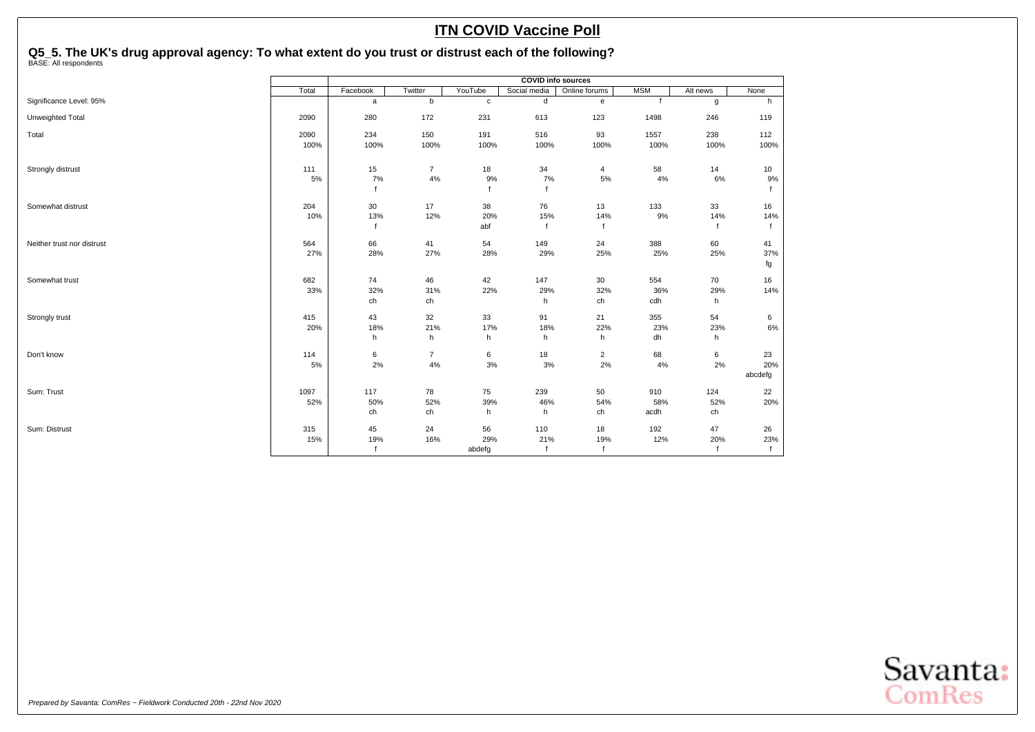# ITN COVID Vaccine Poll

## Q5_5. The UK's drug approval agency: To what extent do you trust or distrust each of the following?

BASE: All respondents

| | Total | COVID info sources | | | | | | | |
|---|---|---|---|---|---|---|---|---|---|
| | | Facebook | Twitter | YouTube | Social media | Online forums | MSM | Alt news | None |
| Significance Level: 95% | | a | b | c | d | e | f | g | h |
| Unweighted Total | 2090 | 280 | 172 | 231 | 613 | 123 | 1498 | 246 | 119 |
| Total | 2090 | 234 | 150 | 191 | 516 | 93 | 1557 | 238 | 112 |
| | 100% | 100% | 100% | 100% | 100% | 100% | 100% | 100% | 100% |
| Strongly distrust | 111 | 15 | 7 | 18 | 34 | 4 | 58 | 14 | 10 |
| | 5% | 7% | 4% | 9% | 7% | 5% | 4% | 6% | 9% |
| | | f | | f | f | | | | f |
| Somewhat distrust | 204 | 30 | 17 | 38 | 76 | 13 | 133 | 33 | 16 |
| | 10% | 13% | 12% | 20% | 15% | 14% | 9% | 14% | 14% |
| | | f | | abf | f | f | | f | f |
| Neither trust nor distrust | 564 | 66 | 41 | 54 | 149 | 24 | 388 | 60 | 41 |
| | 27% | 28% | 27% | 28% | 29% | 25% | 25% | 25% | 37% |
| | | | | | | | | | fg |
| Somewhat trust | 682 | 74 | 46 | 42 | 147 | 30 | 554 | 70 | 16 |
| | 33% | 32% | 31% | 22% | 29% | 32% | 36% | 29% | 14% |
| | | ch | ch | | h | ch | cdh | h | |
| Strongly trust | 415 | 43 | 32 | 33 | 91 | 21 | 355 | 54 | 6 |
| | 20% | 18% | 21% | 17% | 18% | 22% | 23% | 23% | 6% |
| | | h | h | h | h | h | dh | h | |
| Don't know | 114 | 6 | 7 | 6 | 18 | 2 | 68 | 6 | 23 |
| | 5% | 2% | 4% | 3% | 3% | 2% | 4% | 2% | 20% |
| | | | | | | | | | abcdefg |
| Sum: Trust | 1097 | 117 | 78 | 75 | 239 | 50 | 910 | 124 | 22 |
| | 52% | 50% | 52% | 39% | 46% | 54% | 58% | 52% | 20% |
| | | ch | ch | h | h | ch | acdh | ch | |
| Sum: Distrust | 315 | 45 | 24 | 56 | 110 | 18 | 192 | 47 | 26 |
| | 15% | 19% | 16% | 29% | 21% | 19% | 12% | 20% | 23% |
| | | f | | abdefg | f | f | | f | f |

*Prepared by Savanta: ComRes – Fieldwork Conducted 20th - 22nd Nov 2020*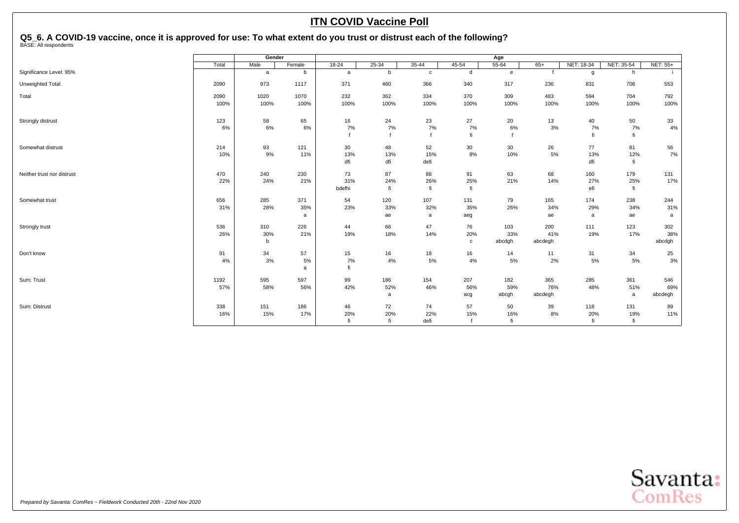## ITN COVID Vaccine Poll

### Q5_6. A COVID-19 vaccine, once it is approved for use: To what extent do you trust or distrust each of the following?

BASE: All respondents

| | Total | Gender | | Age | | | | | | | | |
|---|---|---|---|---|---|---|---|---|---|---|---|---|
| | Total | Male | Female | 18-24 | 25-34 | 35-44 | 45-54 | 55-64 | 65+ | NET: 18-34 | NET: 35-54 | NET: 55+ |
| Significance Level: 95% | | a | b | a | b | c | d | e | f | g | h | i |
| Unweighted Total | 2090 | 973 | 1117 | 371 | 460 | 366 | 340 | 317 | 236 | 831 | 706 | 553 |
| Total | 2090 | 1020 | 1070 | 232 | 362 | 334 | 370 | 309 | 483 | 594 | 704 | 792 |
| | 100% | 100% | 100% | 100% | 100% | 100% | 100% | 100% | 100% | 100% | 100% | 100% |
| Strongly distrust | 123 | 58 | 65 | 16 | 24 | 23 | 27 | 20 | 13 | 40 | 50 | 33 |
| | 6% | 6% | 6% | 7% | 7% | 7% | 7% | 6% | 3% | 7% | 7% | 4% |
| | | | | f | f | f | fi | f | | fi | fi | |
| Somewhat distrust | 214 | 93 | 121 | 30 | 48 | 52 | 30 | 30 | 26 | 77 | 81 | 56 |
| | 10% | 9% | 11% | 13% | 13% | 15% | 8% | 10% | 5% | 13% | 12% | 7% |
| | | | | dfi | dfi | defi | | | | dfi | fi | |
| Neither trust nor distrust | 470 | 240 | 230 | 73 | 87 | 88 | 91 | 63 | 68 | 160 | 179 | 131 |
| | 22% | 24% | 21% | 31% | 24% | 26% | 25% | 21% | 14% | 27% | 25% | 17% |
| | | | | bdefhi | fi | fi | fi | | | efi | fi | |
| Somewhat trust | 656 | 285 | 371 | 54 | 120 | 107 | 131 | 79 | 165 | 174 | 238 | 244 |
| | 31% | 28% | 35% | 23% | 33% | 32% | 35% | 26% | 34% | 29% | 34% | 31% |
| | | | a | | ae | a | aeg | | ae | a | ae | a |
| Strongly trust | 536 | 310 | 226 | 44 | 66 | 47 | 76 | 103 | 200 | 111 | 123 | 302 |
| | 26% | 30% | 21% | 19% | 18% | 14% | 20% | 33% | 41% | 19% | 17% | 38% |
| | | b | | | | | c | abcdgh | abcdegh | | | abcdgh |
| Don't know | 91 | 34 | 57 | 15 | 16 | 18 | 16 | 14 | 11 | 31 | 34 | 25 |
| | 4% | 3% | 5% | 7% | 4% | 5% | 4% | 5% | 2% | 5% | 5% | 3% |
| | | | a | fi | | | | | | | | |
| Sum: Trust | 1192 | 595 | 597 | 99 | 186 | 154 | 207 | 182 | 365 | 285 | 361 | 546 |
| | 57% | 58% | 56% | 42% | 52% | 46% | 56% | 59% | 76% | 48% | 51% | 69% |
| | | | | | a | | acg | abcgh | abcdegh | | a | abcdegh |
| Sum: Distrust | 338 | 151 | 186 | 46 | 72 | 74 | 57 | 50 | 39 | 118 | 131 | 89 |
| | 16% | 15% | 17% | 20% | 20% | 22% | 15% | 16% | 8% | 20% | 19% | 11% |
| | | | | fi | fi | defi | f | fi | | fi | fi | |

*Prepared by Savanta: ComRes – Fieldwork Conducted 20th - 22nd Nov 2020*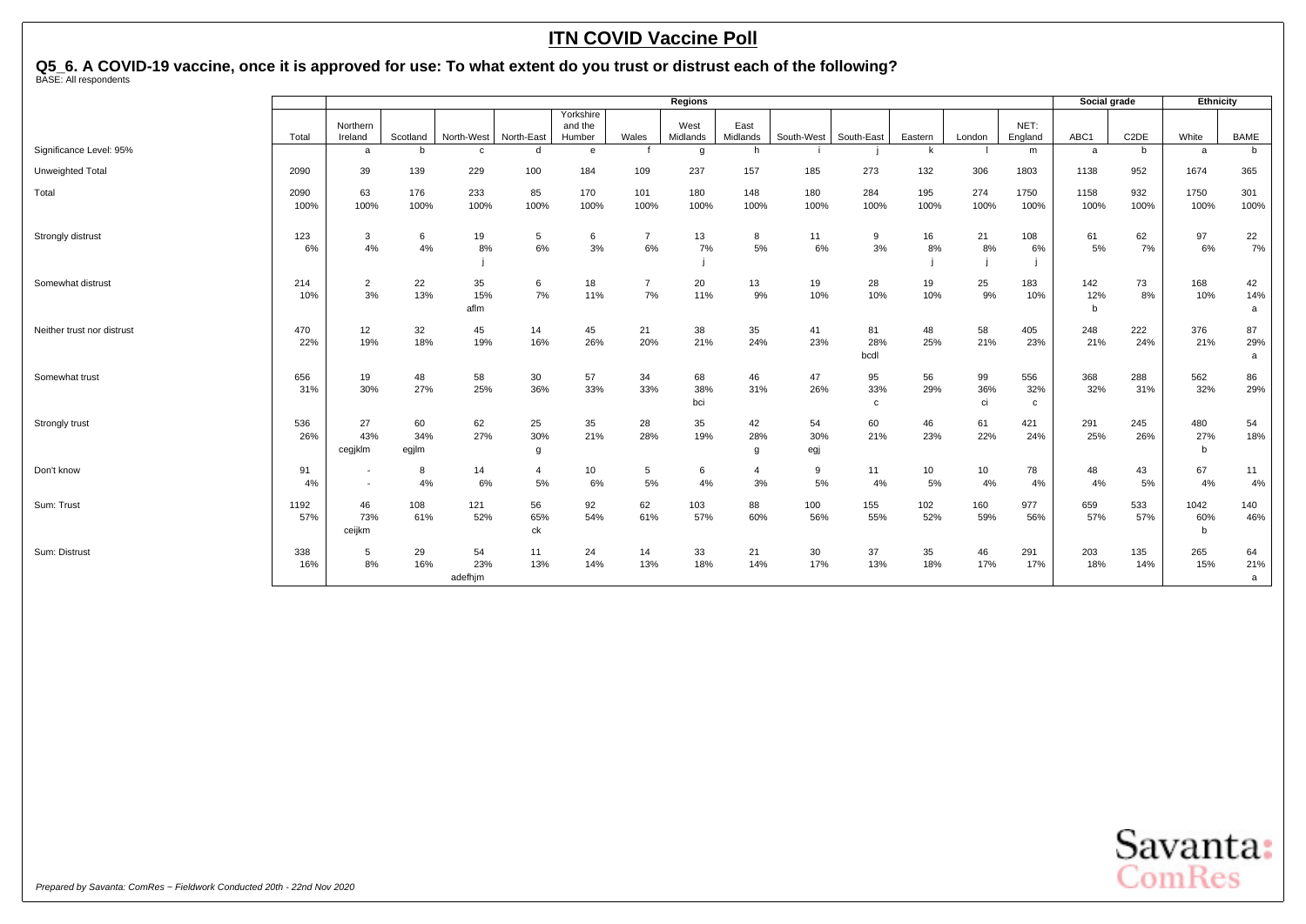# ITN COVID Vaccine Poll

## Q5_6. A COVID-19 vaccine, once it is approved for use: To what extent do you trust or distrust each of the following?

BASE: All respondents

| | | Regions | | | | | | | | | | | | | | Social grade | | Ethnicity | |
|---|---|---|---|---|---|---|---|---|---|---|---|---|---|---|---|---|---|---|---|
| | Total | Northern Ireland | Scotland | North-West | North-East | Yorkshire and the Humber | Wales | West Midlands | East Midlands | South-West | South-East | Eastern | London | NET: England | ABC1 | C2DE | White | BAME |
| Significance Level: 95% | | a | b | c | d | e | f | g | h | i | j | k | l | m | a | b | a | b |
| Unweighted Total | 2090 | 39 | 139 | 229 | 100 | 184 | 109 | 237 | 157 | 185 | 273 | 132 | 306 | 1803 | 1138 | 952 | 1674 | 365 |
| Total | 2090<br>100% | 63<br>100% | 176<br>100% | 233<br>100% | 85<br>100% | 170<br>100% | 101<br>100% | 180<br>100% | 148<br>100% | 180<br>100% | 284<br>100% | 195<br>100% | 274<br>100% | 1750<br>100% | 1158<br>100% | 932<br>100% | 1750<br>100% | 301<br>100% |
| Strongly distrust | 123<br>6% | 3<br>4% | 6<br>4% | 19<br>8%<br>j | 5<br>6% | 6<br>3% | 7<br>6% | 13<br>7%<br>j | 8<br>5% | 11<br>6% | 9<br>3% | 16<br>8%<br>j | 21<br>8%<br>j | 108<br>6%<br>j | 61<br>5% | 62<br>7% | 97<br>6% | 22<br>7% |
| Somewhat distrust | 214<br>10% | 2<br>3% | 22<br>13% | 35<br>15%<br>aflm | 6<br>7% | 18<br>11% | 7<br>7% | 20<br>11% | 13<br>9% | 19<br>10% | 28<br>10% | 19<br>10% | 25<br>9% | 183<br>10% | 142<br>12%<br>b | 73<br>8% | 168<br>10% | 42<br>14%<br>a |
| Neither trust nor distrust | 470<br>22% | 12<br>19% | 32<br>18% | 45<br>19% | 14<br>16% | 45<br>26% | 21<br>20% | 38<br>21% | 35<br>24% | 41<br>23% | 81<br>28%<br>bcdl | 48<br>25% | 58<br>21% | 405<br>23% | 248<br>21% | 222<br>24% | 376<br>21% | 87<br>29%<br>a |
| Somewhat trust | 656<br>31% | 19<br>30% | 48<br>27% | 58<br>25% | 30<br>36% | 57<br>33% | 34<br>33% | 68<br>38%<br>bci | 46<br>31% | 47<br>26% | 95<br>33%<br>c | 56<br>29% | 99<br>36%<br>ci | 556<br>32%<br>c | 368<br>32% | 288<br>31% | 562<br>32% | 86<br>29% |
| Strongly trust | 536<br>26% | 27<br>43%<br>cegjklm | 60<br>34%<br>egjlm | 62<br>27% | 25<br>30%<br>g | 35<br>21% | 28<br>28% | 35<br>19% | 42<br>28%<br>g | 54<br>30%<br>egj | 60<br>21% | 46<br>23% | 61<br>22% | 421<br>24% | 291<br>25% | 245<br>26% | 480<br>27%<br>b | 54<br>18% |
| Don't know | 91<br>4% | -<br>- | 8<br>4% | 14<br>6% | 4<br>5% | 10<br>6% | 5<br>5% | 6<br>4% | 4<br>3% | 9<br>5% | 11<br>4% | 10<br>5% | 10<br>4% | 78<br>4% | 48<br>4% | 43<br>5% | 67<br>4% | 11<br>4% |
| Sum: Trust | 1192<br>57% | 46<br>73%<br>ceijkm | 108<br>61% | 121<br>52% | 56<br>65%<br>ck | 92<br>54% | 62<br>61% | 103<br>57% | 88<br>60% | 100<br>56% | 155<br>55% | 102<br>52% | 160<br>59% | 977<br>56% | 659<br>57% | 533<br>57% | 1042<br>60%<br>b | 140<br>46% |
| Sum: Distrust | 338<br>16% | 5<br>8% | 29<br>16% | 54<br>23%<br>adefhjm | 11<br>13% | 24<br>14% | 14<br>13% | 33<br>18% | 21<br>14% | 30<br>17% | 37<br>13% | 35<br>18% | 46<br>17% | 291<br>17% | 203<br>18% | 135<br>14% | 265<br>15% | 64<br>21%<br>a |

*Prepared by Savanta: ComRes – Fieldwork Conducted 20th - 22nd Nov 2020*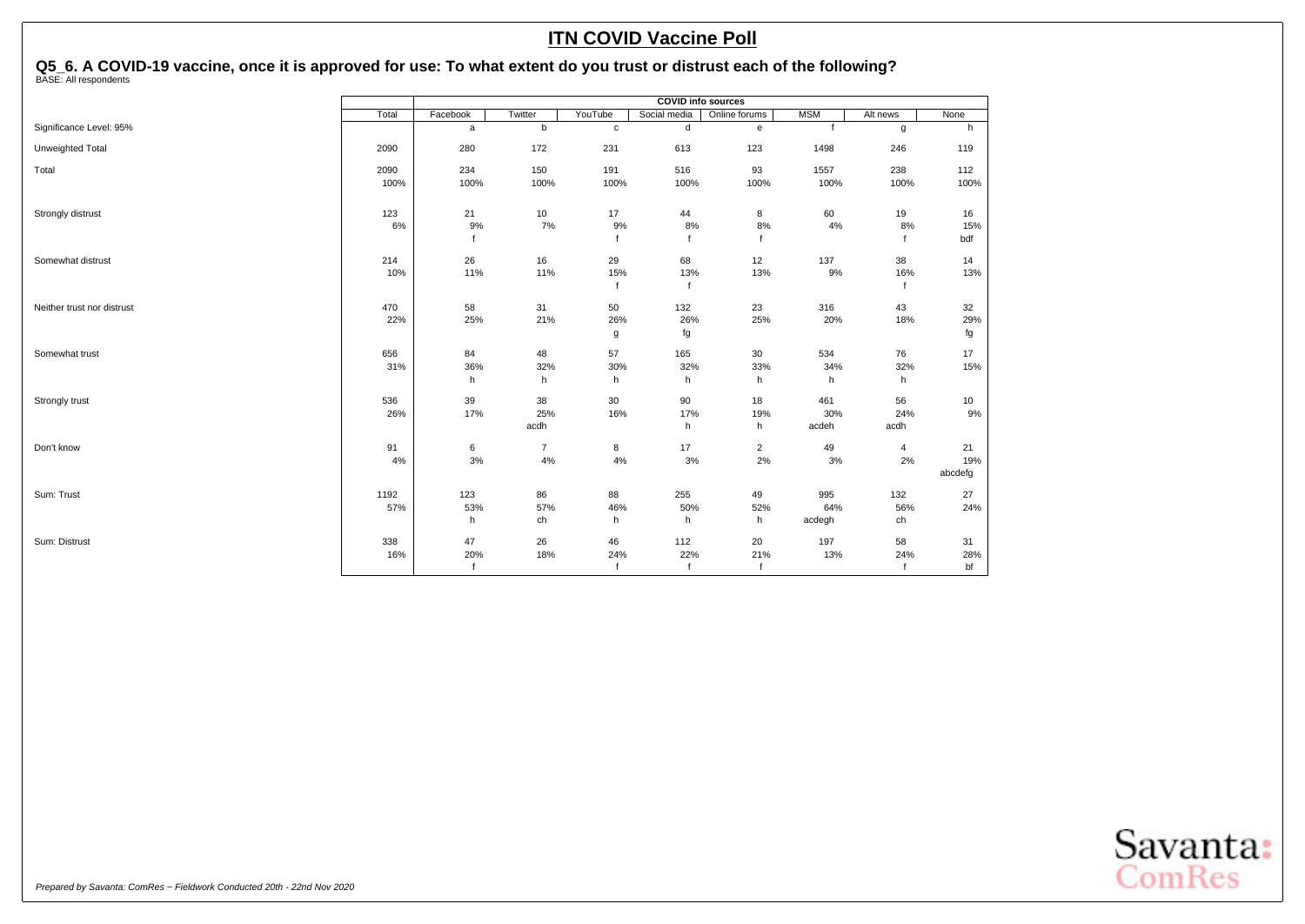# ITN COVID Vaccine Poll

## Q5_6. A COVID-19 vaccine, once it is approved for use: To what extent do you trust or distrust each of the following?

BASE: All respondents

| | Total | COVID info sources | | | | | | | |
|---|---|---|---|---|---|---|---|---|---|
| | | Facebook | Twitter | YouTube | Social media | Online forums | MSM | Alt news | None |
| Significance Level: 95% | | a | b | c | d | e | f | g | h |
| Unweighted Total | 2090 | 280 | 172 | 231 | 613 | 123 | 1498 | 246 | 119 |
| Total | 2090 | 234 | 150 | 191 | 516 | 93 | 1557 | 238 | 112 |
| | 100% | 100% | 100% | 100% | 100% | 100% | 100% | 100% | 100% |
| Strongly distrust | 123 | 21 | 10 | 17 | 44 | 8 | 60 | 19 | 16 |
| | 6% | 9% | 7% | 9% | 8% | 8% | 4% | 8% | 15% |
| | | f | | f | f | f | | f | bdf |
| Somewhat distrust | 214 | 26 | 16 | 29 | 68 | 12 | 137 | 38 | 14 |
| | 10% | 11% | 11% | 15% | 13% | 13% | 9% | 16% | 13% |
| | | | | f | f | | | f | |
| Neither trust nor distrust | 470 | 58 | 31 | 50 | 132 | 23 | 316 | 43 | 32 |
| | 22% | 25% | 21% | 26% | 26% | 25% | 20% | 18% | 29% |
| | | | | g | fg | | | | fg |
| Somewhat trust | 656 | 84 | 48 | 57 | 165 | 30 | 534 | 76 | 17 |
| | 31% | 36% | 32% | 30% | 32% | 33% | 34% | 32% | 15% |
| | | h | h | h | h | h | h | h | |
| Strongly trust | 536 | 39 | 38 | 30 | 90 | 18 | 461 | 56 | 10 |
| | 26% | 17% | 25% | 16% | 17% | 19% | 30% | 24% | 9% |
| | | | acdh | | h | h | acdeh | acdh | |
| Don't know | 91 | 6 | 7 | 8 | 17 | 2 | 49 | 4 | 21 |
| | 4% | 3% | 4% | 4% | 3% | 2% | 3% | 2% | 19% |
| | | | | | | | | | abcdefg |
| Sum: Trust | 1192 | 123 | 86 | 88 | 255 | 49 | 995 | 132 | 27 |
| | 57% | 53% | 57% | 46% | 50% | 52% | 64% | 56% | 24% |
| | | h | ch | h | h | h | acdegh | ch | |
| Sum: Distrust | 338 | 47 | 26 | 46 | 112 | 20 | 197 | 58 | 31 |
| | 16% | 20% | 18% | 24% | 22% | 21% | 13% | 24% | 28% |
| | | f | | f | f | f | | f | bf |

*Prepared by Savanta: ComRes − Fieldwork Conducted 20th - 22nd Nov 2020*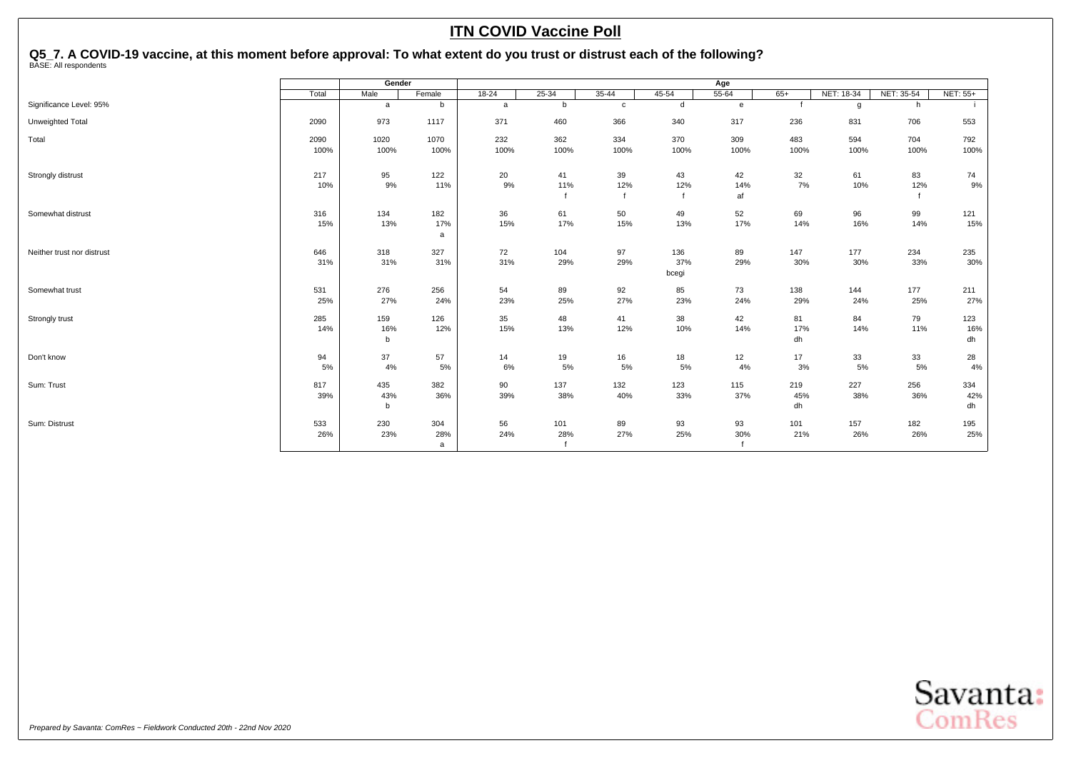# ITN COVID Vaccine Poll

## Q5_7. A COVID-19 vaccine, at this moment before approval: To what extent do you trust or distrust each of the following?

BASE: All respondents

| | Total | Gender | | Age | | | | | | | | |
|---|---|---|---|---|---|---|---|---|---|---|---|---|
| | Total | Male | Female | 18-24 | 25-34 | 35-44 | 45-54 | 55-64 | 65+ | NET: 18-34 | NET: 35-54 | NET: 55+ |
| Significance Level: 95% | | a | b | a | b | c | d | e | f | g | h | i |
| Unweighted Total | 2090 | 973 | 1117 | 371 | 460 | 366 | 340 | 317 | 236 | 831 | 706 | 553 |
| Total | 2090 | 1020 | 1070 | 232 | 362 | 334 | 370 | 309 | 483 | 594 | 704 | 792 |
| | 100% | 100% | 100% | 100% | 100% | 100% | 100% | 100% | 100% | 100% | 100% | 100% |
| Strongly distrust | 217 | 95 | 122 | 20 | 41 | 39 | 43 | 42 | 32 | 61 | 83 | 74 |
| | 10% | 9% | 11% | 9% | 11% | 12% | 12% | 14% | 7% | 10% | 12% | 9% |
| | | | | | f | f | f | af | | | f | |
| Somewhat distrust | 316 | 134 | 182 | 36 | 61 | 50 | 49 | 52 | 69 | 96 | 99 | 121 |
| | 15% | 13% | 17% | 15% | 17% | 15% | 13% | 17% | 14% | 16% | 14% | 15% |
| | | | a | | | | | | | | | |
| Neither trust nor distrust | 646 | 318 | 327 | 72 | 104 | 97 | 136 | 89 | 147 | 177 | 234 | 235 |
| | 31% | 31% | 31% | 31% | 29% | 29% | 37% | 29% | 30% | 30% | 33% | 30% |
| | | | | | | | bcegi | | | | | |
| Somewhat trust | 531 | 276 | 256 | 54 | 89 | 92 | 85 | 73 | 138 | 144 | 177 | 211 |
| | 25% | 27% | 24% | 23% | 25% | 27% | 23% | 24% | 29% | 24% | 25% | 27% |
| Strongly trust | 285 | 159 | 126 | 35 | 48 | 41 | 38 | 42 | 81 | 84 | 79 | 123 |
| | 14% | 16% | 12% | 15% | 13% | 12% | 10% | 14% | 17% | 14% | 11% | 16% |
| | | b | | | | | | | dh | | | dh |
| Don't know | 94 | 37 | 57 | 14 | 19 | 16 | 18 | 12 | 17 | 33 | 33 | 28 |
| | 5% | 4% | 5% | 6% | 5% | 5% | 5% | 4% | 3% | 5% | 5% | 4% |
| Sum: Trust | 817 | 435 | 382 | 90 | 137 | 132 | 123 | 115 | 219 | 227 | 256 | 334 |
| | 39% | 43% | 36% | 39% | 38% | 40% | 33% | 37% | 45% | 38% | 36% | 42% |
| | | b | | | | | | | dh | | | dh |
| Sum: Distrust | 533 | 230 | 304 | 56 | 101 | 89 | 93 | 93 | 101 | 157 | 182 | 195 |
| | 26% | 23% | 28% | 24% | 28% | 27% | 25% | 30% | 21% | 26% | 26% | 25% |
| | | | a | | f | | | f | | | | |

*Prepared by Savanta: ComRes – Fieldwork Conducted 20th - 22nd Nov 2020*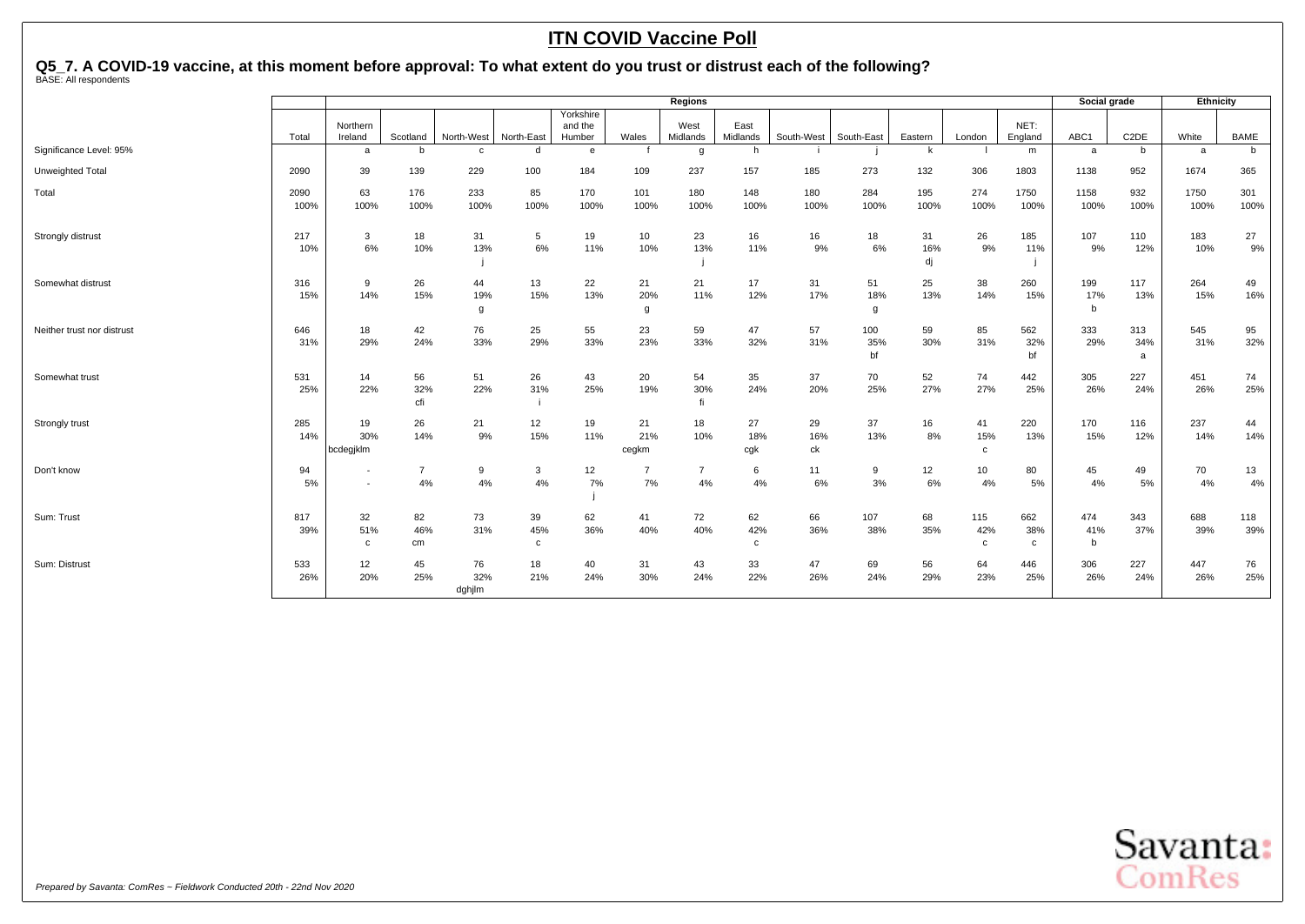# ITN COVID Vaccine Poll

## Q5_7. A COVID-19 vaccine, at this moment before approval: To what extent do you trust or distrust each of the following?

BASE: All respondents

| | | Regions | | | | | | | | | | | | | | Social grade | | Ethnicity | |
|---|---|---|---|---|---|---|---|---|---|---|---|---|---|---|---|---|---|---|---|
| | Total | Northern Ireland | Scotland | North-West | North-East | Yorkshire and the Humber | Wales | West Midlands | East Midlands | South-West | South-East | Eastern | London | NET: England | ABC1 | C2DE | White | BAME |
| Significance Level: 95% | | a | b | c | d | e | f | g | h | i | j | k | l | m | a | b | a | b |
| Unweighted Total | 2090 | 39 | 139 | 229 | 100 | 184 | 109 | 237 | 157 | 185 | 273 | 132 | 306 | 1803 | 1138 | 952 | 1674 | 365 |
| Total | 2090<br>100% | 63<br>100% | 176<br>100% | 233<br>100% | 85<br>100% | 170<br>100% | 101<br>100% | 180<br>100% | 148<br>100% | 180<br>100% | 284<br>100% | 195<br>100% | 274<br>100% | 1750<br>100% | 1158<br>100% | 932<br>100% | 1750<br>100% | 301<br>100% |
| Strongly distrust | 217<br>10% | 3<br>6% | 18<br>10% | 31<br>13%<br>j | 5<br>6% | 19<br>11% | 10<br>10% | 23<br>13%<br>j | 16<br>11% | 16<br>9% | 18<br>6% | 31<br>16%<br>dj | 26<br>9% | 185<br>11%<br>j | 107<br>9% | 110<br>12% | 183<br>10% | 27<br>9% |
| Somewhat distrust | 316<br>15% | 9<br>14% | 26<br>15% | 44<br>19%<br>g | 13<br>15% | 22<br>13% | 21<br>20%<br>g | 21<br>11% | 17<br>12% | 31<br>17% | 51<br>18%<br>g | 25<br>13% | 38<br>14% | 260<br>15% | 199<br>17%<br>b | 117<br>13% | 264<br>15% | 49<br>16% |
| Neither trust nor distrust | 646<br>31% | 18<br>29% | 42<br>24% | 76<br>33% | 25<br>29% | 55<br>33% | 23<br>23% | 59<br>33% | 47<br>32% | 57<br>31% | 100<br>35%<br>bf | 59<br>30% | 85<br>31% | 562<br>32%<br>bf | 333<br>29% | 313<br>34%<br>a | 545<br>31% | 95<br>32% |
| Somewhat trust | 531<br>25% | 14<br>22% | 56<br>32%<br>cfi | 51<br>22% | 26<br>31%<br>i | 43<br>25% | 20<br>19% | 54<br>30%<br>fi | 35<br>24% | 37<br>20% | 70<br>25% | 52<br>27% | 74<br>27% | 442<br>25% | 305<br>26% | 227<br>24% | 451<br>26% | 74<br>25% |
| Strongly trust | 285<br>14% | 19<br>30%<br>bcdegjklm | 26<br>14% | 21<br>9% | 12<br>15% | 19<br>11% | 21<br>21%<br>cegkm | 18<br>10% | 27<br>18%<br>cgk | 29<br>16%<br>ck | 37<br>13% | 16<br>8% | 41<br>15%<br>c | 220<br>13% | 170<br>15% | 116<br>12% | 237<br>14% | 44<br>14% |
| Don't know | 94<br>5% | -<br>- | 7<br>4% | 9<br>4% | 3<br>4% | 12<br>7%<br>j | 7<br>7% | 7<br>4% | 6<br>4% | 11<br>6% | 9<br>3% | 12<br>6% | 10<br>4% | 80<br>5% | 45<br>4% | 49<br>5% | 70<br>4% | 13<br>4% |
| Sum: Trust | 817<br>39% | 32<br>51%<br>c | 82<br>46%<br>cm | 73<br>31% | 39<br>45%<br>c | 62<br>36% | 41<br>40% | 72<br>40% | 62<br>42%<br>c | 66<br>36% | 107<br>38% | 68<br>35% | 115<br>42%<br>c | 662<br>38%<br>c | 474<br>41%<br>b | 343<br>37% | 688<br>39% | 118<br>39% |
| Sum: Distrust | 533<br>26% | 12<br>20% | 45<br>25% | 76<br>32%<br>dghjlm | 18<br>21% | 40<br>24% | 31<br>30% | 43<br>24% | 33<br>22% | 47<br>26% | 69<br>24% | 56<br>29% | 64<br>23% | 446<br>25% | 306<br>26% | 227<br>24% | 447<br>26% | 76<br>25% |

*Prepared by Savanta: ComRes – Fieldwork Conducted 20th - 22nd Nov 2020*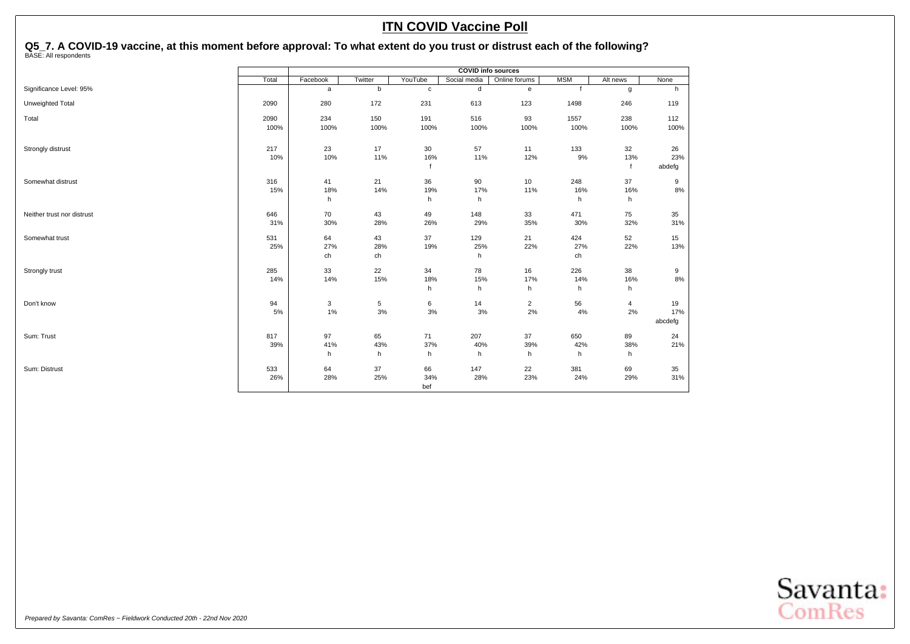# ITN COVID Vaccine Poll

## Q5_7. A COVID-19 vaccine, at this moment before approval: To what extent do you trust or distrust each of the following?

BASE: All respondents

| | | COVID info sources | | | | | | | |
|---|---|---|---|---|---|---|---|---|---|
| | Total | Facebook | Twitter | YouTube | Social media | Online forums | MSM | Alt news | None |
| Significance Level: 95% | | a | b | c | d | e | f | g | h |
| Unweighted Total | 2090 | 280 | 172 | 231 | 613 | 123 | 1498 | 246 | 119 |
| Total | 2090 | 234 | 150 | 191 | 516 | 93 | 1557 | 238 | 112 |
| | 100% | 100% | 100% | 100% | 100% | 100% | 100% | 100% | 100% |
| Strongly distrust | 217 | 23 | 17 | 30 | 57 | 11 | 133 | 32 | 26 |
| | 10% | 10% | 11% | 16% | 11% | 12% | 9% | 13% | 23% |
| | | | | f | | | | f | abdefg |
| Somewhat distrust | 316 | 41 | 21 | 36 | 90 | 10 | 248 | 37 | 9 |
| | 15% | 18% | 14% | 19% | 17% | 11% | 16% | 16% | 8% |
| | | h | | h | h | | h | h | |
| Neither trust nor distrust | 646 | 70 | 43 | 49 | 148 | 33 | 471 | 75 | 35 |
| | 31% | 30% | 28% | 26% | 29% | 35% | 30% | 32% | 31% |
| Somewhat trust | 531 | 64 | 43 | 37 | 129 | 21 | 424 | 52 | 15 |
| | 25% | 27% | 28% | 19% | 25% | 22% | 27% | 22% | 13% |
| | | ch | ch | | h | | ch | | |
| Strongly trust | 285 | 33 | 22 | 34 | 78 | 16 | 226 | 38 | 9 |
| | 14% | 14% | 15% | 18% | 15% | 17% | 14% | 16% | 8% |
| | | | | h | h | h | h | h | |
| Don't know | 94 | 3 | 5 | 6 | 14 | 2 | 56 | 4 | 19 |
| | 5% | 1% | 3% | 3% | 3% | 2% | 4% | 2% | 17% |
| | | | | | | | | | abcdefg |
| Sum: Trust | 817 | 97 | 65 | 71 | 207 | 37 | 650 | 89 | 24 |
| | 39% | 41% | 43% | 37% | 40% | 39% | 42% | 38% | 21% |
| | | h | h | h | h | h | h | h | |
| Sum: Distrust | 533 | 64 | 37 | 66 | 147 | 22 | 381 | 69 | 35 |
| | 26% | 28% | 25% | 34% | 28% | 23% | 24% | 29% | 31% |
| | | | | bef | | | | | |

*Prepared by Savanta: ComRes – Fieldwork Conducted 20th - 22nd Nov 2020*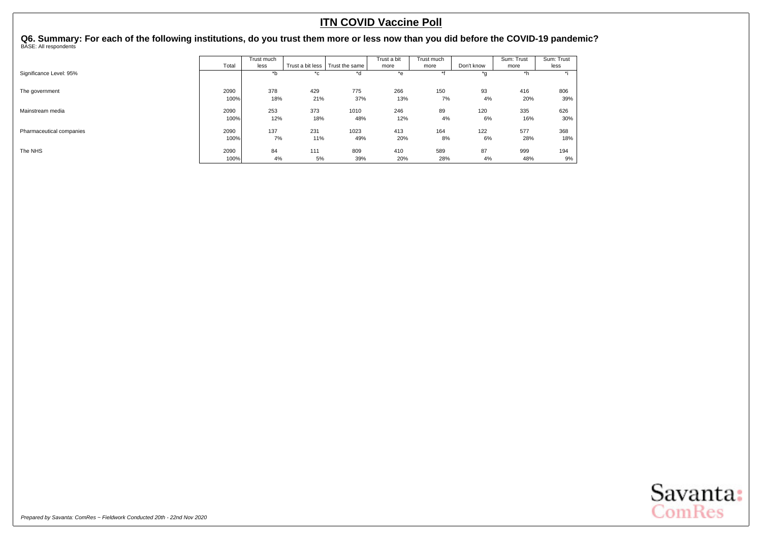# ITN COVID Vaccine Poll

**Q6. Summary: For each of the following institutions, do you trust them more or less now than you did before the COVID-19 pandemic?**
BASE: All respondents

| | Total | Trust much less | Trust a bit less | Trust the same | Trust a bit more | Trust much more | Don't know | Sum: Trust more | Sum: Trust less |
|---|---|---|---|---|---|---|---|---|---|
| Significance Level: 95% | | *b | *c | *d | *e | *f | *g | *h | *i |
| The government | 2090 | 378 | 429 | 775 | 266 | 150 | 93 | 416 | 806 |
| | 100% | 18% | 21% | 37% | 13% | 7% | 4% | 20% | 39% |
| Mainstream media | 2090 | 253 | 373 | 1010 | 246 | 89 | 120 | 335 | 626 |
| | 100% | 12% | 18% | 48% | 12% | 4% | 6% | 16% | 30% |
| Pharmaceutical companies | 2090 | 137 | 231 | 1023 | 413 | 164 | 122 | 577 | 368 |
| | 100% | 7% | 11% | 49% | 20% | 8% | 6% | 28% | 18% |
| The NHS | 2090 | 84 | 111 | 809 | 410 | 589 | 87 | 999 | 194 |
| | 100% | 4% | 5% | 39% | 20% | 28% | 4% | 48% | 9% |

*Prepared by Savanta: ComRes – Fieldwork Conducted 20th - 22nd Nov 2020*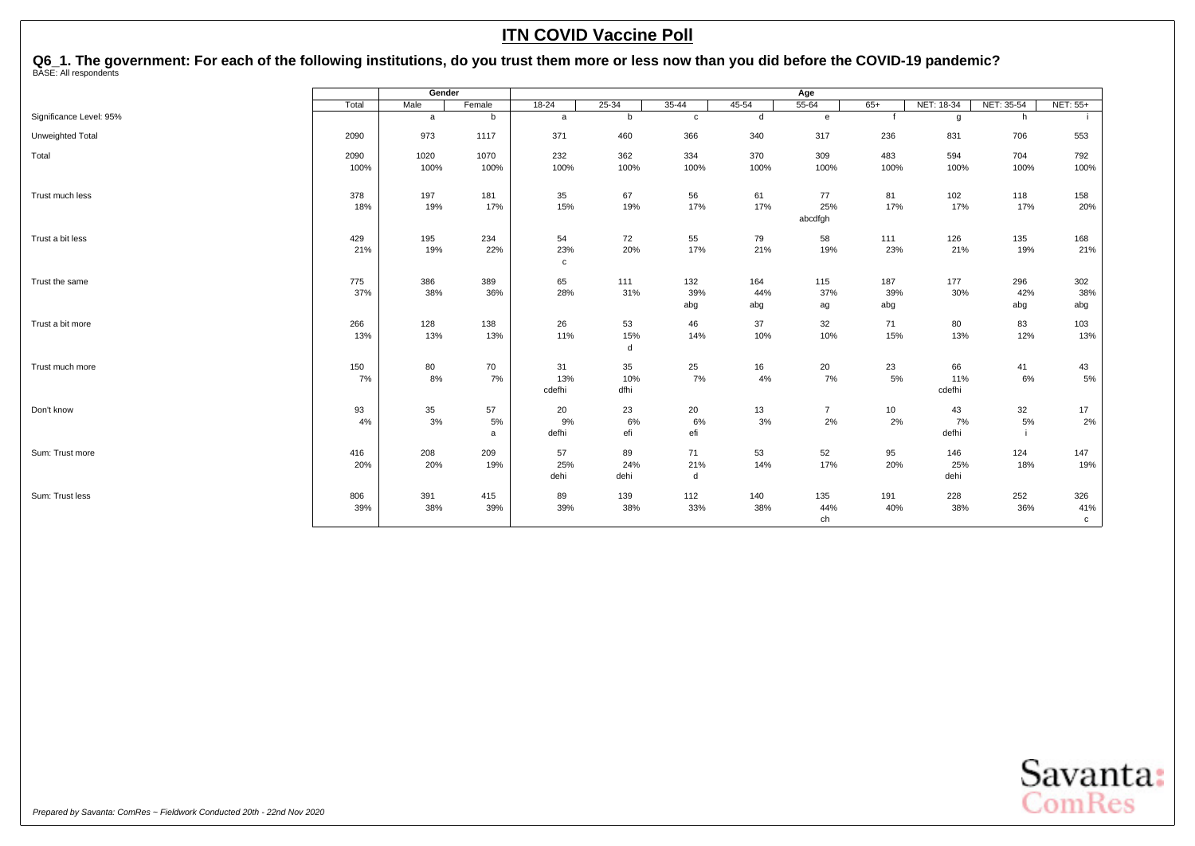# ITN COVID Vaccine Poll

## Q6_1. The government: For each of the following institutions, do you trust them more or less now than you did before the COVID-19 pandemic?

BASE: All respondents

| | Total | Gender | | Age | | | | | | | | |
|---|---|---|---|---|---|---|---|---|---|---|---|---|
| | | Male | Female | 18-24 | 25-34 | 35-44 | 45-54 | 55-64 | 65+ | NET: 18-34 | NET: 35-54 | NET: 55+ |
| Significance Level: 95% | | a | b | a | b | c | d | e | f | g | h | i |
| Unweighted Total | 2090 | 973 | 1117 | 371 | 460 | 366 | 340 | 317 | 236 | 831 | 706 | 553 |
| Total | 2090 | 1020 | 1070 | 232 | 362 | 334 | 370 | 309 | 483 | 594 | 704 | 792 |
| | 100% | 100% | 100% | 100% | 100% | 100% | 100% | 100% | 100% | 100% | 100% | 100% |
| Trust much less | 378 | 197 | 181 | 35 | 67 | 56 | 61 | 77 | 81 | 102 | 118 | 158 |
| | 18% | 19% | 17% | 15% | 19% | 17% | 17% | 25% | 17% | 17% | 17% | 20% |
| | | | | | | | | abcdfgh | | | | |
| Trust a bit less | 429 | 195 | 234 | 54 | 72 | 55 | 79 | 58 | 111 | 126 | 135 | 168 |
| | 21% | 19% | 22% | 23% | 20% | 17% | 21% | 19% | 23% | 21% | 19% | 21% |
| | | | | c | | | | | | | | |
| Trust the same | 775 | 386 | 389 | 65 | 111 | 132 | 164 | 115 | 187 | 177 | 296 | 302 |
| | 37% | 38% | 36% | 28% | 31% | 39% | 44% | 37% | 39% | 30% | 42% | 38% |
| | | | | | | abg | abg | ag | abg | | abg | abg |
| Trust a bit more | 266 | 128 | 138 | 26 | 53 | 46 | 37 | 32 | 71 | 80 | 83 | 103 |
| | 13% | 13% | 13% | 11% | 15% | 14% | 10% | 10% | 15% | 13% | 12% | 13% |
| | | | | | d | | | | | | | |
| Trust much more | 150 | 80 | 70 | 31 | 35 | 25 | 16 | 20 | 23 | 66 | 41 | 43 |
| | 7% | 8% | 7% | 13% | 10% | 7% | 4% | 7% | 5% | 11% | 6% | 5% |
| | | | | cdefhi | dfhi | | | | | cdefhi | | |
| Don't know | 93 | 35 | 57 | 20 | 23 | 20 | 13 | 7 | 10 | 43 | 32 | 17 |
| | 4% | 3% | 5% | 9% | 6% | 6% | 3% | 2% | 2% | 7% | 5% | 2% |
| | | | a | defhi | efi | efi | | | | defhi | i | |
| Sum: Trust more | 416 | 208 | 209 | 57 | 89 | 71 | 53 | 52 | 95 | 146 | 124 | 147 |
| | 20% | 20% | 19% | 25% | 24% | 21% | 14% | 17% | 20% | 25% | 18% | 19% |
| | | | | dehi | dehi | d | | | | dehi | | |
| Sum: Trust less | 806 | 391 | 415 | 89 | 139 | 112 | 140 | 135 | 191 | 228 | 252 | 326 |
| | 39% | 38% | 39% | 39% | 38% | 33% | 38% | 44% | 40% | 38% | 36% | 41% |
| | | | | | | | | ch | | | | c |

*Prepared by Savanta: ComRes – Fieldwork Conducted 20th - 22nd Nov 2020*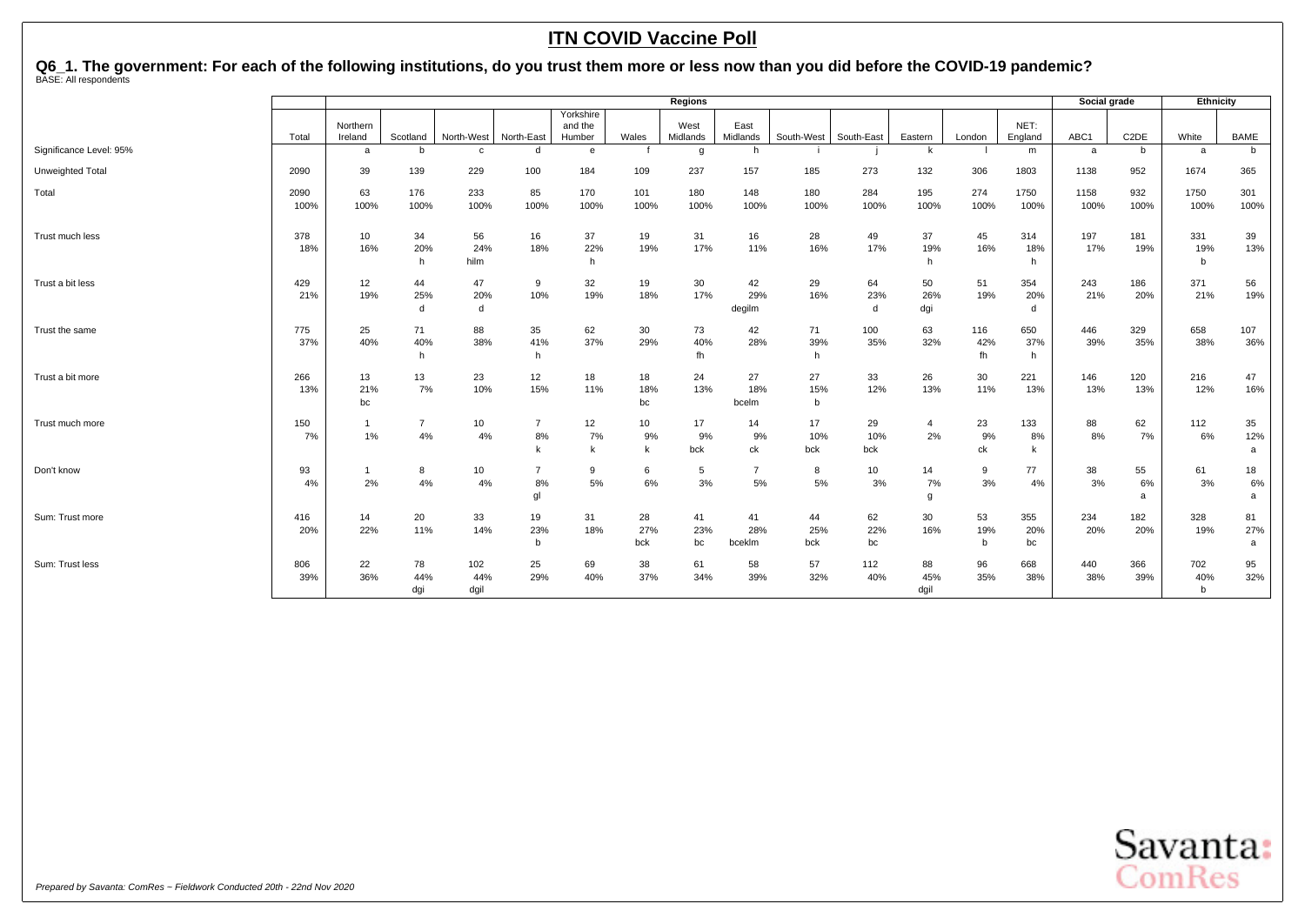# ITN COVID Vaccine Poll

## Q6_1. The government: For each of the following institutions, do you trust them more or less now than you did before the COVID-19 pandemic?

BASE: All respondents

| | | Regions | | | | | | | | | | | | | Social grade | | Ethnicity | |
|---|---|---|---|---|---|---|---|---|---|---|---|---|---|---|---|---|---|---|
| | Total | Northern Ireland | Scotland | North-West | North-East | Yorkshire and the Humber | Wales | West Midlands | East Midlands | South-West | South-East | Eastern | London | NET: England | ABC1 | C2DE | White | BAME |
| Significance Level: 95% | | a | b | c | d | e | f | g | h | i | j | k | l | m | a | b | a | b |
| Unweighted Total | 2090 | 39 | 139 | 229 | 100 | 184 | 109 | 237 | 157 | 185 | 273 | 132 | 306 | 1803 | 1138 | 952 | 1674 | 365 |
| Total | 2090<br>100% | 63<br>100% | 176<br>100% | 233<br>100% | 85<br>100% | 170<br>100% | 101<br>100% | 180<br>100% | 148<br>100% | 180<br>100% | 284<br>100% | 195<br>100% | 274<br>100% | 1750<br>100% | 1158<br>100% | 932<br>100% | 1750<br>100% | 301<br>100% |
| Trust much less | 378<br>18% | 10<br>16% | 34<br>20%<br>h | 56<br>24%<br>hilm | 16<br>18% | 37<br>22%<br>h | 19<br>19% | 31<br>17% | 16<br>11% | 28<br>16% | 49<br>17% | 37<br>19%<br>h | 45<br>16% | 314<br>18%<br>h | 197<br>17% | 181<br>19% | 331<br>19%<br>b | 39<br>13% |
| Trust a bit less | 429<br>21% | 12<br>19% | 44<br>25%<br>d | 47<br>20%<br>d | 9<br>10% | 32<br>19% | 19<br>18% | 30<br>17% | 42<br>29%<br>degilm | 29<br>16% | 64<br>23%<br>d | 50<br>26%<br>dgi | 51<br>19% | 354<br>20%<br>d | 243<br>21% | 186<br>20% | 371<br>21% | 56<br>19% |
| Trust the same | 775<br>37% | 25<br>40% | 71<br>40%<br>h | 88<br>38% | 35<br>41%<br>h | 62<br>37% | 30<br>29% | 73<br>40%<br>fh | 42<br>28% | 71<br>39%<br>h | 100<br>35% | 63<br>32% | 116<br>42%<br>fh | 650<br>37%<br>h | 446<br>39% | 329<br>35% | 658<br>38% | 107<br>36% |
| Trust a bit more | 266<br>13% | 13<br>21%<br>bc | 13<br>7% | 23<br>10% | 12<br>15% | 18<br>11% | 18<br>18%<br>bc | 24<br>13% | 27<br>18%<br>bcelm | 27<br>15%<br>b | 33<br>12% | 26<br>13% | 30<br>11% | 221<br>13% | 146<br>13% | 120<br>13% | 216<br>12% | 47<br>16% |
| Trust much more | 150<br>7% | 1<br>1% | 7<br>4% | 10<br>4% | 7<br>8%<br>k | 12<br>7%<br>k | 10<br>9%<br>k | 17<br>9%<br>bck | 14<br>9%<br>ck | 17<br>10%<br>bck | 29<br>10%<br>bck | 4<br>2% | 23<br>9%<br>ck | 133<br>8%<br>k | 88<br>8% | 62<br>7% | 112<br>6% | 35<br>12%<br>a |
| Don't know | 93<br>4% | 1<br>2% | 8<br>4% | 10<br>4% | 7<br>8%<br>gl | 9<br>5% | 6<br>6% | 5<br>3% | 7<br>5% | 8<br>5% | 10<br>3% | 14<br>7%<br>g | 9<br>3% | 77<br>4% | 38<br>3% | 55<br>6%<br>a | 61<br>3% | 18<br>6%<br>a |
| Sum: Trust more | 416<br>20% | 14<br>22% | 20<br>11% | 33<br>14% | 19<br>23%<br>b | 31<br>18% | 28<br>27%<br>bck | 41<br>23%<br>bc | 41<br>28%<br>bcekm | 44<br>25%<br>bck | 62<br>22%<br>bc | 30<br>16% | 53<br>19%<br>b | 355<br>20%<br>bc | 234<br>20% | 182<br>20% | 328<br>19% | 81<br>27%<br>a |
| Sum: Trust less | 806<br>39% | 22<br>36% | 78<br>44%<br>dgi | 102<br>44%<br>dgil | 25<br>29% | 69<br>40% | 38<br>37% | 61<br>34% | 58<br>39% | 57<br>32% | 112<br>40% | 88<br>45%<br>dgil | 96<br>35% | 668<br>38% | 440<br>38% | 366<br>39% | 702<br>40%<br>b | 95<br>32% |

*Prepared by Savanta: ComRes – Fieldwork Conducted 20th - 22nd Nov 2020*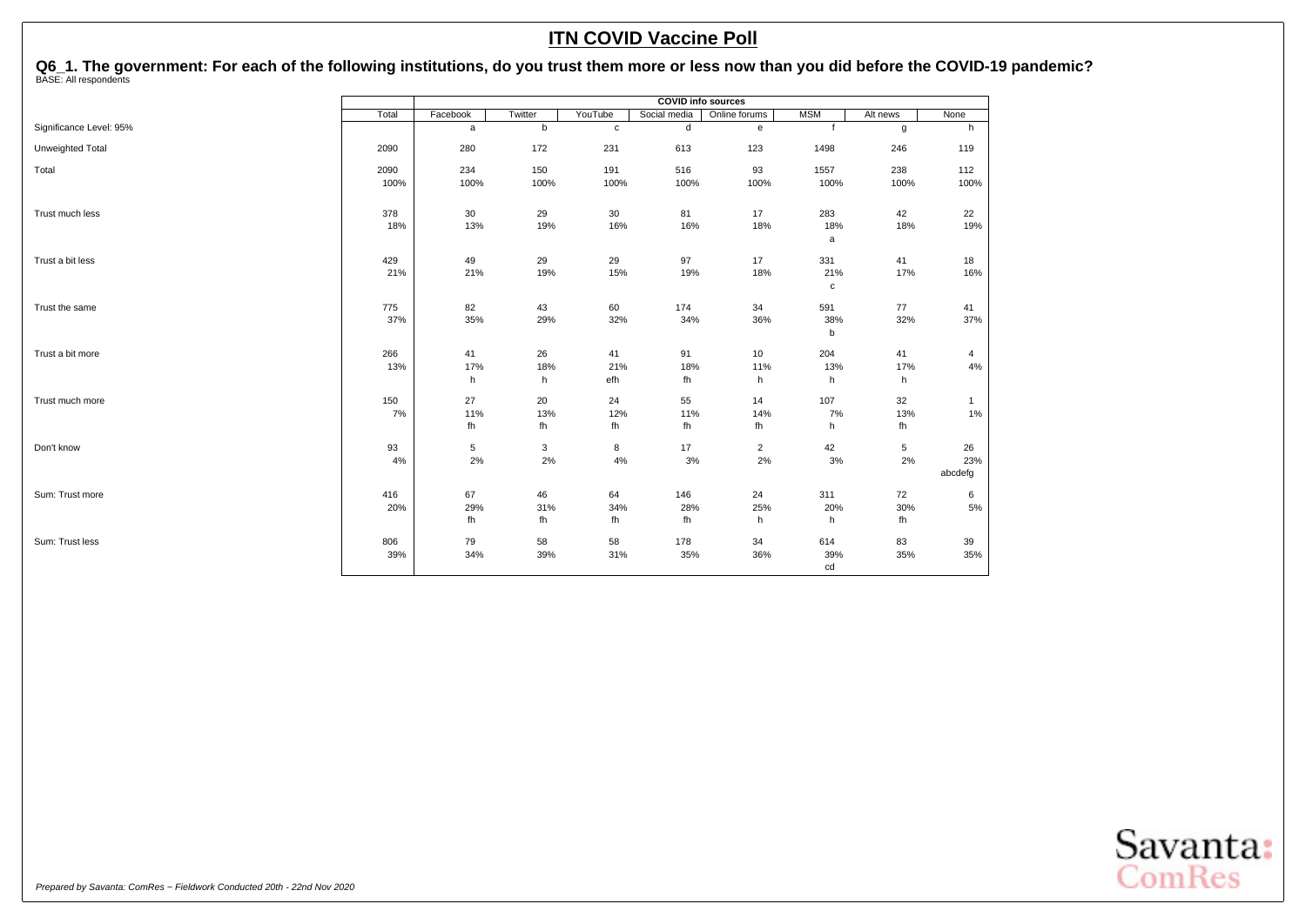# ITN COVID Vaccine Poll

## Q6_1. The government: For each of the following institutions, do you trust them more or less now than you did before the COVID-19 pandemic?

BASE: All respondents

| | | COVID info sources | | | | | | | |
|---|---|---|---|---|---|---|---|---|---|
| | Total | Facebook | Twitter | YouTube | Social media | Online forums | MSM | Alt news | None |
| Significance Level: 95% | | a | b | c | d | e | f | g | h |
| Unweighted Total | 2090 | 280 | 172 | 231 | 613 | 123 | 1498 | 246 | 119 |
| Total | 2090 | 234 | 150 | 191 | 516 | 93 | 1557 | 238 | 112 |
| | 100% | 100% | 100% | 100% | 100% | 100% | 100% | 100% | 100% |
| Trust much less | 378 | 30 | 29 | 30 | 81 | 17 | 283 | 42 | 22 |
| | 18% | 13% | 19% | 16% | 16% | 18% | 18% | 18% | 19% |
| | | | | | | | a | | |
| Trust a bit less | 429 | 49 | 29 | 29 | 97 | 17 | 331 | 41 | 18 |
| | 21% | 21% | 19% | 15% | 19% | 18% | 21% | 17% | 16% |
| | | | | | | | c | | |
| Trust the same | 775 | 82 | 43 | 60 | 174 | 34 | 591 | 77 | 41 |
| | 37% | 35% | 29% | 32% | 34% | 36% | 38% | 32% | 37% |
| | | | | | | | b | | |
| Trust a bit more | 266 | 41 | 26 | 41 | 91 | 10 | 204 | 41 | 4 |
| | 13% | 17% | 18% | 21% | 18% | 11% | 13% | 17% | 4% |
| | | h | h | efh | fh | h | h | h | |
| Trust much more | 150 | 27 | 20 | 24 | 55 | 14 | 107 | 32 | 1 |
| | 7% | 11% | 13% | 12% | 11% | 14% | 7% | 13% | 1% |
| | | fh | fh | fh | fh | fh | h | fh | |
| Don't know | 93 | 5 | 3 | 8 | 17 | 2 | 42 | 5 | 26 |
| | 4% | 2% | 2% | 4% | 3% | 2% | 3% | 2% | 23% |
| | | | | | | | | | abcdefg |
| Sum: Trust more | 416 | 67 | 46 | 64 | 146 | 24 | 311 | 72 | 6 |
| | 20% | 29% | 31% | 34% | 28% | 25% | 20% | 30% | 5% |
| | | fh | fh | fh | fh | h | h | fh | |
| Sum: Trust less | 806 | 79 | 58 | 58 | 178 | 34 | 614 | 83 | 39 |
| | 39% | 34% | 39% | 31% | 35% | 36% | 39% | 35% | 35% |
| | | | | | | | cd | | |

*Prepared by Savanta: ComRes – Fieldwork Conducted 20th - 22nd Nov 2020*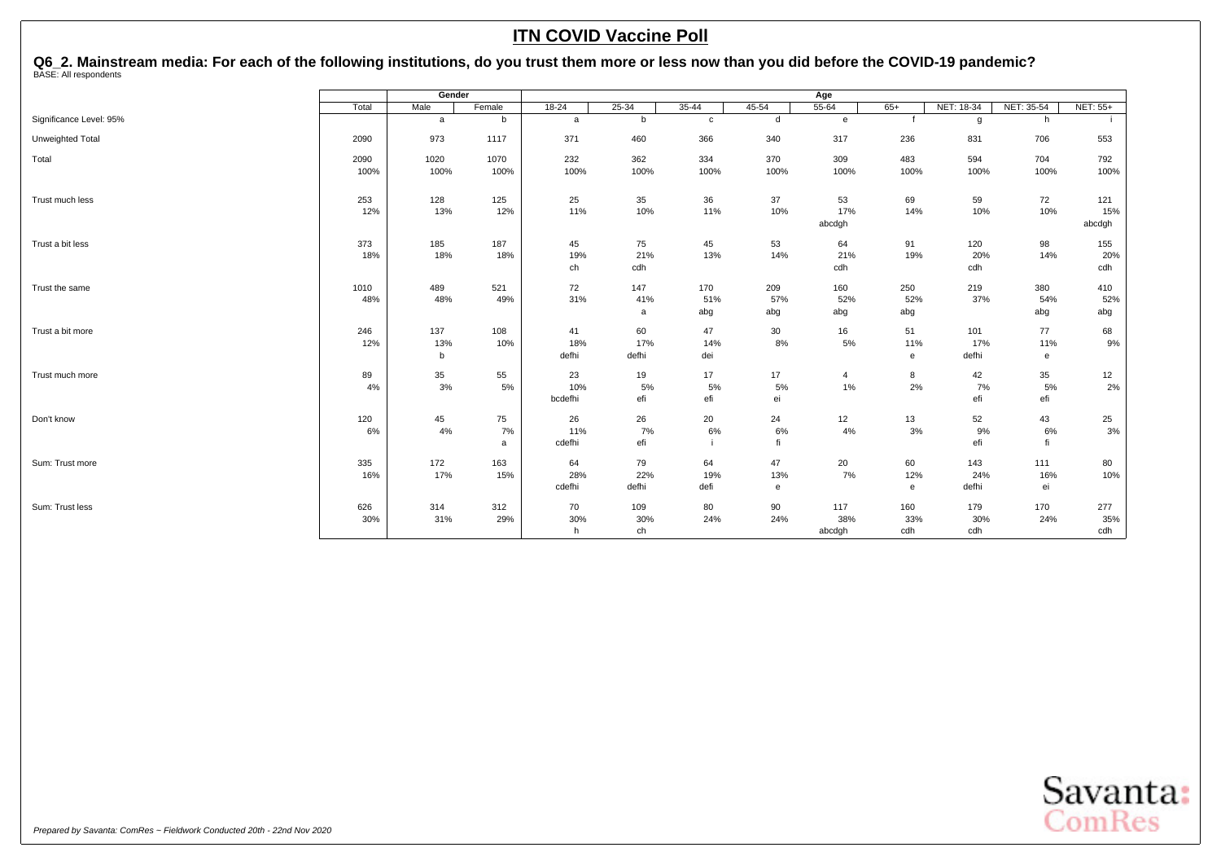# ITN COVID Vaccine Poll

## Q6_2. Mainstream media: For each of the following institutions, do you trust them more or less now than you did before the COVID-19 pandemic?

BASE: All respondents

| | Total | Gender | | Age | | | | | | | | |
|---|---|---|---|---|---|---|---|---|---|---|---|---|
| | Total | Male | Female | 18-24 | 25-34 | 35-44 | 45-54 | 55-64 | 65+ | NET: 18-34 | NET: 35-54 | NET: 55+ |
| Significance Level: 95% | | a | b | a | b | c | d | e | f | g | h | i |
| Unweighted Total | 2090 | 973 | 1117 | 371 | 460 | 366 | 340 | 317 | 236 | 831 | 706 | 553 |
| Total | 2090 | 1020 | 1070 | 232 | 362 | 334 | 370 | 309 | 483 | 594 | 704 | 792 |
| | 100% | 100% | 100% | 100% | 100% | 100% | 100% | 100% | 100% | 100% | 100% | 100% |
| Trust much less | 253 | 128 | 125 | 25 | 35 | 36 | 37 | 53 | 69 | 59 | 72 | 121 |
| | 12% | 13% | 12% | 11% | 10% | 11% | 10% | 17% | 14% | 10% | 10% | 15% |
| | | | | | | | | abcdgh | | | | abcdgh |
| Trust a bit less | 373 | 185 | 187 | 45 | 75 | 45 | 53 | 64 | 91 | 120 | 98 | 155 |
| | 18% | 18% | 18% | 19% | 21% | 13% | 14% | 21% | 19% | 20% | 14% | 20% |
| | | | | ch | cdh | | | cdh | | cdh | | cdh |
| Trust the same | 1010 | 489 | 521 | 72 | 147 | 170 | 209 | 160 | 250 | 219 | 380 | 410 |
| | 48% | 48% | 49% | 31% | 41% | 51% | 57% | 52% | 52% | 37% | 54% | 52% |
| | | | | | a | abg | abg | abg | abg | | abg | abg |
| Trust a bit more | 246 | 137 | 108 | 41 | 60 | 47 | 30 | 16 | 51 | 101 | 77 | 68 |
| | 12% | 13% | 10% | 18% | 17% | 14% | 8% | 5% | 11% | 17% | 11% | 9% |
| | | b | | defhi | defhi | dei | | | e | defhi | e | |
| Trust much more | 89 | 35 | 55 | 23 | 19 | 17 | 17 | 4 | 8 | 42 | 35 | 12 |
| | 4% | 3% | 5% | 10% | 5% | 5% | 5% | 1% | 2% | 7% | 5% | 2% |
| | | | | bcdefhi | efi | efi | ei | | | efi | efi | |
| Don't know | 120 | 45 | 75 | 26 | 26 | 20 | 24 | 12 | 13 | 52 | 43 | 25 |
| | 6% | 4% | 7% | 11% | 7% | 6% | 6% | 4% | 3% | 9% | 6% | 3% |
| | | | a | cdefhi | efi | i | fi | | | efi | fi | |
| Sum: Trust more | 335 | 172 | 163 | 64 | 79 | 64 | 47 | 20 | 60 | 143 | 111 | 80 |
| | 16% | 17% | 15% | 28% | 22% | 19% | 13% | 7% | 12% | 24% | 16% | 10% |
| | | | | cdefhi | defhi | defi | e | | e | defhi | ei | |
| Sum: Trust less | 626 | 314 | 312 | 70 | 109 | 80 | 90 | 117 | 160 | 179 | 170 | 277 |
| | 30% | 31% | 29% | 30% | 30% | 24% | 24% | 38% | 33% | 30% | 24% | 35% |
| | | | | h | ch | | | abcdgh | cdh | cdh | | cdh |

*Prepared by Savanta: ComRes – Fieldwork Conducted 20th - 22nd Nov 2020*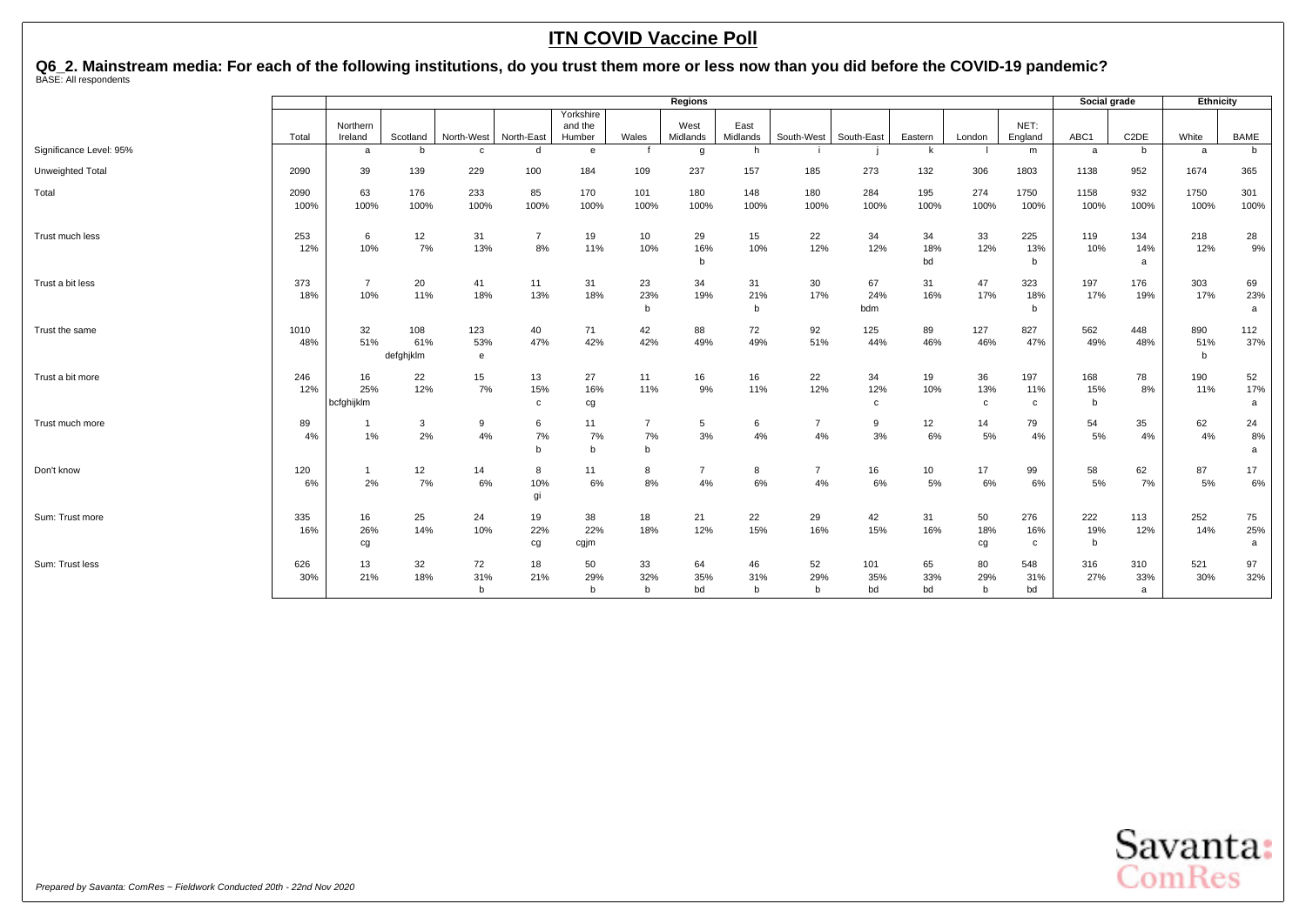# ITN COVID Vaccine Poll

## Q6_2. Mainstream media: For each of the following institutions, do you trust them more or less now than you did before the COVID-19 pandemic?

BASE: All respondents

| | | Regions | | | | | | | | | | | | | | Social grade | | Ethnicity | |
|---|---|---|---|---|---|---|---|---|---|---|---|---|---|---|---|---|---|---|---|
| | Total | Northern Ireland | Scotland | North-West | North-East | Yorkshire and the Humber | Wales | West Midlands | East Midlands | South-West | South-East | Eastern | London | NET: England | ABC1 | C2DE | White | BAME |
| Significance Level: 95% | | a | b | c | d | e | f | g | h | i | j | k | l | m | a | b | a | b |
| Unweighted Total | 2090 | 39 | 139 | 229 | 100 | 184 | 109 | 237 | 157 | 185 | 273 | 132 | 306 | 1803 | 1138 | 952 | 1674 | 365 |
| Total | 2090<br>100% | 63<br>100% | 176<br>100% | 233<br>100% | 85<br>100% | 170<br>100% | 101<br>100% | 180<br>100% | 148<br>100% | 180<br>100% | 284<br>100% | 195<br>100% | 274<br>100% | 1750<br>100% | 1158<br>100% | 932<br>100% | 1750<br>100% | 301<br>100% |
| Trust much less | 253<br>12% | 6<br>10% | 12<br>7% | 31<br>13% | 7<br>8% | 19<br>11% | 10<br>10% | 29<br>16%<br>b | 15<br>10% | 22<br>12% | 34<br>12% | 34<br>18%<br>bd | 33<br>12% | 225<br>13%<br>b | 119<br>10% | 134<br>14%<br>a | 218<br>12% | 28<br>9% |
| Trust a bit less | 373<br>18% | 7<br>10% | 20<br>11% | 41<br>18% | 11<br>13% | 31<br>18% | 23<br>23%<br>b | 34<br>19% | 31<br>21%<br>b | 30<br>17% | 67<br>24%<br>bdm | 31<br>16% | 47<br>17% | 323<br>18%<br>b | 197<br>17% | 176<br>19% | 303<br>17% | 69<br>23%<br>a |
| Trust the same | 1010<br>48% | 32<br>51% | 108<br>61%<br>defghjklm | 123<br>53%<br>e | 40<br>47% | 71<br>42% | 42<br>42% | 88<br>49% | 72<br>49% | 92<br>51% | 125<br>44% | 89<br>46% | 127<br>46% | 827<br>47% | 562<br>49% | 448<br>48% | 890<br>51%<br>b | 112<br>37% |
| Trust a bit more | 246<br>12% | 16<br>25%<br>bcfghijklm | 22<br>12% | 15<br>7% | 13<br>15%<br>c | 27<br>16%<br>cg | 11<br>11% | 16<br>9% | 16<br>11% | 22<br>12% | 34<br>12%<br>c | 19<br>10% | 36<br>13%<br>c | 197<br>11%<br>c | 168<br>15%<br>b | 78<br>8% | 190<br>11% | 52<br>17%<br>a |
| Trust much more | 89<br>4% | 1<br>1% | 3<br>2% | 9<br>4% | 6<br>7%<br>b | 11<br>7%<br>b | 7<br>7%<br>b | 5<br>3% | 6<br>4% | 7<br>4% | 9<br>3% | 12<br>6% | 14<br>5% | 79<br>4% | 54<br>5% | 35<br>4% | 62<br>4% | 24<br>8%<br>a |
| Don't know | 120<br>6% | 1<br>2% | 12<br>7% | 14<br>6% | 8<br>10%<br>gi | 11<br>6% | 8<br>8% | 7<br>4% | 8<br>6% | 7<br>4% | 16<br>6% | 10<br>5% | 17<br>6% | 99<br>6% | 58<br>5% | 62<br>7% | 87<br>5% | 17<br>6% |
| Sum: Trust more | 335<br>16% | 16<br>26%<br>cg | 25<br>14% | 24<br>10% | 19<br>22%<br>cg | 38<br>22%<br>cgjm | 18<br>18% | 21<br>12% | 22<br>15% | 29<br>16% | 42<br>15% | 31<br>16% | 50<br>18%<br>cg | 276<br>16%<br>c | 222<br>19%<br>b | 113<br>12% | 252<br>14% | 75<br>25%<br>a |
| Sum: Trust less | 626<br>30% | 13<br>21% | 32<br>18% | 72<br>31%<br>b | 18<br>21% | 50<br>29%<br>b | 33<br>32%<br>b | 64<br>35%<br>bd | 46<br>31%<br>b | 52<br>29%<br>b | 101<br>35%<br>bd | 65<br>33%<br>bd | 80<br>29%<br>b | 548<br>31%<br>bd | 316<br>27% | 310<br>33%<br>a | 521<br>30% | 97<br>32% |

*Prepared by Savanta: ComRes – Fieldwork Conducted 20th - 22nd Nov 2020*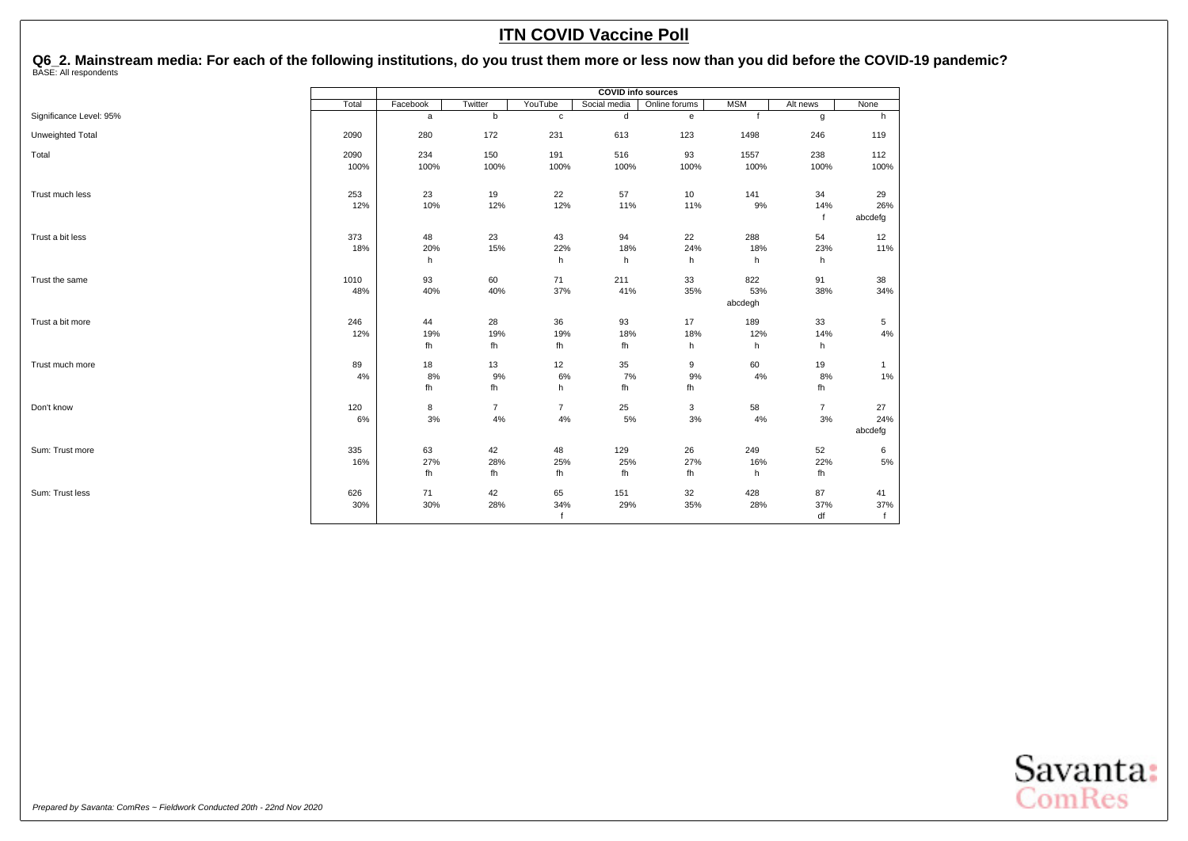# ITN COVID Vaccine Poll

## Q6_2. Mainstream media: For each of the following institutions, do you trust them more or less now than you did before the COVID-19 pandemic?

BASE: All respondents

| | Total | COVID info sources | | | | | | | |
|---|---|---|---|---|---|---|---|---|---|
| | Total | Facebook | Twitter | YouTube | Social media | Online forums | MSM | Alt news | None |
| Significance Level: 95% | | a | b | c | d | e | f | g | h |
| Unweighted Total | 2090 | 280 | 172 | 231 | 613 | 123 | 1498 | 246 | 119 |
| Total | 2090 | 234 | 150 | 191 | 516 | 93 | 1557 | 238 | 112 |
| | 100% | 100% | 100% | 100% | 100% | 100% | 100% | 100% | 100% |
| Trust much less | 253 | 23 | 19 | 22 | 57 | 10 | 141 | 34 | 29 |
| | 12% | 10% | 12% | 12% | 11% | 11% | 9% | 14% | 26% |
| | | | | | | | | f | abcdefg |
| Trust a bit less | 373 | 48 | 23 | 43 | 94 | 22 | 288 | 54 | 12 |
| | 18% | 20% | 15% | 22% | 18% | 24% | 18% | 23% | 11% |
| | | h | | h | h | h | h | h | |
| Trust the same | 1010 | 93 | 60 | 71 | 211 | 33 | 822 | 91 | 38 |
| | 48% | 40% | 40% | 37% | 41% | 35% | 53% | 38% | 34% |
| | | | | | | | abcdegh | | |
| Trust a bit more | 246 | 44 | 28 | 36 | 93 | 17 | 189 | 33 | 5 |
| | 12% | 19% | 19% | 19% | 18% | 18% | 12% | 14% | 4% |
| | | fh | fh | fh | fh | h | h | h | |
| Trust much more | 89 | 18 | 13 | 12 | 35 | 9 | 60 | 19 | 1 |
| | 4% | 8% | 9% | 6% | 7% | 9% | 4% | 8% | 1% |
| | | fh | fh | h | fh | fh | | fh | |
| Don't know | 120 | 8 | 7 | 7 | 25 | 3 | 58 | 7 | 27 |
| | 6% | 3% | 4% | 4% | 5% | 3% | 4% | 3% | 24% |
| | | | | | | | | | abcdefg |
| Sum: Trust more | 335 | 63 | 42 | 48 | 129 | 26 | 249 | 52 | 6 |
| | 16% | 27% | 28% | 25% | 25% | 27% | 16% | 22% | 5% |
| | | fh | fh | fh | fh | fh | h | fh | |
| Sum: Trust less | 626 | 71 | 42 | 65 | 151 | 32 | 428 | 87 | 41 |
| | 30% | 30% | 28% | 34% | 29% | 35% | 28% | 37% | 37% |
| | | | | f | | | | df | f |

*Prepared by Savanta: ComRes – Fieldwork Conducted 20th - 22nd Nov 2020*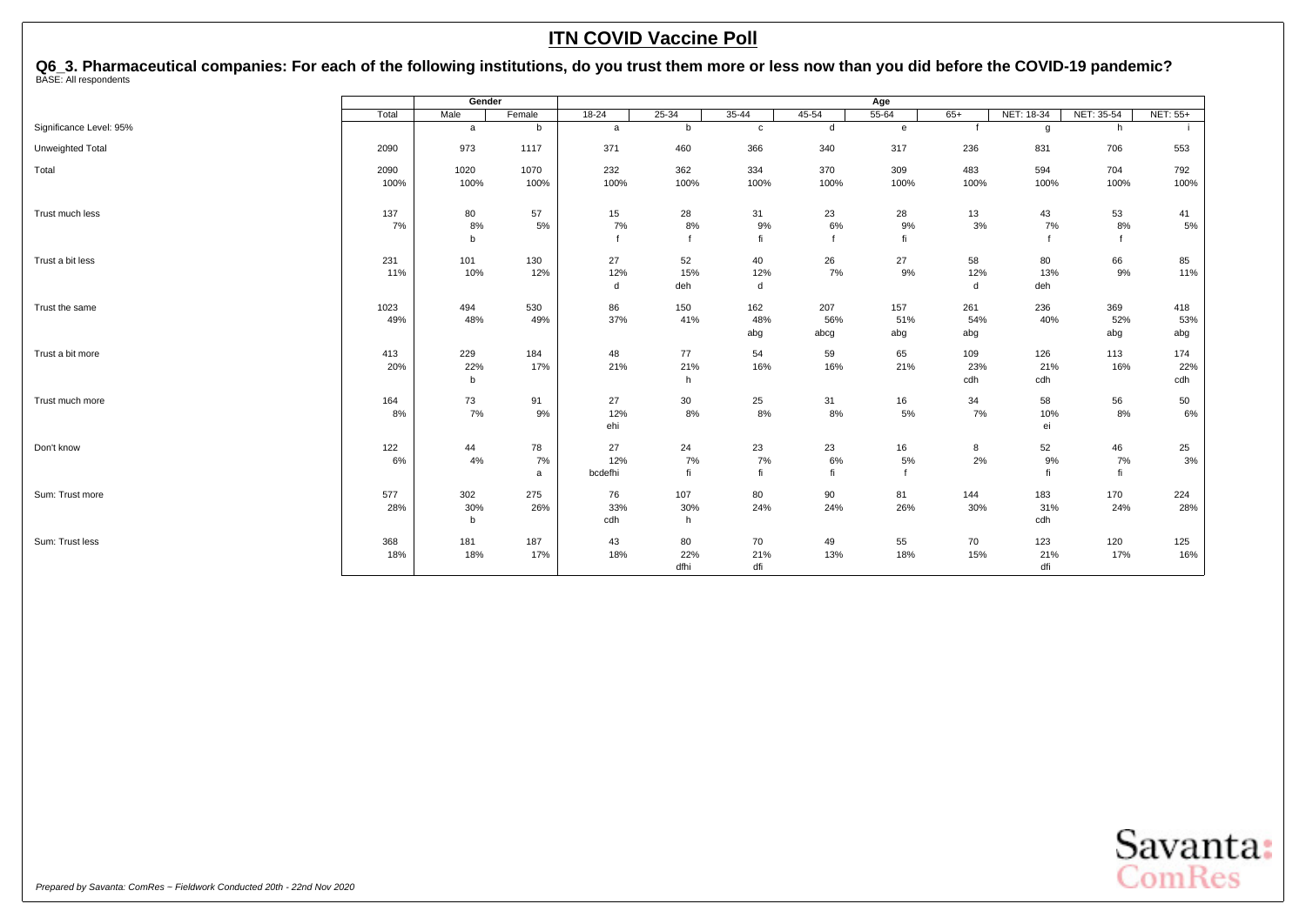# ITN COVID Vaccine Poll

## Q6_3. Pharmaceutical companies: For each of the following institutions, do you trust them more or less now than you did before the COVID-19 pandemic?

BASE: All respondents

| | Total | Gender | | Age | | | | | | | | |
|---|---|---|---|---|---|---|---|---|---|---|---|---|
| | Total | Male | Female | 18-24 | 25-34 | 35-44 | 45-54 | 55-64 | 65+ | NET: 18-34 | NET: 35-54 | NET: 55+ |
| Significance Level: 95% | | a | b | a | b | c | d | e | f | g | h | i |
| Unweighted Total | 2090 | 973 | 1117 | 371 | 460 | 366 | 340 | 317 | 236 | 831 | 706 | 553 |
| Total | 2090 | 1020 | 1070 | 232 | 362 | 334 | 370 | 309 | 483 | 594 | 704 | 792 |
| | 100% | 100% | 100% | 100% | 100% | 100% | 100% | 100% | 100% | 100% | 100% | 100% |
| Trust much less | 137 | 80 | 57 | 15 | 28 | 31 | 23 | 28 | 13 | 43 | 53 | 41 |
| | 7% | 8% | 5% | 7% | 8% | 9% | 6% | 9% | 3% | 7% | 8% | 5% |
| | | b | | f | f | fi | f | fi | | f | f | |
| Trust a bit less | 231 | 101 | 130 | 27 | 52 | 40 | 26 | 27 | 58 | 80 | 66 | 85 |
| | 11% | 10% | 12% | 12% | 15% | 12% | 7% | 9% | 12% | 13% | 9% | 11% |
| | | | | d | deh | d | | | d | deh | | |
| Trust the same | 1023 | 494 | 530 | 86 | 150 | 162 | 207 | 157 | 261 | 236 | 369 | 418 |
| | 49% | 48% | 49% | 37% | 41% | 48% | 56% | 51% | 54% | 40% | 52% | 53% |
| | | | | | | abg | abcg | abg | abg | | abg | abg |
| Trust a bit more | 413 | 229 | 184 | 48 | 77 | 54 | 59 | 65 | 109 | 126 | 113 | 174 |
| | 20% | 22% | 17% | 21% | 21% | 16% | 16% | 21% | 23% | 21% | 16% | 22% |
| | | b | | | h | | | | cdh | cdh | | cdh |
| Trust much more | 164 | 73 | 91 | 27 | 30 | 25 | 31 | 16 | 34 | 58 | 56 | 50 |
| | 8% | 7% | 9% | 12% | 8% | 8% | 8% | 5% | 7% | 10% | 8% | 6% |
| | | | | ehi | | | | | | ei | | |
| Don't know | 122 | 44 | 78 | 27 | 24 | 23 | 23 | 16 | 8 | 52 | 46 | 25 |
| | 6% | 4% | 7% | 12% | 7% | 7% | 6% | 5% | 2% | 9% | 7% | 3% |
| | | | a | bcdefhi | fi | fi | fi | f | | fi | fi | |
| Sum: Trust more | 577 | 302 | 275 | 76 | 107 | 80 | 90 | 81 | 144 | 183 | 170 | 224 |
| | 28% | 30% | 26% | 33% | 30% | 24% | 24% | 26% | 30% | 31% | 24% | 28% |
| | | b | | cdh | h | | | | | cdh | | |
| Sum: Trust less | 368 | 181 | 187 | 43 | 80 | 70 | 49 | 55 | 70 | 123 | 120 | 125 |
| | 18% | 18% | 17% | 18% | 22% | 21% | 13% | 18% | 15% | 21% | 17% | 16% |
| | | | | | dfhi | dfi | | | | dfi | | |

*Prepared by Savanta: ComRes − Fieldwork Conducted 20th - 22nd Nov 2020*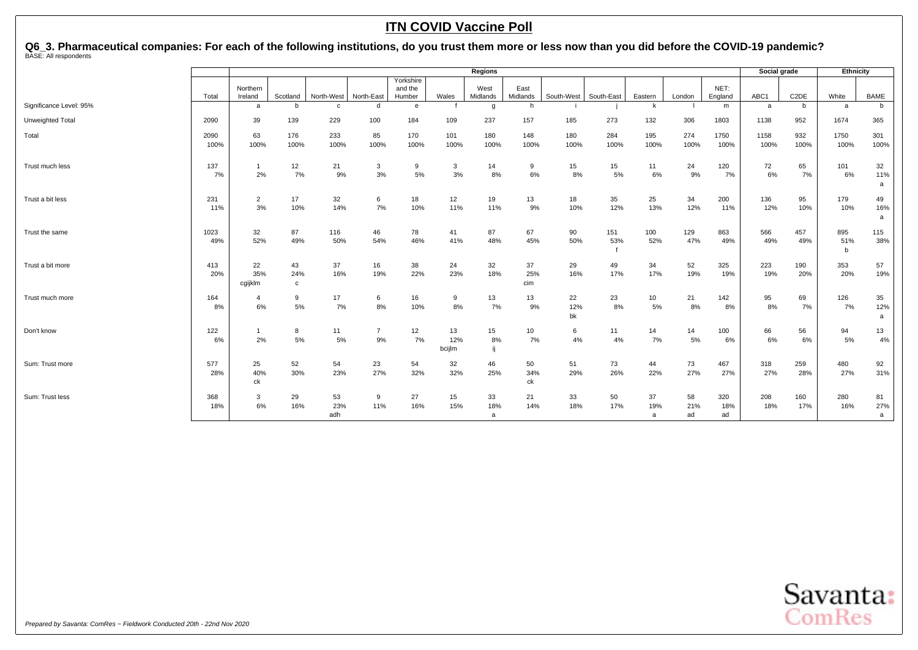# ITN COVID Vaccine Poll

## Q6_3. Pharmaceutical companies: For each of the following institutions, do you trust them more or less now than you did before the COVID-19 pandemic?

BASE: All respondents

| | | Regions | | | | | | | | | | | | | | Social grade | | Ethnicity | |
|---|---|---|---|---|---|---|---|---|---|---|---|---|---|---|---|---|---|---|---|
| | Total | Northern Ireland | Scotland | North-West | North-East | Yorkshire and the Humber | Wales | West Midlands | East Midlands | South-West | South-East | Eastern | London | NET: England | ABC1 | C2DE | White | BAME |
| Significance Level: 95% | | a | b | c | d | e | f | g | h | i | j | k | l | m | a | b | a | b |
| Unweighted Total | 2090 | 39 | 139 | 229 | 100 | 184 | 109 | 237 | 157 | 185 | 273 | 132 | 306 | 1803 | 1138 | 952 | 1674 | 365 |
| Total | 2090<br>100% | 63<br>100% | 176<br>100% | 233<br>100% | 85<br>100% | 170<br>100% | 101<br>100% | 180<br>100% | 148<br>100% | 180<br>100% | 284<br>100% | 195<br>100% | 274<br>100% | 1750<br>100% | 1158<br>100% | 932<br>100% | 1750<br>100% | 301<br>100% |
| Trust much less | 137<br>7% | 1<br>2% | 12<br>7% | 21<br>9% | 3<br>3% | 9<br>5% | 3<br>3% | 14<br>8% | 9<br>6% | 15<br>8% | 15<br>5% | 11<br>6% | 24<br>9% | 120<br>7% | 72<br>6% | 65<br>7% | 101<br>6% | 32<br>11%<br>a |
| Trust a bit less | 231<br>11% | 2<br>3% | 17<br>10% | 32<br>14% | 6<br>7% | 18<br>10% | 12<br>11% | 19<br>11% | 13<br>9% | 18<br>10% | 35<br>12% | 25<br>13% | 34<br>12% | 200<br>11% | 136<br>12% | 95<br>10% | 179<br>10% | 49<br>16%<br>a |
| Trust the same | 1023<br>49% | 32<br>52% | 87<br>49% | 116<br>50% | 46<br>54% | 78<br>46% | 41<br>41% | 87<br>48% | 67<br>45% | 90<br>50% | 151<br>53%<br>f | 100<br>52% | 129<br>47% | 863<br>49% | 566<br>49% | 457<br>49% | 895<br>51%<br>b | 115<br>38% |
| Trust a bit more | 413<br>20% | 22<br>35%<br>cgijklm | 43<br>24%<br>c | 37<br>16% | 16<br>19% | 38<br>22% | 24<br>23% | 32<br>18% | 37<br>25%<br>cim | 29<br>16% | 49<br>17% | 34<br>17% | 52<br>19% | 325<br>19% | 223<br>19% | 190<br>20% | 353<br>20% | 57<br>19% |
| Trust much more | 164<br>8% | 4<br>6% | 9<br>5% | 17<br>7% | 6<br>8% | 16<br>10% | 9<br>8% | 13<br>7% | 13<br>9% | 22<br>12%<br>bk | 23<br>8% | 10<br>5% | 21<br>8% | 142<br>8% | 95<br>8% | 69<br>7% | 126<br>7% | 35<br>12%<br>a |
| Don't know | 122<br>6% | 1<br>2% | 8<br>5% | 11<br>5% | 7<br>9% | 12<br>7% | 13<br>12%<br>bcijlm | 15<br>8%<br>ij | 10<br>7% | 6<br>4% | 11<br>4% | 14<br>7% | 14<br>5% | 100<br>6% | 66<br>6% | 56<br>6% | 94<br>5% | 13<br>4% |
| Sum: Trust more | 577<br>28% | 25<br>40%<br>ck | 52<br>30% | 54<br>23% | 23<br>27% | 54<br>32% | 32<br>32% | 46<br>25% | 50<br>34%<br>ck | 51<br>29% | 73<br>26% | 44<br>22% | 73<br>27% | 467<br>27% | 318<br>27% | 259<br>28% | 480<br>27% | 92<br>31% |
| Sum: Trust less | 368<br>18% | 3<br>6% | 29<br>16% | 53<br>23%<br>adh | 9<br>11% | 27<br>16% | 15<br>15% | 33<br>18%<br>a | 21<br>14% | 33<br>18% | 50<br>17% | 37<br>19%<br>a | 58<br>21%<br>ad | 320<br>18%<br>ad | 208<br>18% | 160<br>17% | 280<br>16% | 81<br>27%<br>a |

*Prepared by Savanta: ComRes – Fieldwork Conducted 20th - 22nd Nov 2020*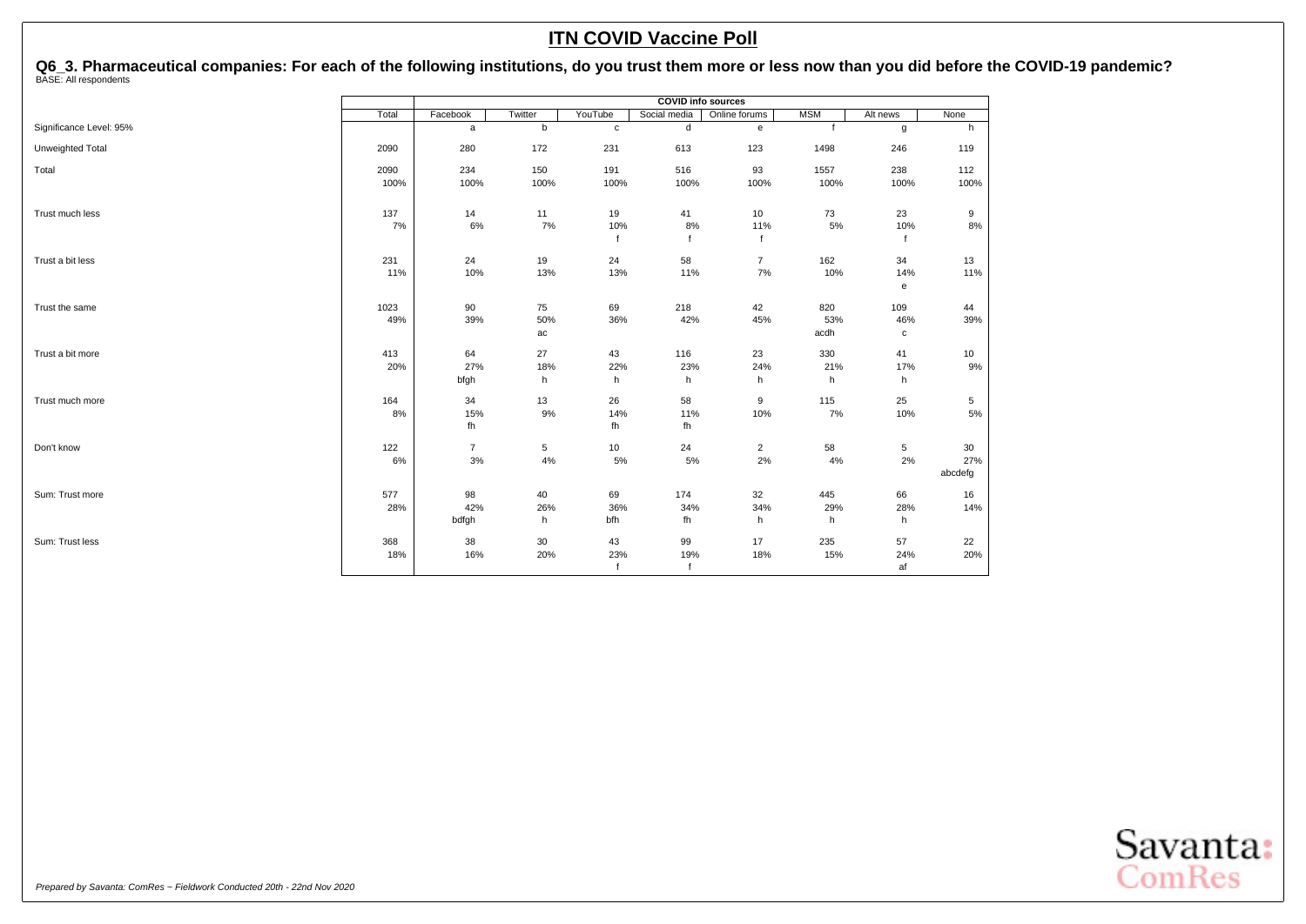# ITN COVID Vaccine Poll

## Q6_3. Pharmaceutical companies: For each of the following institutions, do you trust them more or less now than you did before the COVID-19 pandemic?

BASE: All respondents

| | | COVID info sources | | | | | | | |
|---|---|---|---|---|---|---|---|---|---|
| | Total | Facebook | Twitter | YouTube | Social media | Online forums | MSM | Alt news | None |
| Significance Level: 95% | | a | b | c | d | e | f | g | h |
| Unweighted Total | 2090 | 280 | 172 | 231 | 613 | 123 | 1498 | 246 | 119 |
| Total | 2090 | 234 | 150 | 191 | 516 | 93 | 1557 | 238 | 112 |
| | 100% | 100% | 100% | 100% | 100% | 100% | 100% | 100% | 100% |
| Trust much less | 137 | 14 | 11 | 19 | 41 | 10 | 73 | 23 | 9 |
| | 7% | 6% | 7% | 10% | 8% | 11% | 5% | 10% | 8% |
| | | | | f | f | f | | f | |
| Trust a bit less | 231 | 24 | 19 | 24 | 58 | 7 | 162 | 34 | 13 |
| | 11% | 10% | 13% | 13% | 11% | 7% | 10% | 14% | 11% |
| | | | | | | | | e | |
| Trust the same | 1023 | 90 | 75 | 69 | 218 | 42 | 820 | 109 | 44 |
| | 49% | 39% | 50% | 36% | 42% | 45% | 53% | 46% | 39% |
| | | | ac | | | | acdh | c | |
| Trust a bit more | 413 | 64 | 27 | 43 | 116 | 23 | 330 | 41 | 10 |
| | 20% | 27% | 18% | 22% | 23% | 24% | 21% | 17% | 9% |
| | | bfgh | h | h | h | h | h | h | |
| Trust much more | 164 | 34 | 13 | 26 | 58 | 9 | 115 | 25 | 5 |
| | 8% | 15% | 9% | 14% | 11% | 10% | 7% | 10% | 5% |
| | | fh | | fh | fh | | | | |
| Don't know | 122 | 7 | 5 | 10 | 24 | 2 | 58 | 5 | 30 |
| | 6% | 3% | 4% | 5% | 5% | 2% | 4% | 2% | 27% |
| | | | | | | | | | abcdefg |
| Sum: Trust more | 577 | 98 | 40 | 69 | 174 | 32 | 445 | 66 | 16 |
| | 28% | 42% | 26% | 36% | 34% | 34% | 29% | 28% | 14% |
| | | bdfgh | h | bfh | fh | h | h | h | |
| Sum: Trust less | 368 | 38 | 30 | 43 | 99 | 17 | 235 | 57 | 22 |
| | 18% | 16% | 20% | 23% | 19% | 18% | 15% | 24% | 20% |
| | | | | f | f | | | af | |

*Prepared by Savanta: ComRes – Fieldwork Conducted 20th - 22nd Nov 2020*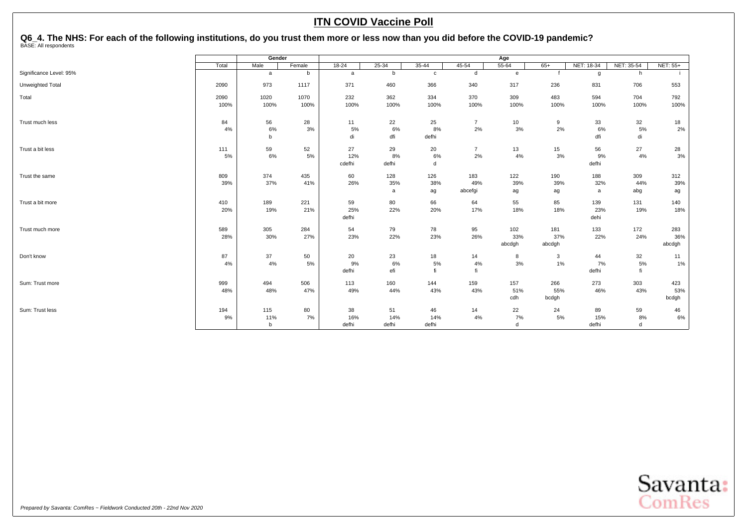# ITN COVID Vaccine Poll

## Q6_4. The NHS: For each of the following institutions, do you trust them more or less now than you did before the COVID-19 pandemic?

BASE: All respondents

| | Total | Gender | | Age | | | | | | | | |
|---|---|---|---|---|---|---|---|---|---|---|---|---|
| | Total | Male | Female | 18-24 | 25-34 | 35-44 | 45-54 | 55-64 | 65+ | NET: 18-34 | NET: 35-54 | NET: 55+ |
| Significance Level: 95% | | a | b | a | b | c | d | e | f | g | h | i |
| Unweighted Total | 2090 | 973 | 1117 | 371 | 460 | 366 | 340 | 317 | 236 | 831 | 706 | 553 |
| Total | 2090 | 1020 | 1070 | 232 | 362 | 334 | 370 | 309 | 483 | 594 | 704 | 792 |
| | 100% | 100% | 100% | 100% | 100% | 100% | 100% | 100% | 100% | 100% | 100% | 100% |
| Trust much less | 84 | 56 | 28 | 11 | 22 | 25 | 7 | 10 | 9 | 33 | 32 | 18 |
| | 4% | 6% | 3% | 5% | 6% | 8% | 2% | 3% | 2% | 6% | 5% | 2% |
| | | b | | di | dfi | defhi | | | | dfi | di | |
| Trust a bit less | 111 | 59 | 52 | 27 | 29 | 20 | 7 | 13 | 15 | 56 | 27 | 28 |
| | 5% | 6% | 5% | 12% | 8% | 6% | 2% | 4% | 3% | 9% | 4% | 3% |
| | | | | cdefhi | defhi | d | | | | defhi | | |
| Trust the same | 809 | 374 | 435 | 60 | 128 | 126 | 183 | 122 | 190 | 188 | 309 | 312 |
| | 39% | 37% | 41% | 26% | 35% | 38% | 49% | 39% | 39% | 32% | 44% | 39% |
| | | | | | a | ag | abcefgi | ag | ag | a | abg | ag |
| Trust a bit more | 410 | 189 | 221 | 59 | 80 | 66 | 64 | 55 | 85 | 139 | 131 | 140 |
| | 20% | 19% | 21% | 25% | 22% | 20% | 17% | 18% | 18% | 23% | 19% | 18% |
| | | | | defhi | | | | | | dehi | | |
| Trust much more | 589 | 305 | 284 | 54 | 79 | 78 | 95 | 102 | 181 | 133 | 172 | 283 |
| | 28% | 30% | 27% | 23% | 22% | 23% | 26% | 33% | 37% | 22% | 24% | 36% |
| | | | | | | | | abcdgh | abcdgh | | | abcdgh |
| Don't know | 87 | 37 | 50 | 20 | 23 | 18 | 14 | 8 | 3 | 44 | 32 | 11 |
| | 4% | 4% | 5% | 9% | 6% | 5% | 4% | 3% | 1% | 7% | 5% | 1% |
| | | | | defhi | efi | fi | fi | | | defhi | fi | |
| Sum: Trust more | 999 | 494 | 506 | 113 | 160 | 144 | 159 | 157 | 266 | 273 | 303 | 423 |
| | 48% | 48% | 47% | 49% | 44% | 43% | 43% | 51% | 55% | 46% | 43% | 53% |
| | | | | | | | | cdh | bcdgh | | | bcdgh |
| Sum: Trust less | 194 | 115 | 80 | 38 | 51 | 46 | 14 | 22 | 24 | 89 | 59 | 46 |
| | 9% | 11% | 7% | 16% | 14% | 14% | 4% | 7% | 5% | 15% | 8% | 6% |
| | | b | | defhi | defhi | defhi | | d | | defhi | d | |

*Prepared by Savanta: ComRes – Fieldwork Conducted 20th - 22nd Nov 2020*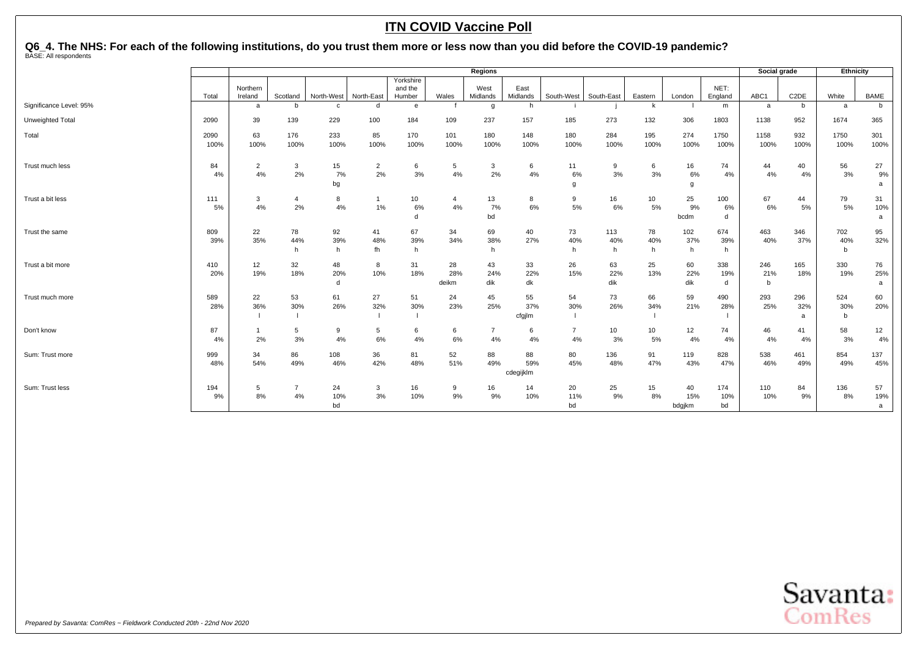# ITN COVID Vaccine Poll

## Q6_4. The NHS: For each of the following institutions, do you trust them more or less now than you did before the COVID-19 pandemic?

BASE: All respondents

| | | Regions | | | | | | | | | | | | | | Social grade | | Ethnicity | |
|---|---|---|---|---|---|---|---|---|---|---|---|---|---|---|---|---|---|---|---|
| | Total | Northern Ireland | Scotland | North-West | North-East | Yorkshire and the Humber | Wales | West Midlands | East Midlands | South-West | South-East | Eastern | London | NET: England | ABC1 | C2DE | White | BAME |
| Significance Level: 95% | | a | b | c | d | e | f | g | h | i | j | k | l | m | a | b | a | b |
| Unweighted Total | 2090 | 39 | 139 | 229 | 100 | 184 | 109 | 237 | 157 | 185 | 273 | 132 | 306 | 1803 | 1138 | 952 | 1674 | 365 |
| Total | 2090<br>100% | 63<br>100% | 176<br>100% | 233<br>100% | 85<br>100% | 170<br>100% | 101<br>100% | 180<br>100% | 148<br>100% | 180<br>100% | 284<br>100% | 195<br>100% | 274<br>100% | 1750<br>100% | 1158<br>100% | 932<br>100% | 1750<br>100% | 301<br>100% |
| Trust much less | 84<br>4% | 2<br>4% | 3<br>2% | 15<br>7%<br>bg | 2<br>2% | 6<br>3% | 5<br>4% | 3<br>2% | 6<br>4% | 11<br>6%<br>g | 9<br>3% | 6<br>3% | 16<br>6%<br>g | 74<br>4% | 44<br>4% | 40<br>4% | 56<br>3% | 27<br>9%<br>a |
| Trust a bit less | 111<br>5% | 3<br>4% | 4<br>2% | 8<br>4% | 1<br>1% | 10<br>6%<br>d | 4<br>4% | 13<br>7%<br>bd | 8<br>6% | 9<br>5% | 16<br>6% | 10<br>5% | 25<br>9%<br>bcdm | 100<br>6%<br>d | 67<br>6% | 44<br>5% | 79<br>5% | 31<br>10%<br>a |
| Trust the same | 809<br>39% | 22<br>35% | 78<br>44%<br>h | 92<br>39%<br>h | 41<br>48%<br>fh | 67<br>39%<br>h | 34<br>34% | 69<br>38%<br>h | 40<br>27% | 73<br>40%<br>h | 113<br>40%<br>h | 78<br>40%<br>h | 102<br>37%<br>h | 674<br>39%<br>h | 463<br>40% | 346<br>37% | 702<br>40%<br>b | 95<br>32% |
| Trust a bit more | 410<br>20% | 12<br>19% | 32<br>18% | 48<br>20%<br>d | 8<br>10% | 31<br>18% | 28<br>28%<br>deikm | 43<br>24%<br>dik | 33<br>22%<br>dk | 26<br>15% | 63<br>22%<br>dik | 25<br>13% | 60<br>22%<br>dik | 338<br>19%<br>d | 246<br>21%<br>b | 165<br>18% | 330<br>19% | 76<br>25%<br>a |
| Trust much more | 589<br>28% | 22<br>36%<br>l | 53<br>30%<br>l | 61<br>26% | 27<br>32%<br>l | 51<br>30%<br>l | 24<br>23% | 45<br>25% | 55<br>37%<br>cfgjlm | 54<br>30%<br>l | 73<br>26% | 66<br>34%<br>l | 59<br>21% | 490<br>28%<br>l | 293<br>25% | 296<br>32%<br>a | 524<br>30%<br>b | 60<br>20% |
| Don't know | 87<br>4% | 1<br>2% | 5<br>3% | 9<br>4% | 5<br>6% | 6<br>4% | 6<br>6% | 7<br>4% | 6<br>4% | 7<br>4% | 10<br>3% | 10<br>5% | 12<br>4% | 74<br>4% | 46<br>4% | 41<br>4% | 58<br>3% | 12<br>4% |
| Sum: Trust more | 999<br>48% | 34<br>54% | 86<br>49% | 108<br>46% | 36<br>42% | 81<br>48% | 52<br>51% | 88<br>49% | 88<br>59%<br>cdegijklm | 80<br>45% | 136<br>48% | 91<br>47% | 119<br>43% | 828<br>47% | 538<br>46% | 461<br>49% | 854<br>49% | 137<br>45% |
| Sum: Trust less | 194<br>9% | 5<br>8% | 7<br>4% | 24<br>10%<br>bd | 3<br>3% | 16<br>10% | 9<br>9% | 16<br>9% | 14<br>10% | 20<br>11%<br>bd | 25<br>9% | 15<br>8% | 40<br>15%<br>bdgjkm | 174<br>10%<br>bd | 110<br>10% | 84<br>9% | 136<br>8% | 57<br>19%<br>a |

*Prepared by Savanta: ComRes – Fieldwork Conducted 20th - 22nd Nov 2020*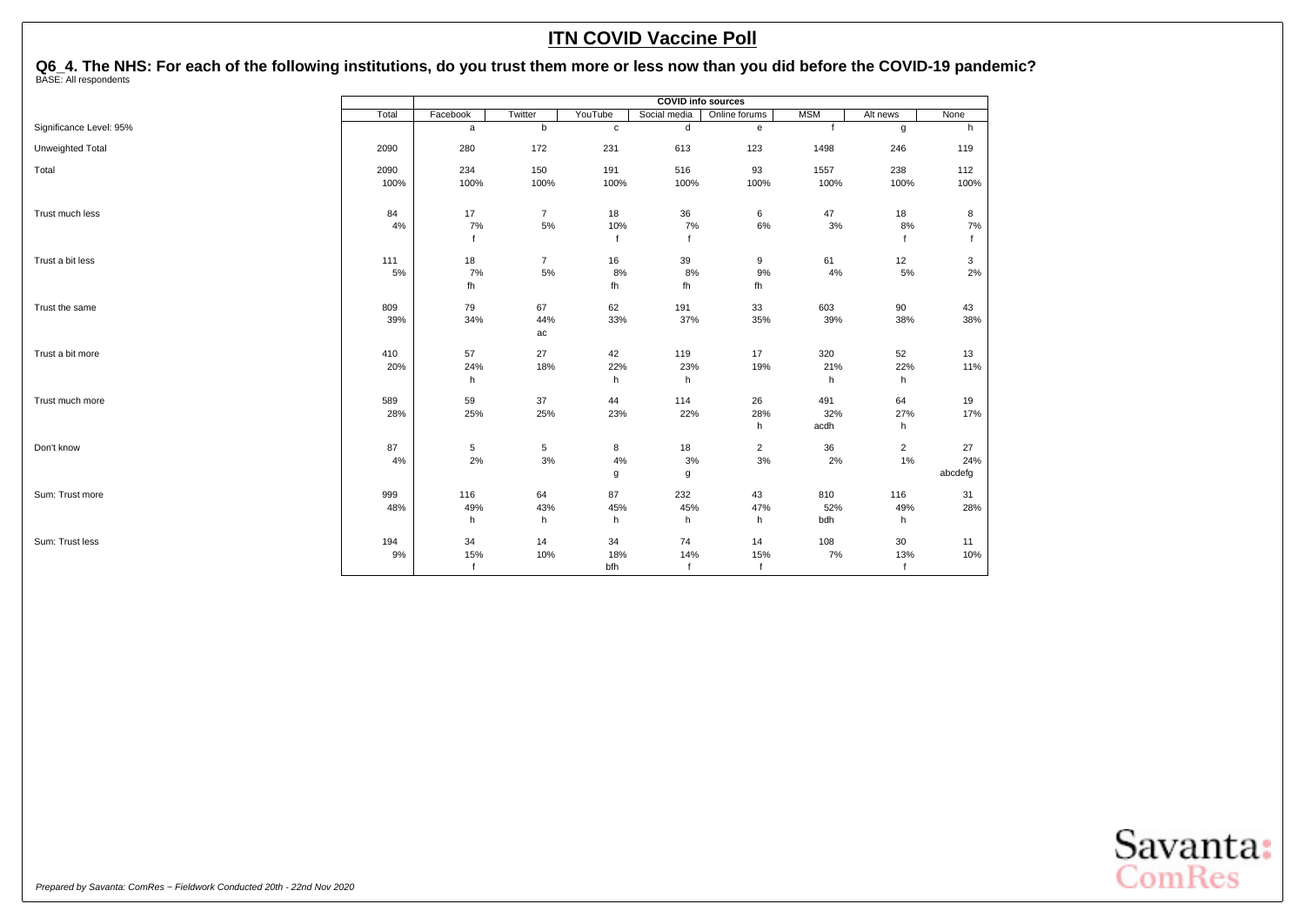# ITN COVID Vaccine Poll

## Q6_4. The NHS: For each of the following institutions, do you trust them more or less now than you did before the COVID-19 pandemic?

BASE: All respondents

| | Total | COVID info sources | | | | | | | |
|---|---|---|---|---|---|---|---|---|---|
| | | Facebook | Twitter | YouTube | Social media | Online forums | MSM | Alt news | None |
| Significance Level: 95% | | a | b | c | d | e | f | g | h |
| Unweighted Total | 2090 | 280 | 172 | 231 | 613 | 123 | 1498 | 246 | 119 |
| Total | 2090 | 234 | 150 | 191 | 516 | 93 | 1557 | 238 | 112 |
| | 100% | 100% | 100% | 100% | 100% | 100% | 100% | 100% | 100% |
| Trust much less | 84 | 17 | 7 | 18 | 36 | 6 | 47 | 18 | 8 |
| | 4% | 7% | 5% | 10% | 7% | 6% | 3% | 8% | 7% |
| | | f | | f | f | | | f | f |
| Trust a bit less | 111 | 18 | 7 | 16 | 39 | 9 | 61 | 12 | 3 |
| | 5% | 7% | 5% | 8% | 8% | 9% | 4% | 5% | 2% |
| | | fh | | fh | fh | fh | | | |
| Trust the same | 809 | 79 | 67 | 62 | 191 | 33 | 603 | 90 | 43 |
| | 39% | 34% | 44% | 33% | 37% | 35% | 39% | 38% | 38% |
| | | | ac | | | | | | |
| Trust a bit more | 410 | 57 | 27 | 42 | 119 | 17 | 320 | 52 | 13 |
| | 20% | 24% | 18% | 22% | 23% | 19% | 21% | 22% | 11% |
| | | h | | h | h | | h | h | |
| Trust much more | 589 | 59 | 37 | 44 | 114 | 26 | 491 | 64 | 19 |
| | 28% | 25% | 25% | 23% | 22% | 28% | 32% | 27% | 17% |
| | | | | | | h | acdh | h | |
| Don't know | 87 | 5 | 5 | 8 | 18 | 2 | 36 | 2 | 27 |
| | 4% | 2% | 3% | 4% | 3% | 3% | 2% | 1% | 24% |
| | | | | g | g | | | | abcdefg |
| Sum: Trust more | 999 | 116 | 64 | 87 | 232 | 43 | 810 | 116 | 31 |
| | 48% | 49% | 43% | 45% | 45% | 47% | 52% | 49% | 28% |
| | | h | h | h | h | h | bdh | h | |
| Sum: Trust less | 194 | 34 | 14 | 34 | 74 | 14 | 108 | 30 | 11 |
| | 9% | 15% | 10% | 18% | 14% | 15% | 7% | 13% | 10% |
| | | f | | bfh | f | f | | f | |

*Prepared by Savanta: ComRes – Fieldwork Conducted 20th - 22nd Nov 2020*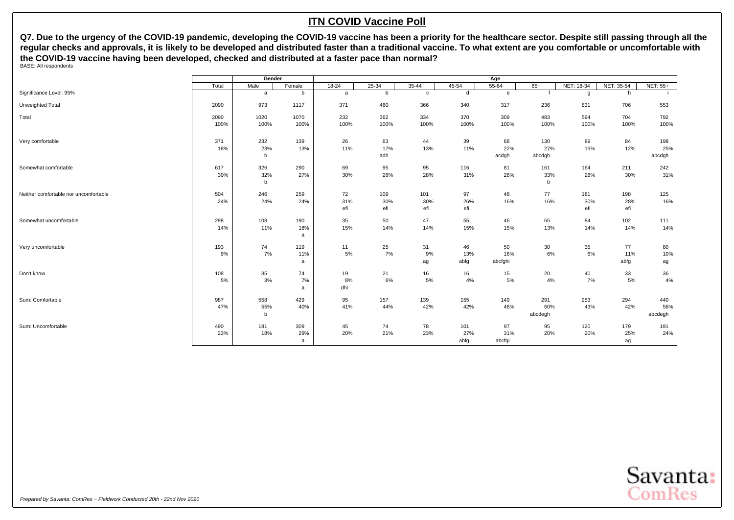# ITN COVID Vaccine Poll

**Q7. Due to the urgency of the COVID-19 pandemic, developing the COVID-19 vaccine has been a priority for the healthcare sector. Despite still passing through all the regular checks and approvals, it is likely to be developed and distributed faster than a traditional vaccine. To what extent are you comfortable or uncomfortable with the COVID-19 vaccine having been developed, checked and distributed at a faster pace than normal?**

BASE: All respondents

| | | Gender | | Age | | | | | | | | |
|---|---|---|---|---|---|---|---|---|---|---|---|---|
| | Total | Male | Female | 18-24 | 25-34 | 35-44 | 45-54 | 55-64 | 65+ | NET: 18-34 | NET: 35-54 | NET: 55+ |
| Significance Level: 95% | | a | b | a | b | c | d | e | f | g | h | i |
| Unweighted Total | 2090 | 973 | 1117 | 371 | 460 | 366 | 340 | 317 | 236 | 831 | 706 | 553 |
| Total | 2090<br>100% | 1020<br>100% | 1070<br>100% | 232<br>100% | 362<br>100% | 334<br>100% | 370<br>100% | 309<br>100% | 483<br>100% | 594<br>100% | 704<br>100% | 792<br>100% |
| Very comfortable | 371<br>18% | 232<br>23%<br>b | 139<br>13% | 26<br>11% | 63<br>17%<br>adh | 44<br>13% | 39<br>11% | 68<br>22%<br>acdgh | 130<br>27%<br>abcdgh | 89<br>15% | 84<br>12% | 198<br>25%<br>abcdgh |
| Somewhat comfortable | 617<br>30% | 326<br>32%<br>b | 290<br>27% | 69<br>30% | 95<br>26% | 95<br>28% | 116<br>31% | 81<br>26% | 161<br>33%<br>b | 164<br>28% | 211<br>30% | 242<br>31% |
| Neither comfortable nor uncomfortable | 504<br>24% | 246<br>24% | 259<br>24% | 72<br>31%<br>efi | 109<br>30%<br>efi | 101<br>30%<br>efi | 97<br>26%<br>efi | 48<br>16% | 77<br>16% | 181<br>30%<br>efi | 198<br>28%<br>efi | 125<br>16% |
| Somewhat uncomfortable | 298<br>14% | 108<br>11% | 190<br>18%<br>a | 35<br>15% | 50<br>14% | 47<br>14% | 55<br>15% | 46<br>15% | 65<br>13% | 84<br>14% | 102<br>14% | 111<br>14% |
| Very uncomfortable | 193<br>9% | 74<br>7% | 119<br>11%<br>a | 11<br>5% | 25<br>7% | 31<br>9%<br>ag | 46<br>13%<br>abfg | 50<br>16%<br>abcfghi | 30<br>6% | 35<br>6% | 77<br>11%<br>abfg | 80<br>10%<br>ag |
| Don't know | 108<br>5% | 35<br>3% | 74<br>7%<br>a | 19<br>8%<br>dhi | 21<br>6% | 16<br>5% | 16<br>4% | 15<br>5% | 20<br>4% | 40<br>7% | 33<br>5% | 36<br>4% |
| Sum: Comfortable | 987<br>47% | 558<br>55%<br>b | 429<br>40% | 95<br>41% | 157<br>44% | 139<br>42% | 155<br>42% | 149<br>48% | 291<br>60%<br>abcdegh | 253<br>43% | 294<br>42% | 440<br>56%<br>abcdegh |
| Sum: Uncomfortable | 490<br>23% | 181<br>18% | 309<br>29%<br>a | 45<br>20% | 74<br>21% | 78<br>23% | 101<br>27%<br>abfg | 97<br>31%<br>abcfgi | 95<br>20% | 120<br>20% | 179<br>25%<br>ag | 191<br>24% |

*Prepared by Savanta: ComRes – Fieldwork Conducted 20th - 22nd Nov 2020*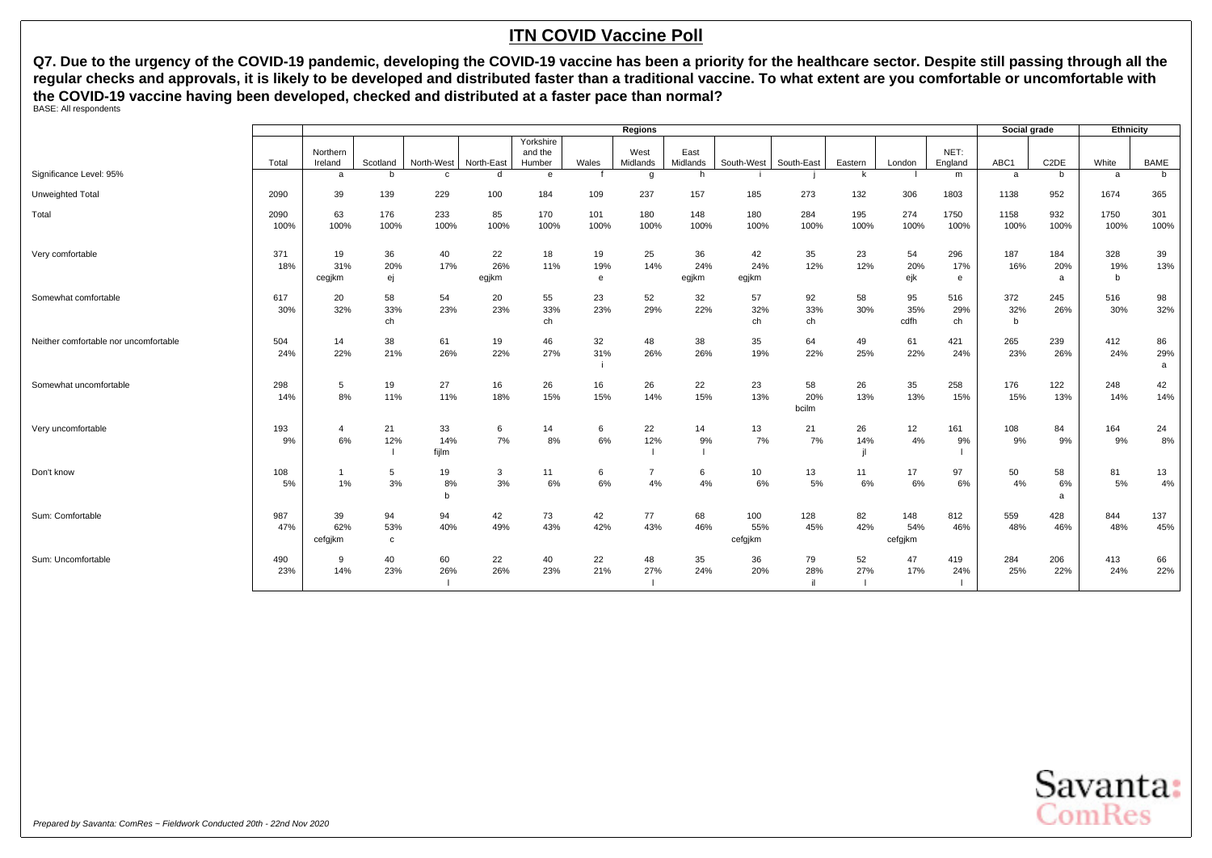# ITN COVID Vaccine Poll

**Q7. Due to the urgency of the COVID-19 pandemic, developing the COVID-19 vaccine has been a priority for the healthcare sector. Despite still passing through all the regular checks and approvals, it is likely to be developed and distributed faster than a traditional vaccine. To what extent are you comfortable or uncomfortable with the COVID-19 vaccine having been developed, checked and distributed at a faster pace than normal?**

BASE: All respondents

| | | Regions | | | | | | | | | | | | | Social grade | | Ethnicity | |
|---|---|---|---|---|---|---|---|---|---|---|---|---|---|---|---|---|---|---|
| | Total | Northern Ireland | Scotland | North-West | North-East | Yorkshire and the Humber | Wales | West Midlands | East Midlands | South-West | South-East | Eastern | London | NET: England | ABC1 | C2DE | White | BAME |
| Significance Level: 95% | | a | b | c | d | e | f | g | h | i | j | k | l | m | a | b | a | b |
| Unweighted Total | 2090 | 39 | 139 | 229 | 100 | 184 | 109 | 237 | 157 | 185 | 273 | 132 | 306 | 1803 | 1138 | 952 | 1674 | 365 |
| Total | 2090<br>100% | 63<br>100% | 176<br>100% | 233<br>100% | 85<br>100% | 170<br>100% | 101<br>100% | 180<br>100% | 148<br>100% | 180<br>100% | 284<br>100% | 195<br>100% | 274<br>100% | 1750<br>100% | 1158<br>100% | 932<br>100% | 1750<br>100% | 301<br>100% |
| Very comfortable | 371<br>18% | 19<br>31%<br>cegjkm | 36<br>20%<br>ej | 40<br>17% | 22<br>26%<br>egjkm | 18<br>11% | 19<br>19%<br>e | 25<br>14% | 36<br>24%<br>egjkm | 42<br>24%<br>egjkm | 35<br>12% | 23<br>12% | 54<br>20%<br>ejk | 296<br>17%<br>e | 187<br>16% | 184<br>20%<br>a | 328<br>19%<br>b | 39<br>13% |
| Somewhat comfortable | 617<br>30% | 20<br>32% | 58<br>33%<br>ch | 54<br>23% | 20<br>23% | 55<br>33%<br>ch | 23<br>23% | 52<br>29% | 32<br>22% | 57<br>32%<br>ch | 92<br>33%<br>ch | 58<br>30% | 95<br>35%<br>cdfh | 516<br>29%<br>ch | 372<br>32%<br>b | 245<br>26% | 516<br>30% | 98<br>32% |
| Neither comfortable nor uncomfortable | 504<br>24% | 14<br>22% | 38<br>21% | 61<br>26% | 19<br>22% | 46<br>27% | 32<br>31%<br>i | 48<br>26% | 38<br>26% | 35<br>19% | 64<br>22% | 49<br>25% | 61<br>22% | 421<br>24% | 265<br>23% | 239<br>26% | 412<br>24% | 86<br>29%<br>a |
| Somewhat uncomfortable | 298<br>14% | 5<br>8% | 19<br>11% | 27<br>11% | 16<br>18% | 26<br>15% | 16<br>15% | 26<br>14% | 22<br>15% | 23<br>13% | 58<br>20%<br>bcilm | 26<br>13% | 35<br>13% | 258<br>15% | 176<br>15% | 122<br>13% | 248<br>14% | 42<br>14% |
| Very uncomfortable | 193<br>9% | 4<br>6% | 21<br>12%<br>l | 33<br>14%<br>fijlm | 6<br>7% | 14<br>8% | 6<br>6% | 22<br>12%<br>l | 14<br>9%<br>l | 13<br>7% | 21<br>7% | 26<br>14%<br>jl | 12<br>4% | 161<br>9%<br>l | 108<br>9% | 84<br>9% | 164<br>9% | 24<br>8% |
| Don't know | 108<br>5% | 1<br>1% | 5<br>3% | 19<br>8%<br>b | 3<br>3% | 11<br>6% | 6<br>6% | 7<br>4% | 6<br>4% | 10<br>6% | 13<br>5% | 11<br>6% | 17<br>6% | 97<br>6% | 50<br>4% | 58<br>6%<br>a | 81<br>5% | 13<br>4% |
| Sum: Comfortable | 987<br>47% | 39<br>62%<br>cefgjkm | 94<br>53%<br>c | 94<br>40% | 42<br>49% | 73<br>43% | 42<br>42% | 77<br>43% | 68<br>46% | 100<br>55%<br>cefgjkm | 128<br>45% | 82<br>42% | 148<br>54%<br>cefgjkm | 812<br>46% | 559<br>48% | 428<br>46% | 844<br>48% | 137<br>45% |
| Sum: Uncomfortable | 490<br>23% | 9<br>14% | 40<br>23% | 60<br>26%<br>l | 22<br>26% | 40<br>23% | 22<br>21% | 48<br>27%<br>l | 35<br>24% | 36<br>20% | 79<br>28%<br>il | 52<br>27%<br>l | 47<br>17% | 419<br>24%<br>l | 284<br>25% | 206<br>22% | 413<br>24% | 66<br>22% |

*Prepared by Savanta: ComRes – Fieldwork Conducted 20th - 22nd Nov 2020*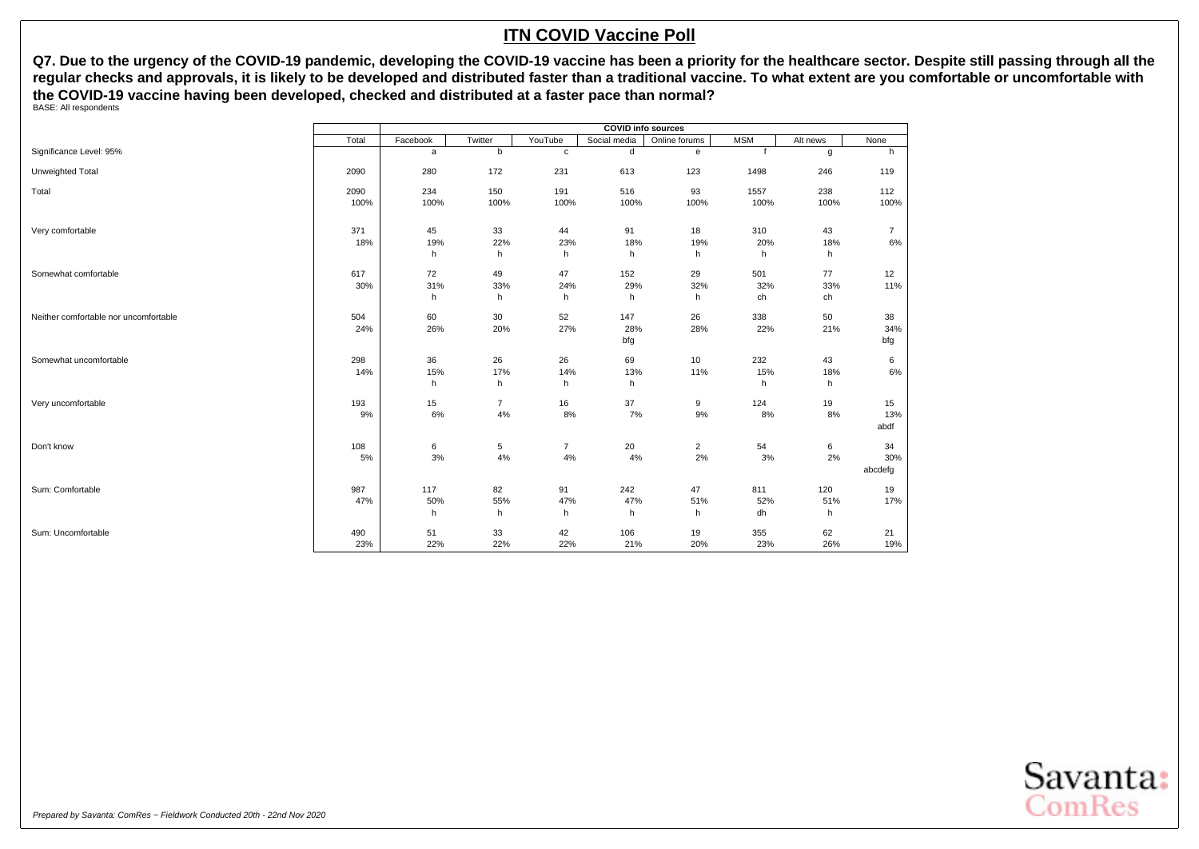## ITN COVID Vaccine Poll

**Q7. Due to the urgency of the COVID-19 pandemic, developing the COVID-19 vaccine has been a priority for the healthcare sector. Despite still passing through all the regular checks and approvals, it is likely to be developed and distributed faster than a traditional vaccine. To what extent are you comfortable or uncomfortable with the COVID-19 vaccine having been developed, checked and distributed at a faster pace than normal?**

BASE: All respondents

| | Total | COVID info sources | | | | | | | |
|---|---|---|---|---|---|---|---|---|---|
| | | Facebook | Twitter | YouTube | Social media | Online forums | MSM | Alt news | None |
| Significance Level: 95% | | a | b | c | d | e | f | g | h |
| Unweighted Total | 2090 | 280 | 172 | 231 | 613 | 123 | 1498 | 246 | 119 |
| Total | 2090 | 234 | 150 | 191 | 516 | 93 | 1557 | 238 | 112 |
| | 100% | 100% | 100% | 100% | 100% | 100% | 100% | 100% | 100% |
| Very comfortable | 371 | 45 | 33 | 44 | 91 | 18 | 310 | 43 | 7 |
| | 18% | 19% | 22% | 23% | 18% | 19% | 20% | 18% | 6% |
| | | h | h | h | h | h | h | h | |
| Somewhat comfortable | 617 | 72 | 49 | 47 | 152 | 29 | 501 | 77 | 12 |
| | 30% | 31% | 33% | 24% | 29% | 32% | 32% | 33% | 11% |
| | | h | h | h | h | h | ch | ch | |
| Neither comfortable nor uncomfortable | 504 | 60 | 30 | 52 | 147 | 26 | 338 | 50 | 38 |
| | 24% | 26% | 20% | 27% | 28% | 28% | 22% | 21% | 34% |
| | | | | | bfg | | | | bfg |
| Somewhat uncomfortable | 298 | 36 | 26 | 26 | 69 | 10 | 232 | 43 | 6 |
| | 14% | 15% | 17% | 14% | 13% | 11% | 15% | 18% | 6% |
| | | h | h | h | h | | h | h | |
| Very uncomfortable | 193 | 15 | 7 | 16 | 37 | 9 | 124 | 19 | 15 |
| | 9% | 6% | 4% | 8% | 7% | 9% | 8% | 8% | 13% |
| | | | | | | | | | abdf |
| Don't know | 108 | 6 | 5 | 7 | 20 | 2 | 54 | 6 | 34 |
| | 5% | 3% | 4% | 4% | 4% | 2% | 3% | 2% | 30% |
| | | | | | | | | | abcdefg |
| Sum: Comfortable | 987 | 117 | 82 | 91 | 242 | 47 | 811 | 120 | 19 |
| | 47% | 50% | 55% | 47% | 47% | 51% | 52% | 51% | 17% |
| | | h | h | h | h | h | dh | h | |
| Sum: Uncomfortable | 490 | 51 | 33 | 42 | 106 | 19 | 355 | 62 | 21 |
| | 23% | 22% | 22% | 22% | 21% | 20% | 23% | 26% | 19% |

*Prepared by Savanta: ComRes – Fieldwork Conducted 20th - 22nd Nov 2020*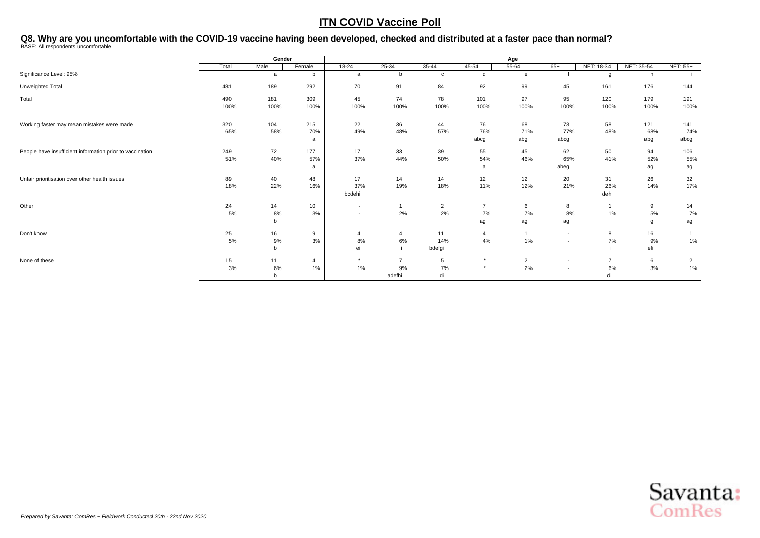# ITN COVID Vaccine Poll

## Q8. Why are you uncomfortable with the COVID-19 vaccine having been developed, checked and distributed at a faster pace than normal?

BASE: All respondents uncomfortable

| | Total | Gender | | Age | | | | | | | | |
|---|---|---|---|---|---|---|---|---|---|---|---|---|
| | | Male | Female | 18-24 | 25-34 | 35-44 | 45-54 | 55-64 | 65+ | NET: 18-34 | NET: 35-54 | NET: 55+ |
| Significance Level: 95% | | a | b | a | b | c | d | e | f | g | h | i |
| Unweighted Total | 481 | 189 | 292 | 70 | 91 | 84 | 92 | 99 | 45 | 161 | 176 | 144 |
| Total | 490 | 181 | 309 | 45 | 74 | 78 | 101 | 97 | 95 | 120 | 179 | 191 |
| | 100% | 100% | 100% | 100% | 100% | 100% | 100% | 100% | 100% | 100% | 100% | 100% |
| Working faster may mean mistakes were made | 320 | 104 | 215 | 22 | 36 | 44 | 76 | 68 | 73 | 58 | 121 | 141 |
| | 65% | 58% | 70% | 49% | 48% | 57% | 76% | 71% | 77% | 48% | 68% | 74% |
| | | | a | | | | abcg | abg | abcg | | abg | abcg |
| People have insufficient information prior to vaccination | 249 | 72 | 177 | 17 | 33 | 39 | 55 | 45 | 62 | 50 | 94 | 106 |
| | 51% | 40% | 57% | 37% | 44% | 50% | 54% | 46% | 65% | 41% | 52% | 55% |
| | | | a | | | | a | | abeg | | ag | ag |
| Unfair prioritisation over other health issues | 89 | 40 | 48 | 17 | 14 | 14 | 12 | 12 | 20 | 31 | 26 | 32 |
| | 18% | 22% | 16% | 37% | 19% | 18% | 11% | 12% | 21% | 26% | 14% | 17% |
| | | | | bcdehi | | | | | | deh | | |
| Other | 24 | 14 | 10 | - | 1 | 2 | 7 | 6 | 8 | 1 | 9 | 14 |
| | 5% | 8% | 3% | - | 2% | 2% | 7% | 7% | 8% | 1% | 5% | 7% |
| | | b | | | | | ag | ag | ag | | g | ag |
| Don't know | 25 | 16 | 9 | 4 | 4 | 11 | 4 | 1 | - | 8 | 16 | 1 |
| | 5% | 9% | 3% | 8% | 6% | 14% | 4% | 1% | - | 7% | 9% | 1% |
| | | b | | ei | i | bdefgi | | | | i | efi | |
| None of these | 15 | 11 | 4 | * | 7 | 5 | * | 2 | - | 7 | 6 | 2 |
| | 3% | 6% | 1% | 1% | 9% | 7% | * | 2% | - | 6% | 3% | 1% |
| | | b | | | adefhi | di | | | | di | | |

*Prepared by Savanta: ComRes – Fieldwork Conducted 20th - 22nd Nov 2020*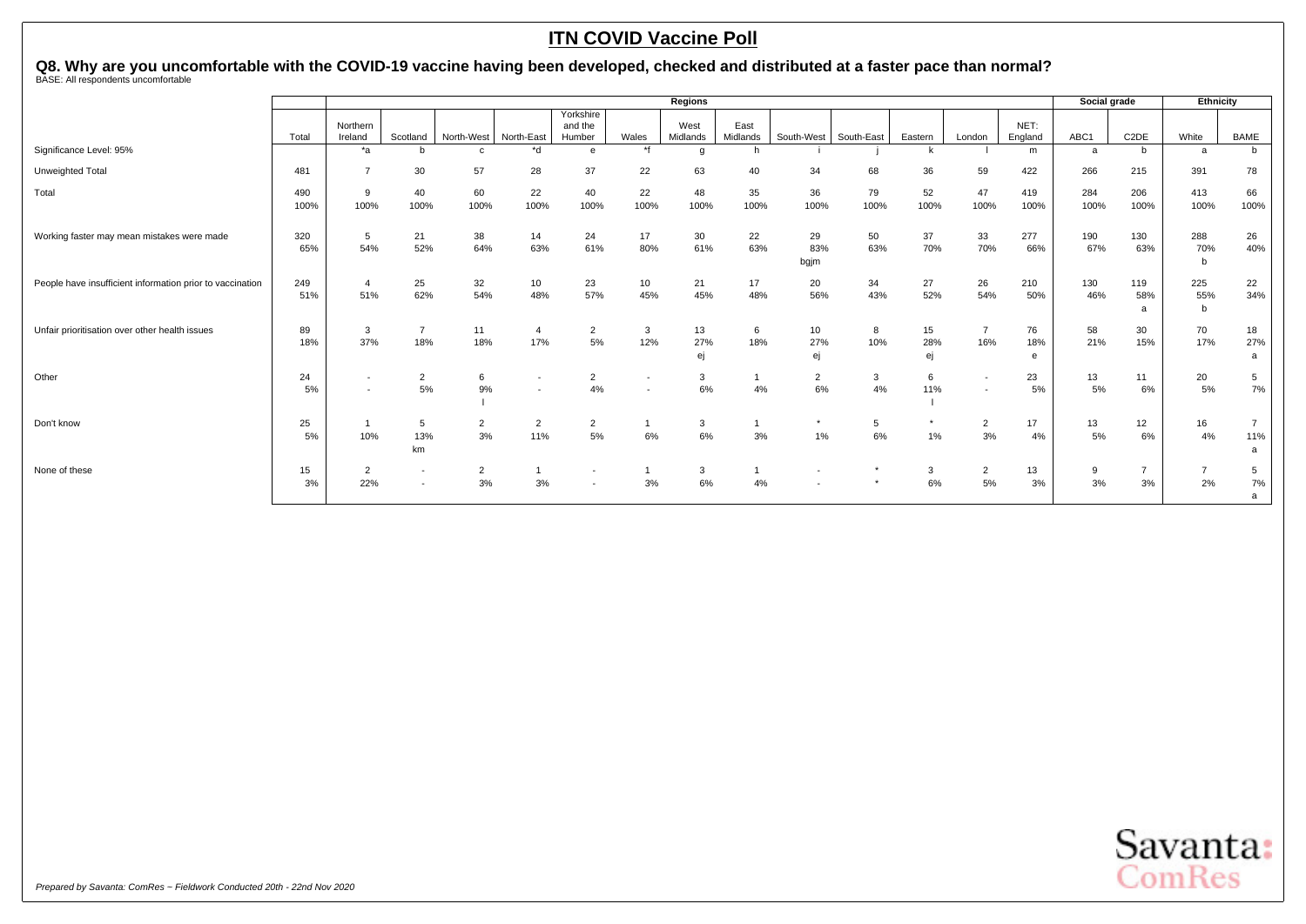# ITN COVID Vaccine Poll

## Q8. Why are you uncomfortable with the COVID-19 vaccine having been developed, checked and distributed at a faster pace than normal?

BASE: All respondents uncomfortable

| | | Regions | | | | | | | | | | | | | | Social grade | | Ethnicity | |
|---|---|---|---|---|---|---|---|---|---|---|---|---|---|---|---|---|---|---|---|
| | Total | Northern Ireland | Scotland | North-West | North-East | Yorkshire and the Humber | Wales | West Midlands | East Midlands | South-West | South-East | Eastern | London | NET: England | ABC1 | C2DE | White | BAME |
| Significance Level: 95% | | *a | b | c | *d | e | *f | g | h | i | j | k | l | m | a | b | a | b |
| Unweighted Total | 481 | 7 | 30 | 57 | 28 | 37 | 22 | 63 | 40 | 34 | 68 | 36 | 59 | 422 | 266 | 215 | 391 | 78 |
| Total | 490<br>100% | 9<br>100% | 40<br>100% | 60<br>100% | 22<br>100% | 40<br>100% | 22<br>100% | 48<br>100% | 35<br>100% | 36<br>100% | 79<br>100% | 52<br>100% | 47<br>100% | 419<br>100% | 284<br>100% | 206<br>100% | 413<br>100% | 66<br>100% |
| Working faster may mean mistakes were made | 320<br>65% | 5<br>54% | 21<br>52% | 38<br>64% | 14<br>63% | 24<br>61% | 17<br>80% | 30<br>61% | 22<br>63% | 29<br>83%<br>bgjm | 50<br>63% | 37<br>70% | 33<br>70% | 277<br>66% | 190<br>67% | 130<br>63% | 288<br>70%<br>b | 26<br>40% |
| People have insufficient information prior to vaccination | 249<br>51% | 4<br>51% | 25<br>62% | 32<br>54% | 10<br>48% | 23<br>57% | 10<br>45% | 21<br>45% | 17<br>48% | 20<br>56% | 34<br>43% | 27<br>52% | 26<br>54% | 210<br>50% | 130<br>46% | 119<br>58%<br>a | 225<br>55%<br>b | 22<br>34% |
| Unfair prioritisation over other health issues | 89<br>18% | 3<br>37% | 7<br>18% | 11<br>18% | 4<br>17% | 2<br>5% | 3<br>12% | 13<br>27%<br>ej | 6<br>18% | 10<br>27%<br>ej | 8<br>10% | 15<br>28%<br>ej | 7<br>16% | 76<br>18%<br>e | 58<br>21% | 30<br>15% | 70<br>17% | 18<br>27%<br>a |
| Other | 24<br>5% | -<br>- | 2<br>5% | 6<br>9%<br>l | -<br>- | 2<br>4% | -<br>- | 3<br>6% | 1<br>4% | 2<br>6% | 3<br>4% | 6<br>11%<br>l | -<br>- | 23<br>5% | 13<br>5% | 11<br>6% | 20<br>5% | 5<br>7% |
| Don't know | 25<br>5% | 1<br>10% | 5<br>13%<br>km | 2<br>3% | 2<br>11% | 2<br>5% | 1<br>6% | 3<br>6% | 1<br>3% | *<br>1% | 5<br>6% | *<br>1% | 2<br>3% | 17<br>4% | 13<br>5% | 12<br>6% | 16<br>4% | 7<br>11%<br>a |
| None of these | 15<br>3% | 2<br>22% | -<br>- | 2<br>3% | 1<br>3% | -<br>- | 1<br>3% | 3<br>6% | 1<br>4% | -<br>- | *<br>* | 3<br>6% | 2<br>5% | 13<br>3% | 9<br>3% | 7<br>3% | 7<br>2% | 5<br>7%<br>a |

*Prepared by Savanta: ComRes – Fieldwork Conducted 20th - 22nd Nov 2020*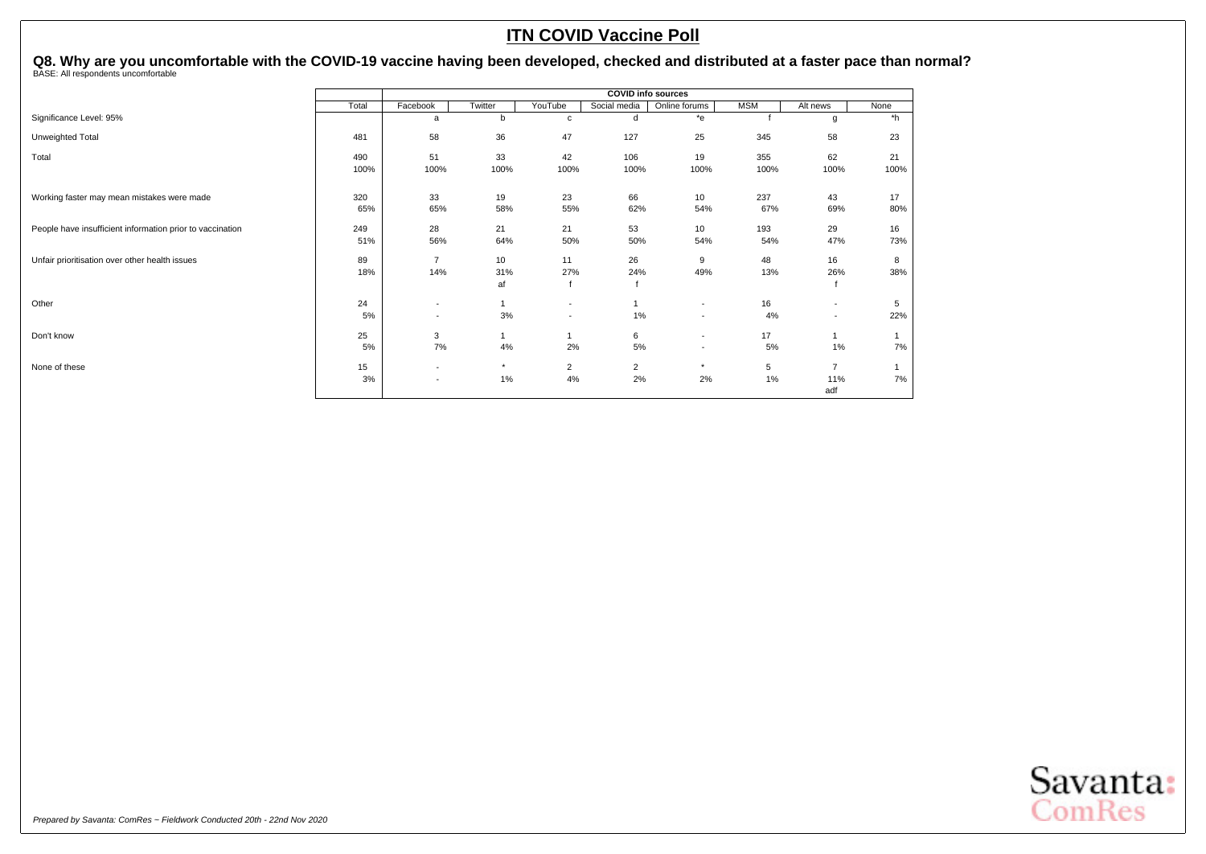# ITN COVID Vaccine Poll

## Q8. Why are you uncomfortable with the COVID-19 vaccine having been developed, checked and distributed at a faster pace than normal?

BASE: All respondents uncomfortable

| | Total | COVID info sources | | | | | | | |
|---|---|---|---|---|---|---|---|---|---|
| | | Facebook | Twitter | YouTube | Social media | Online forums | MSM | Alt news | None |
| Significance Level: 95% | | a | b | c | d | *e | f | g | *h |
| Unweighted Total | 481 | 58 | 36 | 47 | 127 | 25 | 345 | 58 | 23 |
| Total | 490 | 51 | 33 | 42 | 106 | 19 | 355 | 62 | 21 |
| | 100% | 100% | 100% | 100% | 100% | 100% | 100% | 100% | 100% |
| Working faster may mean mistakes were made | 320 | 33 | 19 | 23 | 66 | 10 | 237 | 43 | 17 |
| | 65% | 65% | 58% | 55% | 62% | 54% | 67% | 69% | 80% |
| People have insufficient information prior to vaccination | 249 | 28 | 21 | 21 | 53 | 10 | 193 | 29 | 16 |
| | 51% | 56% | 64% | 50% | 50% | 54% | 54% | 47% | 73% |
| Unfair prioritisation over other health issues | 89 | 7 | 10 | 11 | 26 | 9 | 48 | 16 | 8 |
| | 18% | 14% | 31% | 27% | 24% | 49% | 13% | 26% | 38% |
| | | | af | f | f | | | f | |
| Other | 24 | - | 1 | - | 1 | - | 16 | - | 5 |
| | 5% | - | 3% | - | 1% | - | 4% | - | 22% |
| Don't know | 25 | 3 | 1 | 1 | 6 | - | 17 | 1 | 1 |
| | 5% | 7% | 4% | 2% | 5% | - | 5% | 1% | 7% |
| None of these | 15 | - | * | 2 | 2 | * | 5 | 7 | 1 |
| | 3% | - | 1% | 4% | 2% | 2% | 1% | 11% | 7% |
| | | | | | | | | adf | |

*Prepared by Savanta: ComRes – Fieldwork Conducted 20th - 22nd Nov 2020*